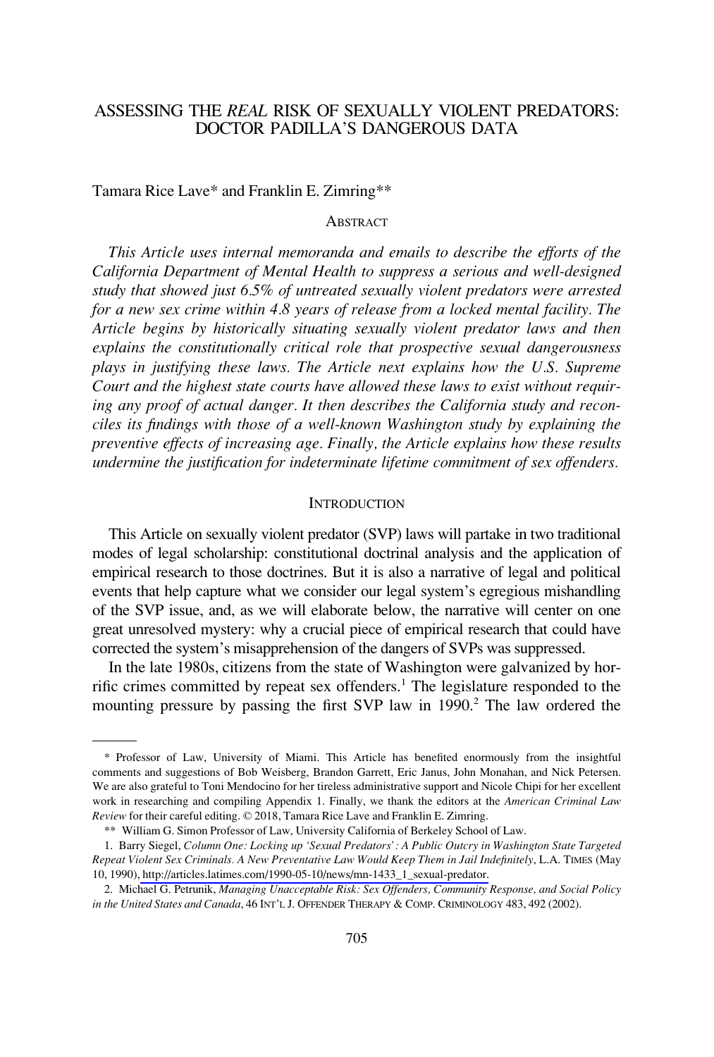# ASSESSING THE *REAL* RISK OF SEXUALLY VIOLENT PREDATORS: DOCTOR PADILLA'S DANGEROUS DATA

Tamara Rice Lave* and Franklin E. Zimring**

## ABSTRACT

*This Article uses internal memoranda and emails to describe the efforts of the California Department of Mental Health to suppress a serious and well-designed study that showed just 6.5% of untreated sexually violent predators were arrested for a new sex crime within 4.8 years of release from a locked mental facility. The Article begins by historically situating sexually violent predator laws and then explains the constitutionally critical role that prospective sexual dangerousness plays in justifying these laws. The Article next explains how the U.S. Supreme Court and the highest state courts have allowed these laws to exist without requiring any proof of actual danger. It then describes the California study and reconciles its findings with those of a well-known Washington study by explaining the preventive effects of increasing age. Finally, the Article explains how these results undermine the justification for indeterminate lifetime commitment of sex offenders.*

## INTRODUCTION

This Article on sexually violent predator (SVP) laws will partake in two traditional modes of legal scholarship: constitutional doctrinal analysis and the application of empirical research to those doctrines. But it is also a narrative of legal and political events that help capture what we consider our legal system's egregious mishandling of the SVP issue, and, as we will elaborate below, the narrative will center on one great unresolved mystery: why a crucial piece of empirical research that could have corrected the system's misapprehension of the dangers of SVPs was suppressed.

In the late 1980s, citizens from the state of Washington were galvanized by horrific crimes committed by repeat sex offenders.[1] The legislature responded to the mounting pressure by passing the first SVP law in 1990.[2] The law ordered the

---

\* Professor of Law, University of Miami. This Article has benefited enormously from the insightful comments and suggestions of Bob Weisberg, Brandon Garrett, Eric Janus, John Monahan, and Nick Petersen. We are also grateful to Toni Mendocino for her tireless administrative support and Nicole Chipi for her excellent work in researching and compiling Appendix 1. Finally, we thank the editors at the *American Criminal Law Review* for their careful editing. © 2018, Tamara Rice Lave and Franklin E. Zimring.

\*\* William G. Simon Professor of Law, University California of Berkeley School of Law.

1. Barry Siegel, *Column One: Locking up 'Sexual Predators': A Public Outcry in Washington State Targeted Repeat Violent Sex Criminals. A New Preventative Law Would Keep Them in Jail Indefinitely*, L.A. TIMES (May 10, 1990), http://articles.latimes.com/1990-05-10/news/mn-1433_1_sexual-predator.

2. Michael G. Petrunik, *Managing Unacceptable Risk: Sex Offenders, Community Response, and Social Policy in the United States and Canada*, 46 INT'L J. OFFENDER THERAPY & COMP. CRIMINOLOGY 483, 492 (2002).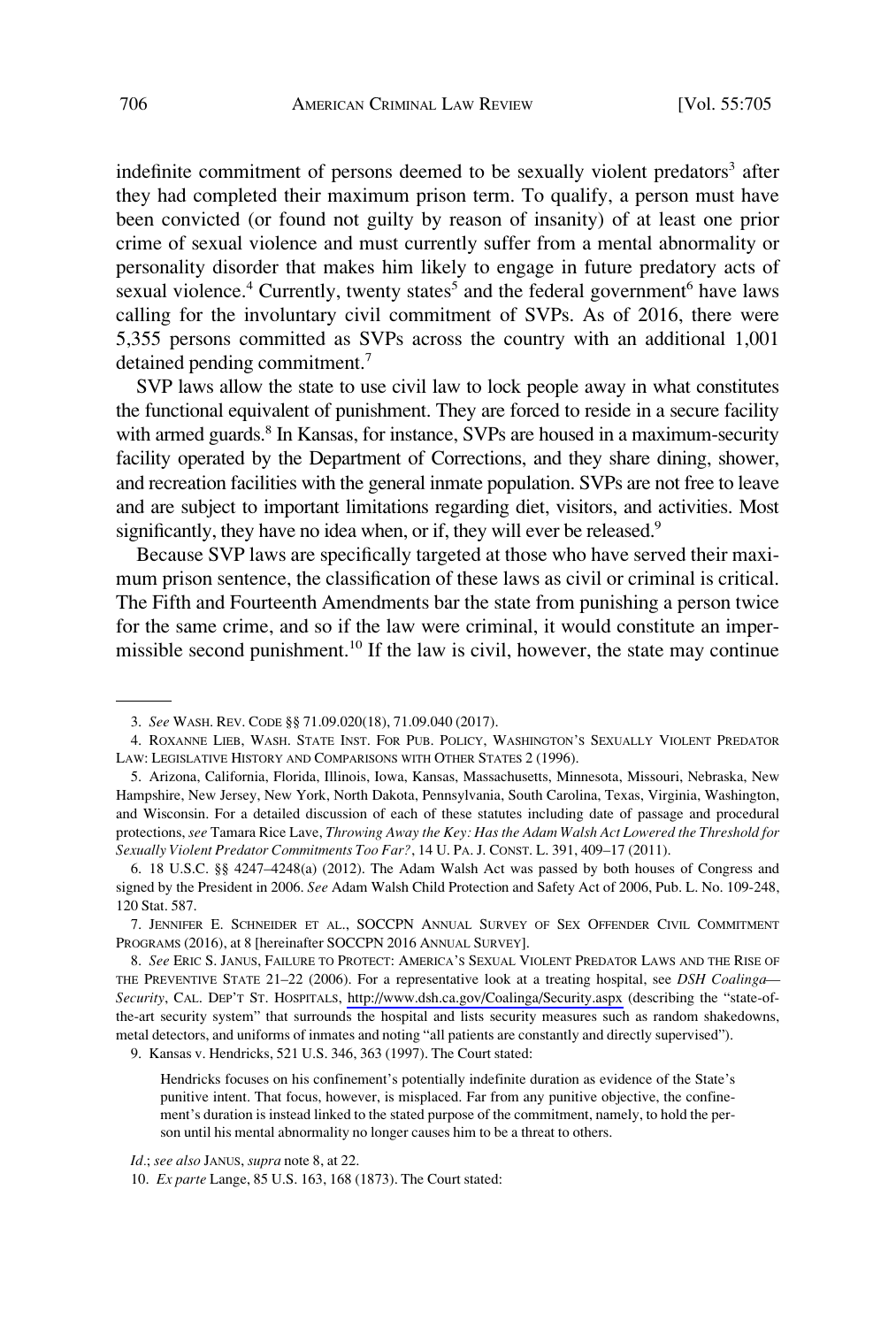indefinite commitment of persons deemed to be sexually violent predators[3] after they had completed their maximum prison term. To qualify, a person must have been convicted (or found not guilty by reason of insanity) of at least one prior crime of sexual violence and must currently suffer from a mental abnormality or personality disorder that makes him likely to engage in future predatory acts of sexual violence.[4] Currently, twenty states[5] and the federal government[6] have laws calling for the involuntary civil commitment of SVPs. As of 2016, there were 5,355 persons committed as SVPs across the country with an additional 1,001 detained pending commitment.[7]

SVP laws allow the state to use civil law to lock people away in what constitutes the functional equivalent of punishment. They are forced to reside in a secure facility with armed guards.[8] In Kansas, for instance, SVPs are housed in a maximum-security facility operated by the Department of Corrections, and they share dining, shower, and recreation facilities with the general inmate population. SVPs are not free to leave and are subject to important limitations regarding diet, visitors, and activities. Most significantly, they have no idea when, or if, they will ever be released.[9]

Because SVP laws are specifically targeted at those who have served their maximum prison sentence, the classification of these laws as civil or criminal is critical. The Fifth and Fourteenth Amendments bar the state from punishing a person twice for the same crime, and so if the law were criminal, it would constitute an impermissible second punishment.[10] If the law is civil, however, the state may continue

---

3. *See* WASH. REV. CODE §§ 71.09.020(18), 71.09.040 (2017).

4. ROXANNE LIEB, WASH. STATE INST. FOR PUB. POLICY, WASHINGTON'S SEXUALLY VIOLENT PREDATOR LAW: LEGISLATIVE HISTORY AND COMPARISONS WITH OTHER STATES 2 (1996).

5. Arizona, California, Florida, Illinois, Iowa, Kansas, Massachusetts, Minnesota, Missouri, Nebraska, New Hampshire, New Jersey, New York, North Dakota, Pennsylvania, South Carolina, Texas, Virginia, Washington, and Wisconsin. For a detailed discussion of each of these statutes including date of passage and procedural protections, *see* Tamara Rice Lave, *Throwing Away the Key: Has the Adam Walsh Act Lowered the Threshold for Sexually Violent Predator Commitments Too Far?*, 14 U. PA. J. CONST. L. 391, 409–17 (2011).

6. 18 U.S.C. §§ 4247–4248(a) (2012). The Adam Walsh Act was passed by both houses of Congress and signed by the President in 2006. *See* Adam Walsh Child Protection and Safety Act of 2006, Pub. L. No. 109-248, 120 Stat. 587.

7. JENNIFER E. SCHNEIDER ET AL., SOCCPN ANNUAL SURVEY OF SEX OFFENDER CIVIL COMMITMENT PROGRAMS (2016), at 8 [hereinafter SOCCPN 2016 ANNUAL SURVEY].

8. *See* ERIC S. JANUS, FAILURE TO PROTECT: AMERICA'S SEXUAL VIOLENT PREDATOR LAWS AND THE RISE OF THE PREVENTIVE STATE 21–22 (2006). For a representative look at a treating hospital, see *DSH Coalinga—Security*, CAL. DEP'T ST. HOSPITALS, http://www.dsh.ca.gov/Coalinga/Security.aspx (describing the "state-of-the-art security system" that surrounds the hospital and lists security measures such as random shakedowns, metal detectors, and uniforms of inmates and noting "all patients are constantly and directly supervised").

9. Kansas v. Hendricks, 521 U.S. 346, 363 (1997). The Court stated:

> Hendricks focuses on his confinement's potentially indefinite duration as evidence of the State's punitive intent. That focus, however, is misplaced. Far from any punitive objective, the confinement's duration is instead linked to the stated purpose of the commitment, namely, to hold the person until his mental abnormality no longer causes him to be a threat to others.

*Id*.; *see also* JANUS, *supra* note 8, at 22.

10. *Ex parte* Lange, 85 U.S. 163, 168 (1873). The Court stated: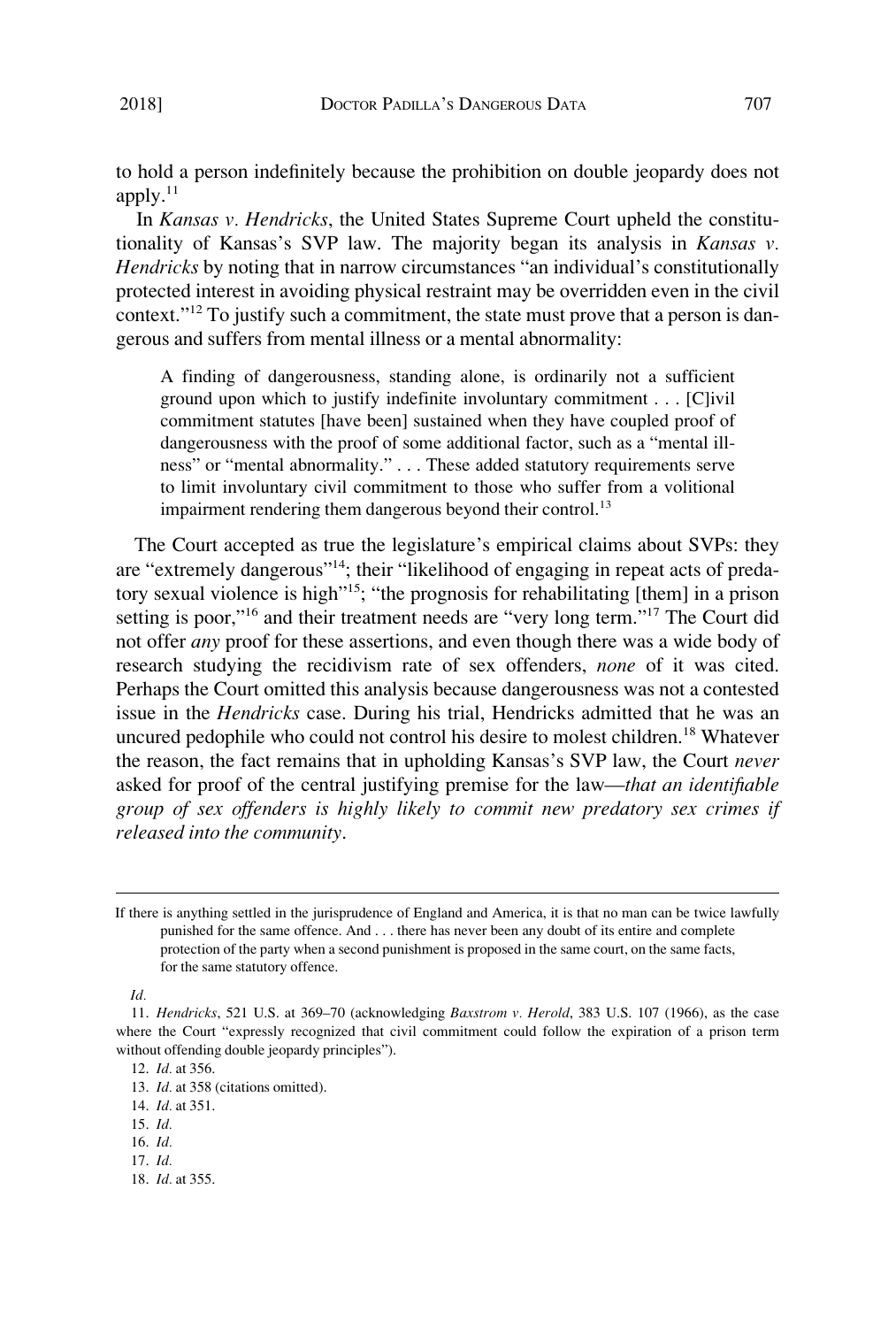to hold a person indefinitely because the prohibition on double jeopardy does not apply.[11]

In *Kansas v. Hendricks*, the United States Supreme Court upheld the constitutionality of Kansas's SVP law. The majority began its analysis in *Kansas v. Hendricks* by noting that in narrow circumstances "an individual's constitutionally protected interest in avoiding physical restraint may be overridden even in the civil context."[12] To justify such a commitment, the state must prove that a person is dangerous and suffers from mental illness or a mental abnormality:

> A finding of dangerousness, standing alone, is ordinarily not a sufficient ground upon which to justify indefinite involuntary commitment . . . [C]ivil commitment statutes [have been] sustained when they have coupled proof of dangerousness with the proof of some additional factor, such as a "mental illness" or "mental abnormality." . . . These added statutory requirements serve to limit involuntary civil commitment to those who suffer from a volitional impairment rendering them dangerous beyond their control.[13]

The Court accepted as true the legislature's empirical claims about SVPs: they are "extremely dangerous"[14]; their "likelihood of engaging in repeat acts of predatory sexual violence is high"[15]; "the prognosis for rehabilitating [them] in a prison setting is poor,"[16] and their treatment needs are "very long term."[17] The Court did not offer *any* proof for these assertions, and even though there was a wide body of research studying the recidivism rate of sex offenders, *none* of it was cited. Perhaps the Court omitted this analysis because dangerousness was not a contested issue in the *Hendricks* case. During his trial, Hendricks admitted that he was an uncured pedophile who could not control his desire to molest children.[18] Whatever the reason, the fact remains that in upholding Kansas's SVP law, the Court *never* asked for proof of the central justifying premise for the law—*that an identifiable group of sex offenders is highly likely to commit new predatory sex crimes if released into the community*.

---

If there is anything settled in the jurisprudence of England and America, it is that no man can be twice lawfully punished for the same offence. And . . . there has never been any doubt of its entire and complete protection of the party when a second punishment is proposed in the same court, on the same facts, for the same statutory offence.

*Id.*

11. *Hendricks*, 521 U.S. at 369–70 (acknowledging *Baxstrom v. Herold*, 383 U.S. 107 (1966), as the case where the Court "expressly recognized that civil commitment could follow the expiration of a prison term without offending double jeopardy principles").

12. *Id.* at 356.

13. *Id.* at 358 (citations omitted).

14. *Id.* at 351.

15. *Id.*

16. *Id.*

17. *Id.*

18. *Id.* at 355.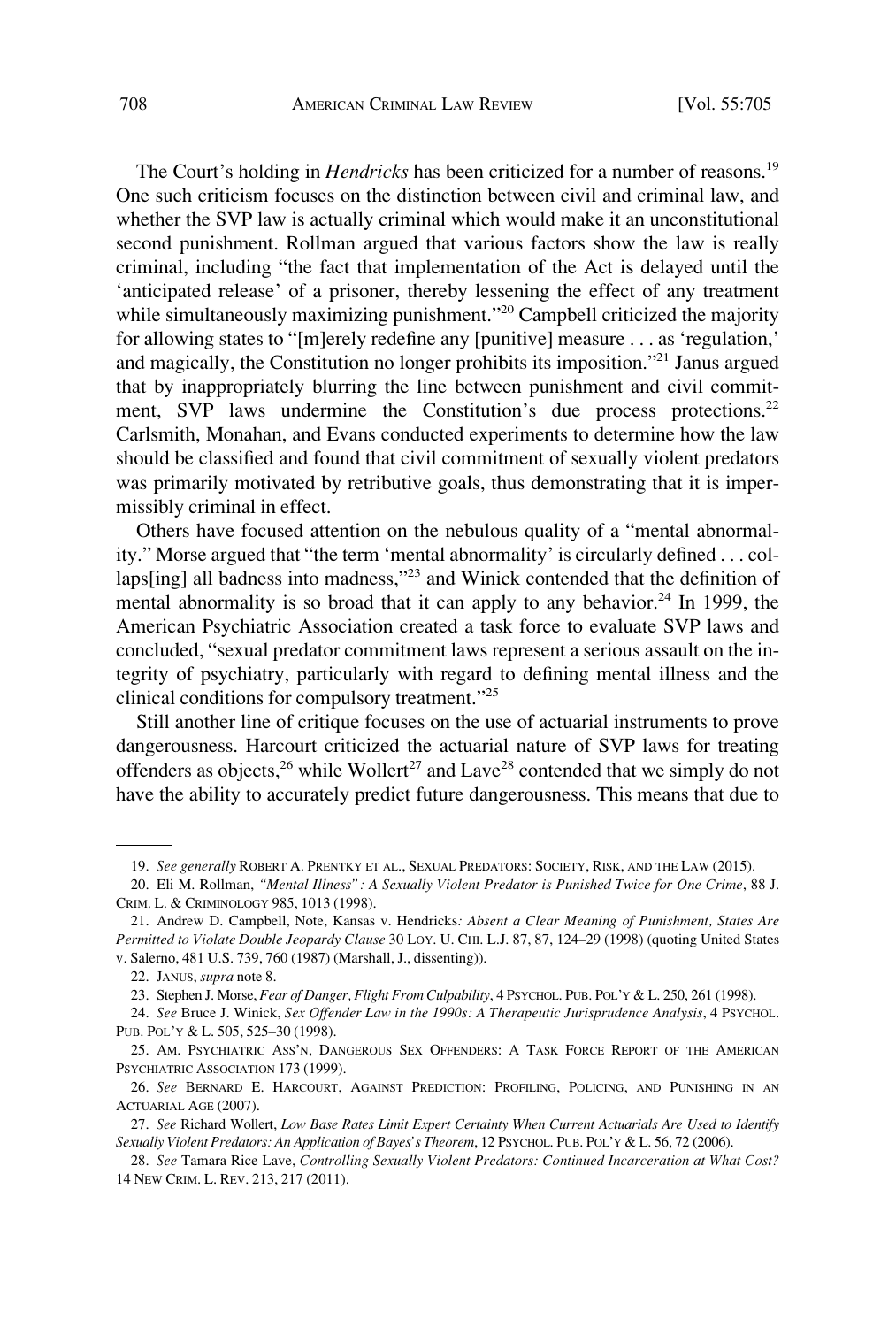The Court's holding in *Hendricks* has been criticized for a number of reasons.[19] One such criticism focuses on the distinction between civil and criminal law, and whether the SVP law is actually criminal which would make it an unconstitutional second punishment. Rollman argued that various factors show the law is really criminal, including "the fact that implementation of the Act is delayed until the 'anticipated release' of a prisoner, thereby lessening the effect of any treatment while simultaneously maximizing punishment."[20] Campbell criticized the majority for allowing states to "[m]erely redefine any [punitive] measure . . . as 'regulation,' and magically, the Constitution no longer prohibits its imposition."[21] Janus argued that by inappropriately blurring the line between punishment and civil commitment, SVP laws undermine the Constitution's due process protections.[22] Carlsmith, Monahan, and Evans conducted experiments to determine how the law should be classified and found that civil commitment of sexually violent predators was primarily motivated by retributive goals, thus demonstrating that it is impermissibly criminal in effect.

Others have focused attention on the nebulous quality of a "mental abnormality." Morse argued that "the term 'mental abnormality' is circularly defined . . . collaps[ing] all badness into madness,"[23] and Winick contended that the definition of mental abnormality is so broad that it can apply to any behavior.[24] In 1999, the American Psychiatric Association created a task force to evaluate SVP laws and concluded, "sexual predator commitment laws represent a serious assault on the integrity of psychiatry, particularly with regard to defining mental illness and the clinical conditions for compulsory treatment."[25]

Still another line of critique focuses on the use of actuarial instruments to prove dangerousness. Harcourt criticized the actuarial nature of SVP laws for treating offenders as objects,[26] while Wollert[27] and Lave[28] contended that we simply do not have the ability to accurately predict future dangerousness. This means that due to

---

19. *See generally* ROBERT A. PRENTKY ET AL., SEXUAL PREDATORS: SOCIETY, RISK, AND THE LAW (2015).

20. Eli M. Rollman, *"Mental Illness": A Sexually Violent Predator is Punished Twice for One Crime*, 88 J. CRIM. L. & CRIMINOLOGY 985, 1013 (1998).

21. Andrew D. Campbell, Note, Kansas v. Hendricks*: Absent a Clear Meaning of Punishment, States Are Permitted to Violate Double Jeopardy Clause* 30 LOY. U. CHI. L.J. 87, 87, 124–29 (1998) (quoting United States v. Salerno, 481 U.S. 739, 760 (1987) (Marshall, J., dissenting)).

22. JANUS, *supra* note 8.

23. Stephen J. Morse, *Fear of Danger, Flight From Culpability*, 4 PSYCHOL. PUB. POL'Y & L. 250, 261 (1998).

24. *See* Bruce J. Winick, *Sex Offender Law in the 1990s: A Therapeutic Jurisprudence Analysis*, 4 PSYCHOL. PUB. POL'Y & L. 505, 525–30 (1998).

25. AM. PSYCHIATRIC ASS'N, DANGEROUS SEX OFFENDERS: A TASK FORCE REPORT OF THE AMERICAN PSYCHIATRIC ASSOCIATION 173 (1999).

26. *See* BERNARD E. HARCOURT, AGAINST PREDICTION: PROFILING, POLICING, AND PUNISHING IN AN ACTUARIAL AGE (2007).

27. *See* Richard Wollert, *Low Base Rates Limit Expert Certainty When Current Actuarials Are Used to Identify Sexually Violent Predators: An Application of Bayes's Theorem*, 12 PSYCHOL. PUB. POL'Y & L. 56, 72 (2006).

28. *See* Tamara Rice Lave, *Controlling Sexually Violent Predators: Continued Incarceration at What Cost?* 14 NEW CRIM. L. REV. 213, 217 (2011).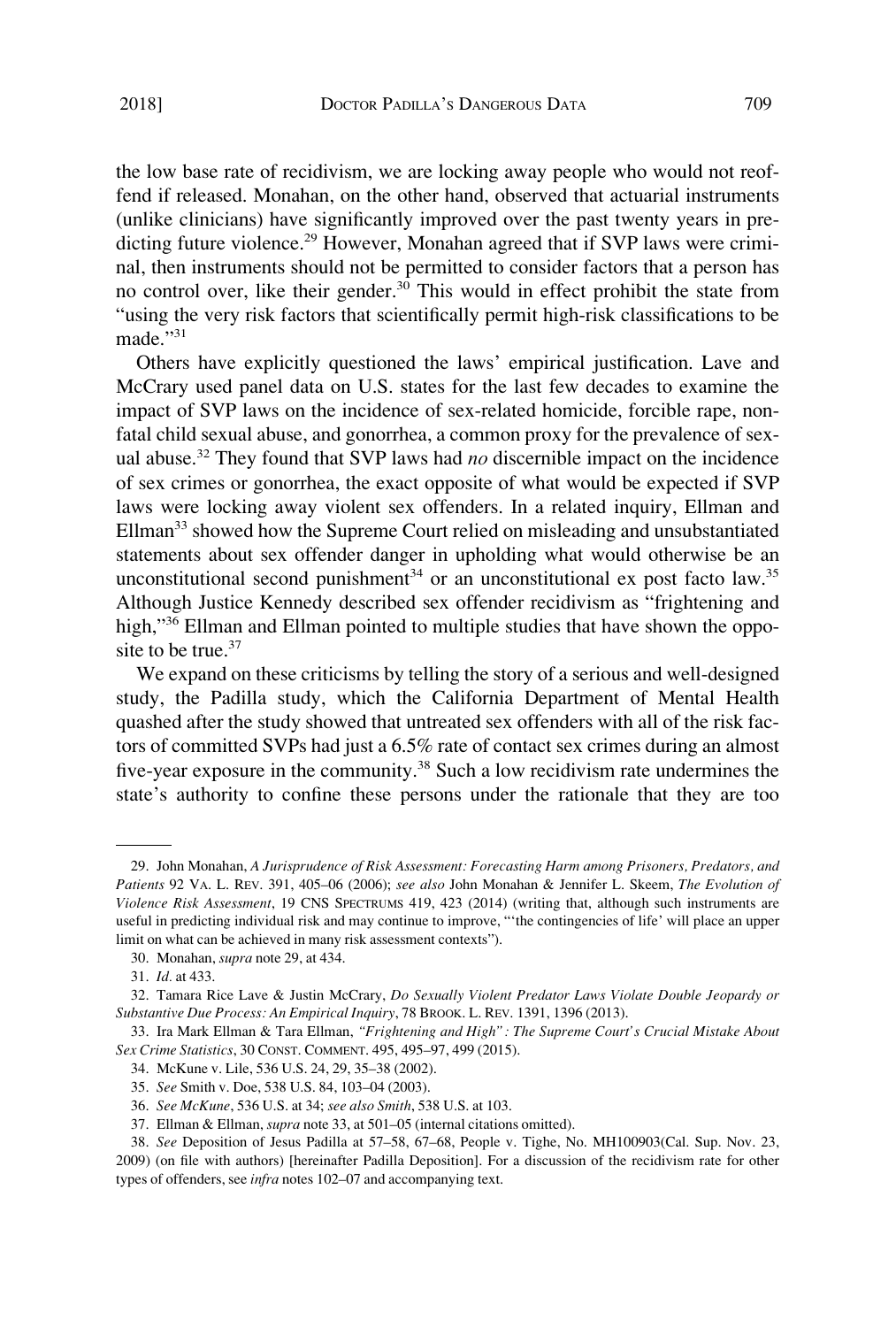the low base rate of recidivism, we are locking away people who would not reoffend if released. Monahan, on the other hand, observed that actuarial instruments (unlike clinicians) have significantly improved over the past twenty years in predicting future violence.[29] However, Monahan agreed that if SVP laws were criminal, then instruments should not be permitted to consider factors that a person has no control over, like their gender.[30] This would in effect prohibit the state from "using the very risk factors that scientifically permit high-risk classifications to be made."[31]

Others have explicitly questioned the laws' empirical justification. Lave and McCrary used panel data on U.S. states for the last few decades to examine the impact of SVP laws on the incidence of sex-related homicide, forcible rape, nonfatal child sexual abuse, and gonorrhea, a common proxy for the prevalence of sexual abuse.[32] They found that SVP laws had *no* discernible impact on the incidence of sex crimes or gonorrhea, the exact opposite of what would be expected if SVP laws were locking away violent sex offenders. In a related inquiry, Ellman and Ellman[33] showed how the Supreme Court relied on misleading and unsubstantiated statements about sex offender danger in upholding what would otherwise be an unconstitutional second punishment[34] or an unconstitutional ex post facto law.[35] Although Justice Kennedy described sex offender recidivism as "frightening and high,"[36] Ellman and Ellman pointed to multiple studies that have shown the opposite to be true.[37]

We expand on these criticisms by telling the story of a serious and well-designed study, the Padilla study, which the California Department of Mental Health quashed after the study showed that untreated sex offenders with all of the risk factors of committed SVPs had just a 6.5% rate of contact sex crimes during an almost five-year exposure in the community.[38] Such a low recidivism rate undermines the state's authority to confine these persons under the rationale that they are too

---

29. John Monahan, *A Jurisprudence of Risk Assessment: Forecasting Harm among Prisoners, Predators, and Patients* 92 VA. L. REV. 391, 405–06 (2006); *see also* John Monahan & Jennifer L. Skeem, *The Evolution of Violence Risk Assessment*, 19 CNS SPECTRUMS 419, 423 (2014) (writing that, although such instruments are useful in predicting individual risk and may continue to improve, "'the contingencies of life' will place an upper limit on what can be achieved in many risk assessment contexts").

30. Monahan, *supra* note 29, at 434.

31. *Id.* at 433.

32. Tamara Rice Lave & Justin McCrary, *Do Sexually Violent Predator Laws Violate Double Jeopardy or Substantive Due Process: An Empirical Inquiry*, 78 BROOK. L. REV. 1391, 1396 (2013).

33. Ira Mark Ellman & Tara Ellman, *"Frightening and High": The Supreme Court's Crucial Mistake About Sex Crime Statistics*, 30 CONST. COMMENT. 495, 495–97, 499 (2015).

34. McKune v. Lile, 536 U.S. 24, 29, 35–38 (2002).

35. *See* Smith v. Doe, 538 U.S. 84, 103–04 (2003).

36. *See McKune*, 536 U.S. at 34; *see also Smith*, 538 U.S. at 103.

37. Ellman & Ellman, *supra* note 33, at 501–05 (internal citations omitted).

38. *See* Deposition of Jesus Padilla at 57–58, 67–68, People v. Tighe, No. MH100903(Cal. Sup. Nov. 23, 2009) (on file with authors) [hereinafter Padilla Deposition]. For a discussion of the recidivism rate for other types of offenders, see *infra* notes 102–07 and accompanying text.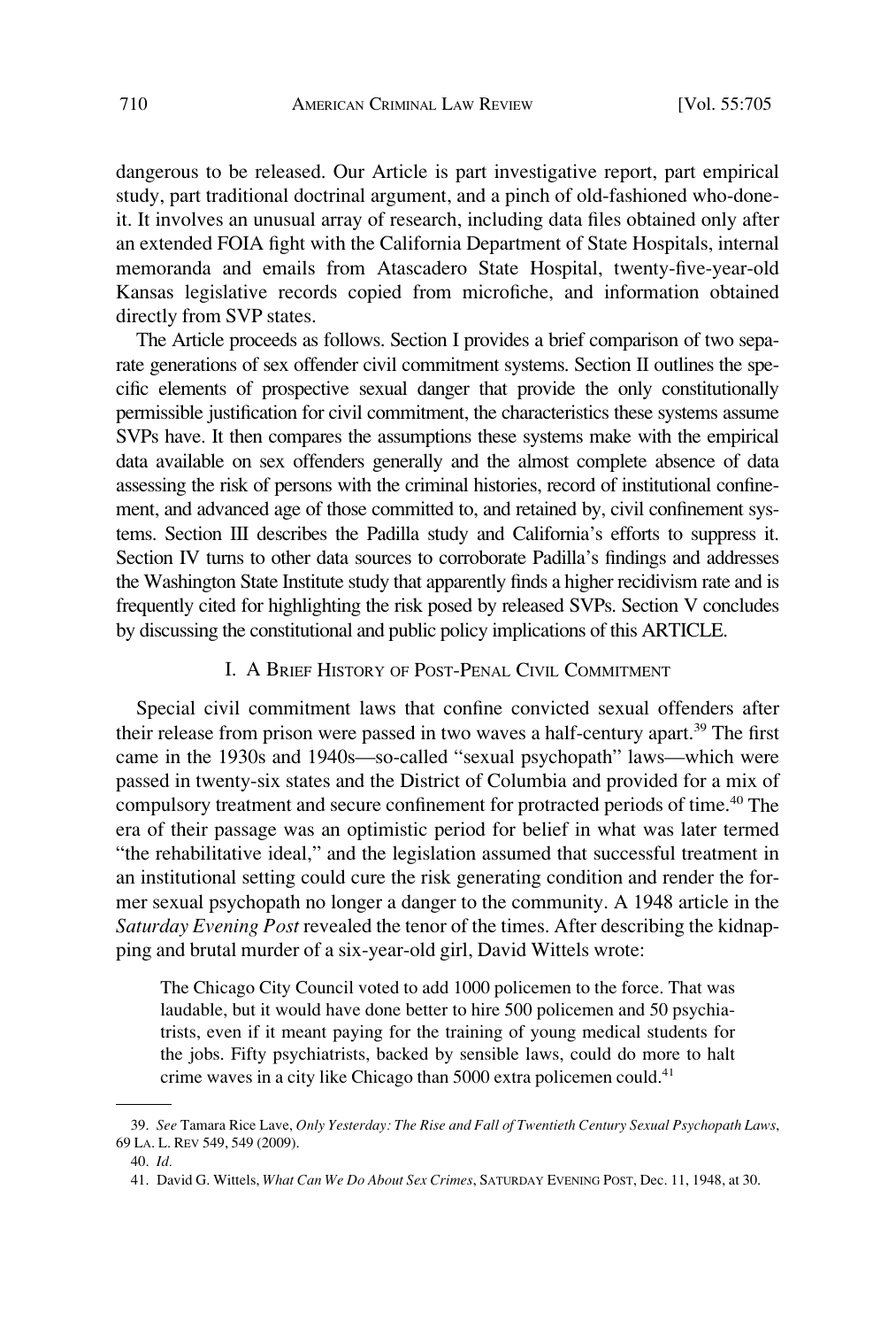dangerous to be released. Our Article is part investigative report, part empirical study, part traditional doctrinal argument, and a pinch of old-fashioned who-done-it. It involves an unusual array of research, including data files obtained only after an extended FOIA fight with the California Department of State Hospitals, internal memoranda and emails from Atascadero State Hospital, twenty-five-year-old Kansas legislative records copied from microfiche, and information obtained directly from SVP states.

The Article proceeds as follows. Section I provides a brief comparison of two separate generations of sex offender civil commitment systems. Section II outlines the specific elements of prospective sexual danger that provide the only constitutionally permissible justification for civil commitment, the characteristics these systems assume SVPs have. It then compares the assumptions these systems make with the empirical data available on sex offenders generally and the almost complete absence of data assessing the risk of persons with the criminal histories, record of institutional confinement, and advanced age of those committed to, and retained by, civil confinement systems. Section III describes the Padilla study and California's efforts to suppress it. Section IV turns to other data sources to corroborate Padilla's findings and addresses the Washington State Institute study that apparently finds a higher recidivism rate and is frequently cited for highlighting the risk posed by released SVPs. Section V concludes by discussing the constitutional and public policy implications of this ARTICLE.

## I. A Brief History of Post-Penal Civil Commitment

Special civil commitment laws that confine convicted sexual offenders after their release from prison were passed in two waves a half-century apart.[39] The first came in the 1930s and 1940s—so-called "sexual psychopath" laws—which were passed in twenty-six states and the District of Columbia and provided for a mix of compulsory treatment and secure confinement for protracted periods of time.[40] The era of their passage was an optimistic period for belief in what was later termed "the rehabilitative ideal," and the legislation assumed that successful treatment in an institutional setting could cure the risk generating condition and render the former sexual psychopath no longer a danger to the community. A 1948 article in the *Saturday Evening Post* revealed the tenor of the times. After describing the kidnapping and brutal murder of a six-year-old girl, David Wittels wrote:

> The Chicago City Council voted to add 1000 policemen to the force. That was laudable, but it would have done better to hire 500 policemen and 50 psychiatrists, even if it meant paying for the training of young medical students for the jobs. Fifty psychiatrists, backed by sensible laws, could do more to halt crime waves in a city like Chicago than 5000 extra policemen could.[41]

---

39. *See* Tamara Rice Lave, *Only Yesterday: The Rise and Fall of Twentieth Century Sexual Psychopath Laws*, 69 LA. L. REV 549, 549 (2009).

40. *Id.*

41. David G. Wittels, *What Can We Do About Sex Crimes*, SATURDAY EVENING POST, Dec. 11, 1948, at 30.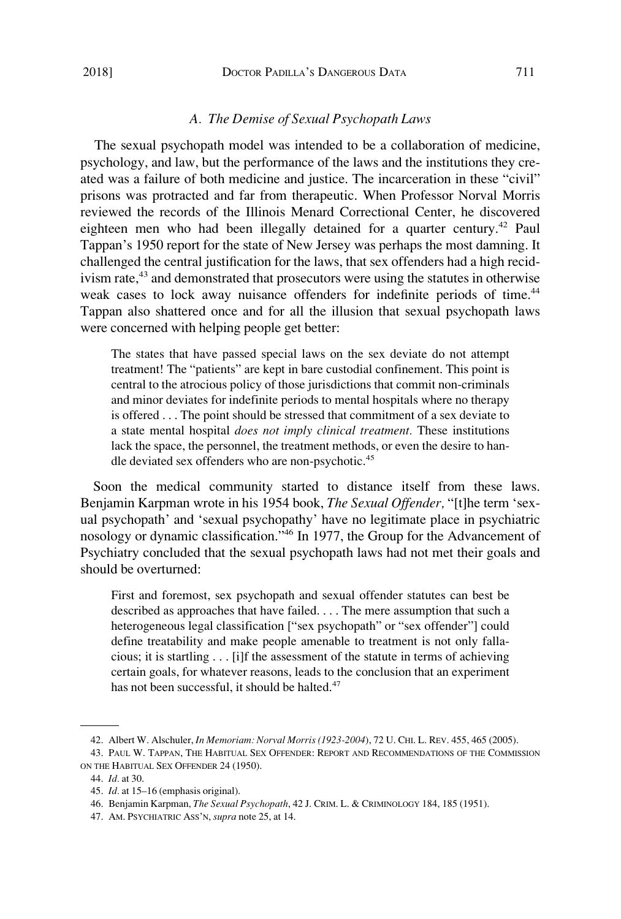### *A. The Demise of Sexual Psychopath Laws*

The sexual psychopath model was intended to be a collaboration of medicine, psychology, and law, but the performance of the laws and the institutions they created was a failure of both medicine and justice. The incarceration in these "civil" prisons was protracted and far from therapeutic. When Professor Norval Morris reviewed the records of the Illinois Menard Correctional Center, he discovered eighteen men who had been illegally detained for a quarter century.[42] Paul Tappan's 1950 report for the state of New Jersey was perhaps the most damning. It challenged the central justification for the laws, that sex offenders had a high recidivism rate,[43] and demonstrated that prosecutors were using the statutes in otherwise weak cases to lock away nuisance offenders for indefinite periods of time.[44] Tappan also shattered once and for all the illusion that sexual psychopath laws were concerned with helping people get better:

> The states that have passed special laws on the sex deviate do not attempt treatment! The "patients" are kept in bare custodial confinement. This point is central to the atrocious policy of those jurisdictions that commit non-criminals and minor deviates for indefinite periods to mental hospitals where no therapy is offered . . . The point should be stressed that commitment of a sex deviate to a state mental hospital *does not imply clinical treatment.* These institutions lack the space, the personnel, the treatment methods, or even the desire to handle deviated sex offenders who are non-psychotic.[45]

Soon the medical community started to distance itself from these laws. Benjamin Karpman wrote in his 1954 book, *The Sexual Offender,* "[t]he term 'sexual psychopath' and 'sexual psychopathy' have no legitimate place in psychiatric nosology or dynamic classification."[46] In 1977, the Group for the Advancement of Psychiatry concluded that the sexual psychopath laws had not met their goals and should be overturned:

> First and foremost, sex psychopath and sexual offender statutes can best be described as approaches that have failed. . . . The mere assumption that such a heterogeneous legal classification ["sex psychopath" or "sex offender"] could define treatability and make people amenable to treatment is not only fallacious; it is startling . . . [i]f the assessment of the statute in terms of achieving certain goals, for whatever reasons, leads to the conclusion that an experiment has not been successful, it should be halted.[47]

---

42. Albert W. Alschuler, *In Memoriam: Norval Morris (1923-2004)*, 72 U. CHI. L. REV. 455, 465 (2005).

43. PAUL W. TAPPAN, THE HABITUAL SEX OFFENDER: REPORT AND RECOMMENDATIONS OF THE COMMISSION ON THE HABITUAL SEX OFFENDER 24 (1950).

44. *Id.* at 30.

45. *Id.* at 15–16 (emphasis original).

46. Benjamin Karpman, *The Sexual Psychopath*, 42 J. CRIM. L. & CRIMINOLOGY 184, 185 (1951).

47. AM. PSYCHIATRIC ASS'N, *supra* note 25, at 14.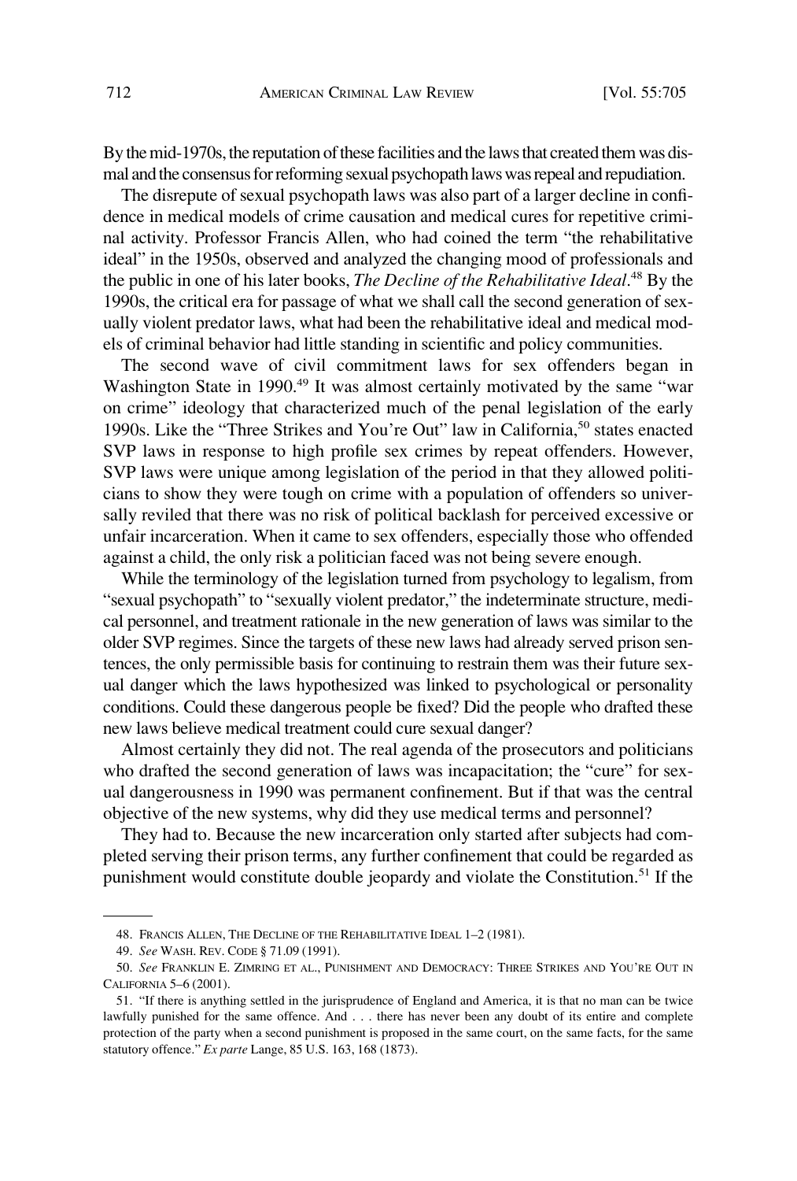By the mid-1970s, the reputation of these facilities and the laws that created them was dismal and the consensus for reforming sexual psychopath laws was repeal and repudiation.

The disrepute of sexual psychopath laws was also part of a larger decline in confidence in medical models of crime causation and medical cures for repetitive criminal activity. Professor Francis Allen, who had coined the term "the rehabilitative ideal" in the 1950s, observed and analyzed the changing mood of professionals and the public in one of his later books, *The Decline of the Rehabilitative Ideal*.[48] By the 1990s, the critical era for passage of what we shall call the second generation of sexually violent predator laws, what had been the rehabilitative ideal and medical models of criminal behavior had little standing in scientific and policy communities.

The second wave of civil commitment laws for sex offenders began in Washington State in 1990.[49] It was almost certainly motivated by the same "war on crime" ideology that characterized much of the penal legislation of the early 1990s. Like the "Three Strikes and You're Out" law in California,[50] states enacted SVP laws in response to high profile sex crimes by repeat offenders. However, SVP laws were unique among legislation of the period in that they allowed politicians to show they were tough on crime with a population of offenders so universally reviled that there was no risk of political backlash for perceived excessive or unfair incarceration. When it came to sex offenders, especially those who offended against a child, the only risk a politician faced was not being severe enough.

While the terminology of the legislation turned from psychology to legalism, from "sexual psychopath" to "sexually violent predator," the indeterminate structure, medical personnel, and treatment rationale in the new generation of laws was similar to the older SVP regimes. Since the targets of these new laws had already served prison sentences, the only permissible basis for continuing to restrain them was their future sexual danger which the laws hypothesized was linked to psychological or personality conditions. Could these dangerous people be fixed? Did the people who drafted these new laws believe medical treatment could cure sexual danger?

Almost certainly they did not. The real agenda of the prosecutors and politicians who drafted the second generation of laws was incapacitation; the "cure" for sexual dangerousness in 1990 was permanent confinement. But if that was the central objective of the new systems, why did they use medical terms and personnel?

They had to. Because the new incarceration only started after subjects had completed serving their prison terms, any further confinement that could be regarded as punishment would constitute double jeopardy and violate the Constitution.[51] If the

---

48. FRANCIS ALLEN, THE DECLINE OF THE REHABILITATIVE IDEAL 1–2 (1981).

49. *See* WASH. REV. CODE § 71.09 (1991).

50. *See* FRANKLIN E. ZIMRING ET AL., PUNISHMENT AND DEMOCRACY: THREE STRIKES AND YOU'RE OUT IN CALIFORNIA 5–6 (2001).

51. "If there is anything settled in the jurisprudence of England and America, it is that no man can be twice lawfully punished for the same offence. And . . . there has never been any doubt of its entire and complete protection of the party when a second punishment is proposed in the same court, on the same facts, for the same statutory offence." *Ex parte* Lange, 85 U.S. 163, 168 (1873).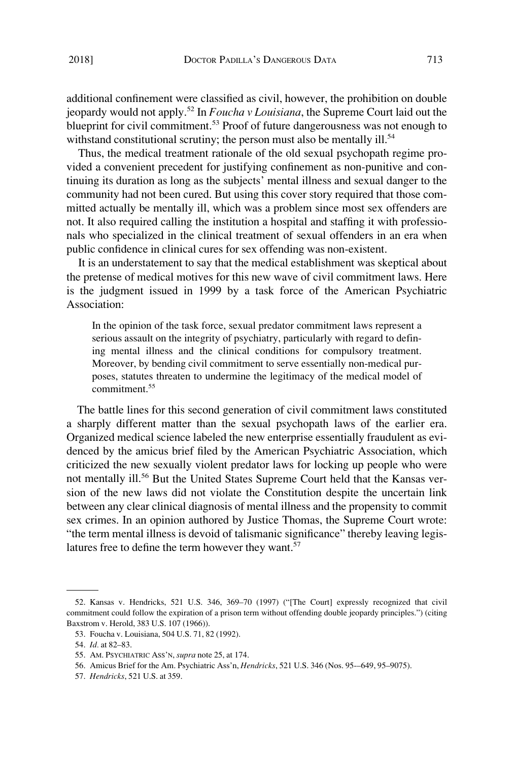additional confinement were classified as civil, however, the prohibition on double jeopardy would not apply.[52] In *Foucha v Louisiana*, the Supreme Court laid out the blueprint for civil commitment.[53] Proof of future dangerousness was not enough to withstand constitutional scrutiny; the person must also be mentally ill.[54]

Thus, the medical treatment rationale of the old sexual psychopath regime provided a convenient precedent for justifying confinement as non-punitive and continuing its duration as long as the subjects' mental illness and sexual danger to the community had not been cured. But using this cover story required that those committed actually be mentally ill, which was a problem since most sex offenders are not. It also required calling the institution a hospital and staffing it with professionals who specialized in the clinical treatment of sexual offenders in an era when public confidence in clinical cures for sex offending was non-existent.

It is an understatement to say that the medical establishment was skeptical about the pretense of medical motives for this new wave of civil commitment laws. Here is the judgment issued in 1999 by a task force of the American Psychiatric Association:

> In the opinion of the task force, sexual predator commitment laws represent a serious assault on the integrity of psychiatry, particularly with regard to defining mental illness and the clinical conditions for compulsory treatment. Moreover, by bending civil commitment to serve essentially non-medical purposes, statutes threaten to undermine the legitimacy of the medical model of commitment.[55]

The battle lines for this second generation of civil commitment laws constituted a sharply different matter than the sexual psychopath laws of the earlier era. Organized medical science labeled the new enterprise essentially fraudulent as evidenced by the amicus brief filed by the American Psychiatric Association, which criticized the new sexually violent predator laws for locking up people who were not mentally ill.[56] But the United States Supreme Court held that the Kansas version of the new laws did not violate the Constitution despite the uncertain link between any clear clinical diagnosis of mental illness and the propensity to commit sex crimes. In an opinion authored by Justice Thomas, the Supreme Court wrote: "the term mental illness is devoid of talismanic significance" thereby leaving legislatures free to define the term however they want.[57]

---

52. Kansas v. Hendricks, 521 U.S. 346, 369–70 (1997) ("[The Court] expressly recognized that civil commitment could follow the expiration of a prison term without offending double jeopardy principles.") (citing Baxstrom v. Herold, 383 U.S. 107 (1966)).

53. Foucha v. Louisiana, 504 U.S. 71, 82 (1992).

54. *Id.* at 82–83.

55. AM. PSYCHIATRIC ASS'N, *supra* note 25, at 174.

56. Amicus Brief for the Am. Psychiatric Ass'n, *Hendricks*, 521 U.S. 346 (Nos. 95-–649, 95–9075).

57. *Hendricks*, 521 U.S. at 359.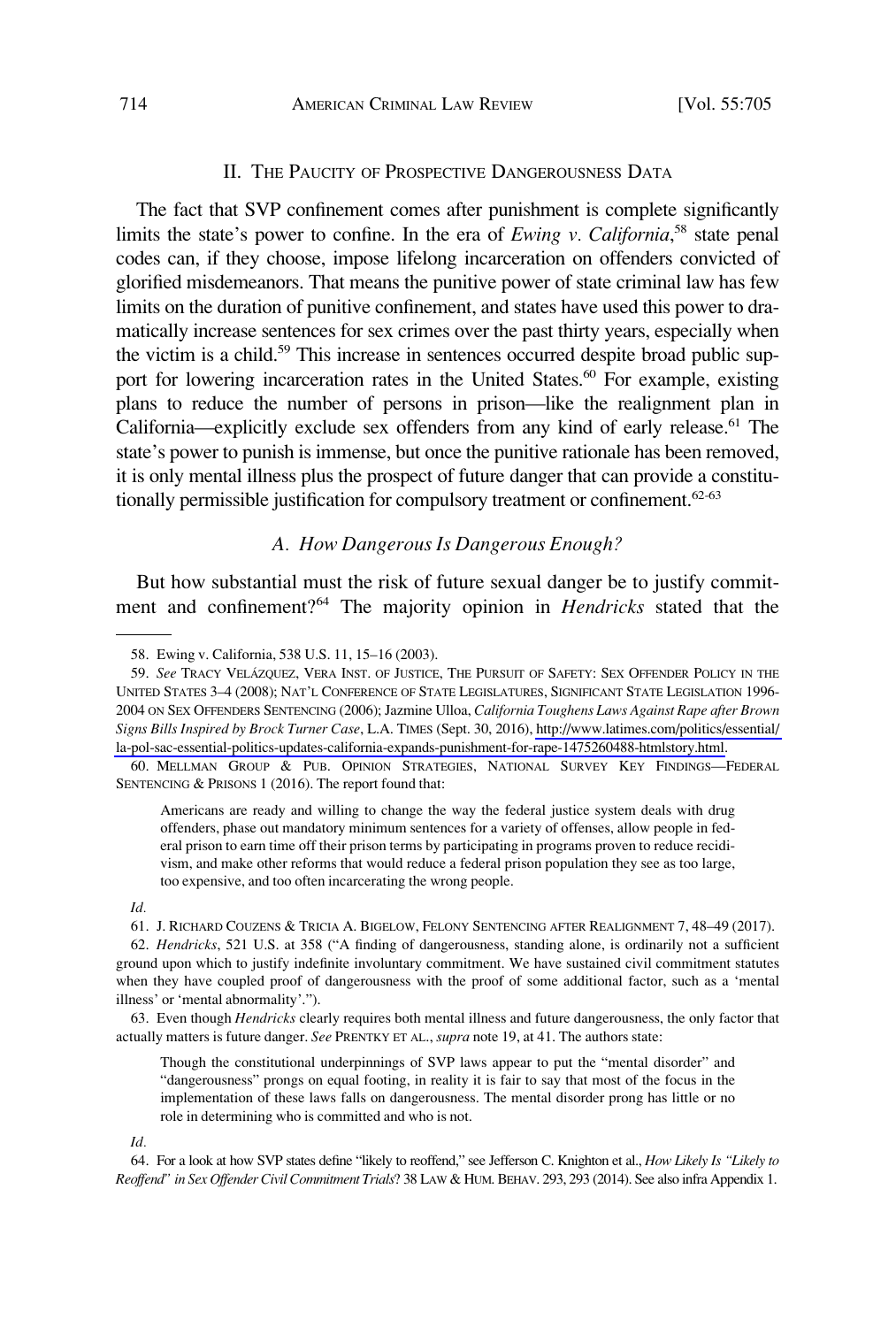## II. The Paucity of Prospective Dangerousness Data

The fact that SVP confinement comes after punishment is complete significantly limits the state's power to confine. In the era of *Ewing v. California*,[58] state penal codes can, if they choose, impose lifelong incarceration on offenders convicted of glorified misdemeanors. That means the punitive power of state criminal law has few limits on the duration of punitive confinement, and states have used this power to dramatically increase sentences for sex crimes over the past thirty years, especially when the victim is a child.[59] This increase in sentences occurred despite broad public support for lowering incarceration rates in the United States.[60] For example, existing plans to reduce the number of persons in prison—like the realignment plan in California—explicitly exclude sex offenders from any kind of early release.[61] The state's power to punish is immense, but once the punitive rationale has been removed, it is only mental illness plus the prospect of future danger that can provide a constitutionally permissible justification for compulsory treatment or confinement.[62-63]

### *A. How Dangerous Is Dangerous Enough?*

But how substantial must the risk of future sexual danger be to justify commitment and confinement?[64] The majority opinion in *Hendricks* stated that the

---

58. Ewing v. California, 538 U.S. 11, 15–16 (2003).

59. *See* Tracy Velázquez, Vera Inst. of Justice, The Pursuit of Safety: Sex Offender Policy in the United States 3–4 (2008); Nat'l Conference of State Legislatures, Significant State Legislation 1996-2004 on Sex Offenders Sentencing (2006); Jazmine Ulloa, *California Toughens Laws Against Rape after Brown Signs Bills Inspired by Brock Turner Case*, L.A. Times (Sept. 30, 2016), http://www.latimes.com/politics/essential/la-pol-sac-essential-politics-updates-california-expands-punishment-for-rape-1475260488-htmlstory.html.

60. Mellman Group & Pub. Opinion Strategies, National Survey Key Findings—Federal Sentencing & Prisons 1 (2016). The report found that:

> Americans are ready and willing to change the way the federal justice system deals with drug offenders, phase out mandatory minimum sentences for a variety of offenses, allow people in federal prison to earn time off their prison terms by participating in programs proven to reduce recidivism, and make other reforms that would reduce a federal prison population they see as too large, too expensive, and too often incarcerating the wrong people.

*Id.*

61. J. Richard Couzens & Tricia A. Bigelow, Felony Sentencing after Realignment 7, 48–49 (2017).

62. *Hendricks*, 521 U.S. at 358 ("A finding of dangerousness, standing alone, is ordinarily not a sufficient ground upon which to justify indefinite involuntary commitment. We have sustained civil commitment statutes when they have coupled proof of dangerousness with the proof of some additional factor, such as a 'mental illness' or 'mental abnormality'.").

63. Even though *Hendricks* clearly requires both mental illness and future dangerousness, the only factor that actually matters is future danger. *See* Prentky et al., *supra* note 19, at 41. The authors state:

> Though the constitutional underpinnings of SVP laws appear to put the "mental disorder" and "dangerousness" prongs on equal footing, in reality it is fair to say that most of the focus in the implementation of these laws falls on dangerousness. The mental disorder prong has little or no role in determining who is committed and who is not.

*Id.*

64. For a look at how SVP states define "likely to reoffend," see Jefferson C. Knighton et al., *How Likely Is "Likely to Reoffend" in Sex Offender Civil Commitment Trials*? 38 Law & Hum. Behav. 293, 293 (2014). See also infra Appendix 1.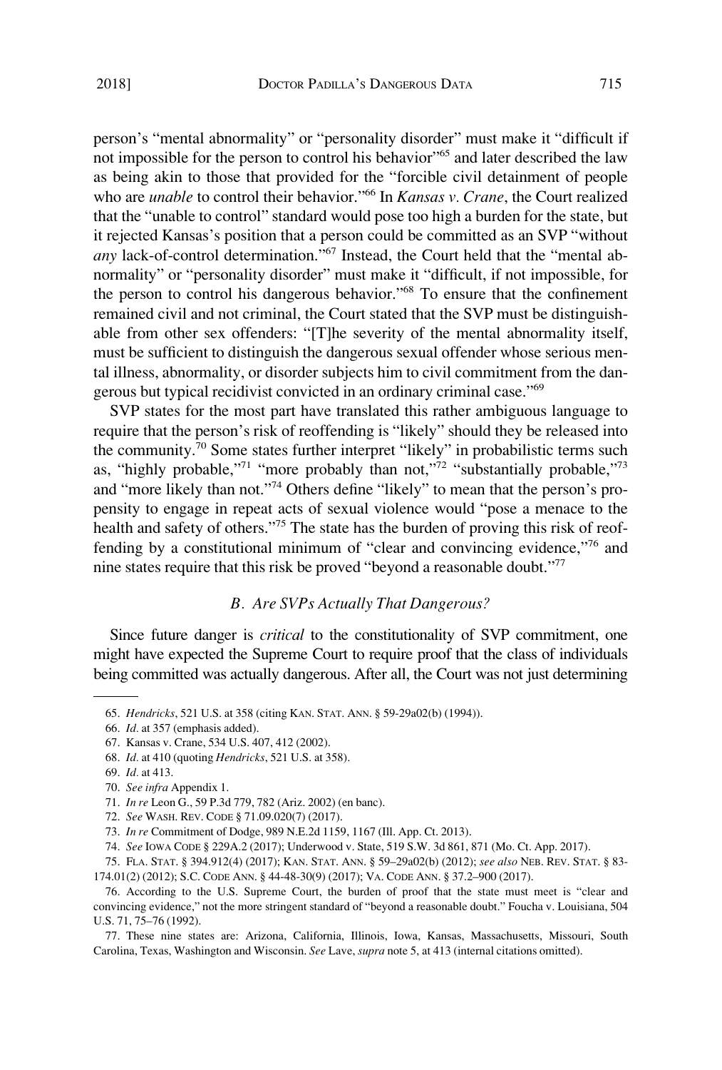person's "mental abnormality" or "personality disorder" must make it "difficult if not impossible for the person to control his behavior"[65] and later described the law as being akin to those that provided for the "forcible civil detainment of people who are *unable* to control their behavior."[66] In *Kansas v. Crane*, the Court realized that the "unable to control" standard would pose too high a burden for the state, but it rejected Kansas's position that a person could be committed as an SVP "without *any* lack-of-control determination."[67] Instead, the Court held that the "mental abnormality" or "personality disorder" must make it "difficult, if not impossible, for the person to control his dangerous behavior."[68] To ensure that the confinement remained civil and not criminal, the Court stated that the SVP must be distinguishable from other sex offenders: "[T]he severity of the mental abnormality itself, must be sufficient to distinguish the dangerous sexual offender whose serious mental illness, abnormality, or disorder subjects him to civil commitment from the dangerous but typical recidivist convicted in an ordinary criminal case."[69]

SVP states for the most part have translated this rather ambiguous language to require that the person's risk of reoffending is "likely" should they be released into the community.[70] Some states further interpret "likely" in probabilistic terms such as, "highly probable,"[71] "more probably than not,"[72] "substantially probable,"[73] and "more likely than not."[74] Others define "likely" to mean that the person's propensity to engage in repeat acts of sexual violence would "pose a menace to the health and safety of others."[75] The state has the burden of proving this risk of reoffending by a constitutional minimum of "clear and convincing evidence,"[76] and nine states require that this risk be proved "beyond a reasonable doubt."[77]

### *B. Are SVPs Actually That Dangerous?*

Since future danger is *critical* to the constitutionality of SVP commitment, one might have expected the Supreme Court to require proof that the class of individuals being committed was actually dangerous. After all, the Court was not just determining

---

65. *Hendricks*, 521 U.S. at 358 (citing KAN. STAT. ANN. § 59-29a02(b) (1994)).

66. *Id.* at 357 (emphasis added).

67. Kansas v. Crane, 534 U.S. 407, 412 (2002).

68. *Id.* at 410 (quoting *Hendricks*, 521 U.S. at 358).

69. *Id.* at 413.

70. *See infra* Appendix 1.

71. *In re* Leon G., 59 P.3d 779, 782 (Ariz. 2002) (en banc).

72. *See* WASH. REV. CODE § 71.09.020(7) (2017).

73. *In re* Commitment of Dodge, 989 N.E.2d 1159, 1167 (Ill. App. Ct. 2013).

74. *See* IOWA CODE § 229A.2 (2017); Underwood v. State, 519 S.W. 3d 861, 871 (Mo. Ct. App. 2017).

75. FLA. STAT. § 394.912(4) (2017); KAN. STAT. ANN. § 59–29a02(b) (2012); *see also* NEB. REV. STAT. § 83-174.01(2) (2012); S.C. CODE ANN. § 44-48-30(9) (2017); VA. CODE ANN. § 37.2–900 (2017).

76. According to the U.S. Supreme Court, the burden of proof that the state must meet is "clear and convincing evidence," not the more stringent standard of "beyond a reasonable doubt." Foucha v. Louisiana, 504 U.S. 71, 75–76 (1992).

77. These nine states are: Arizona, California, Illinois, Iowa, Kansas, Massachusetts, Missouri, South Carolina, Texas, Washington and Wisconsin. *See* Lave, *supra* note 5, at 413 (internal citations omitted).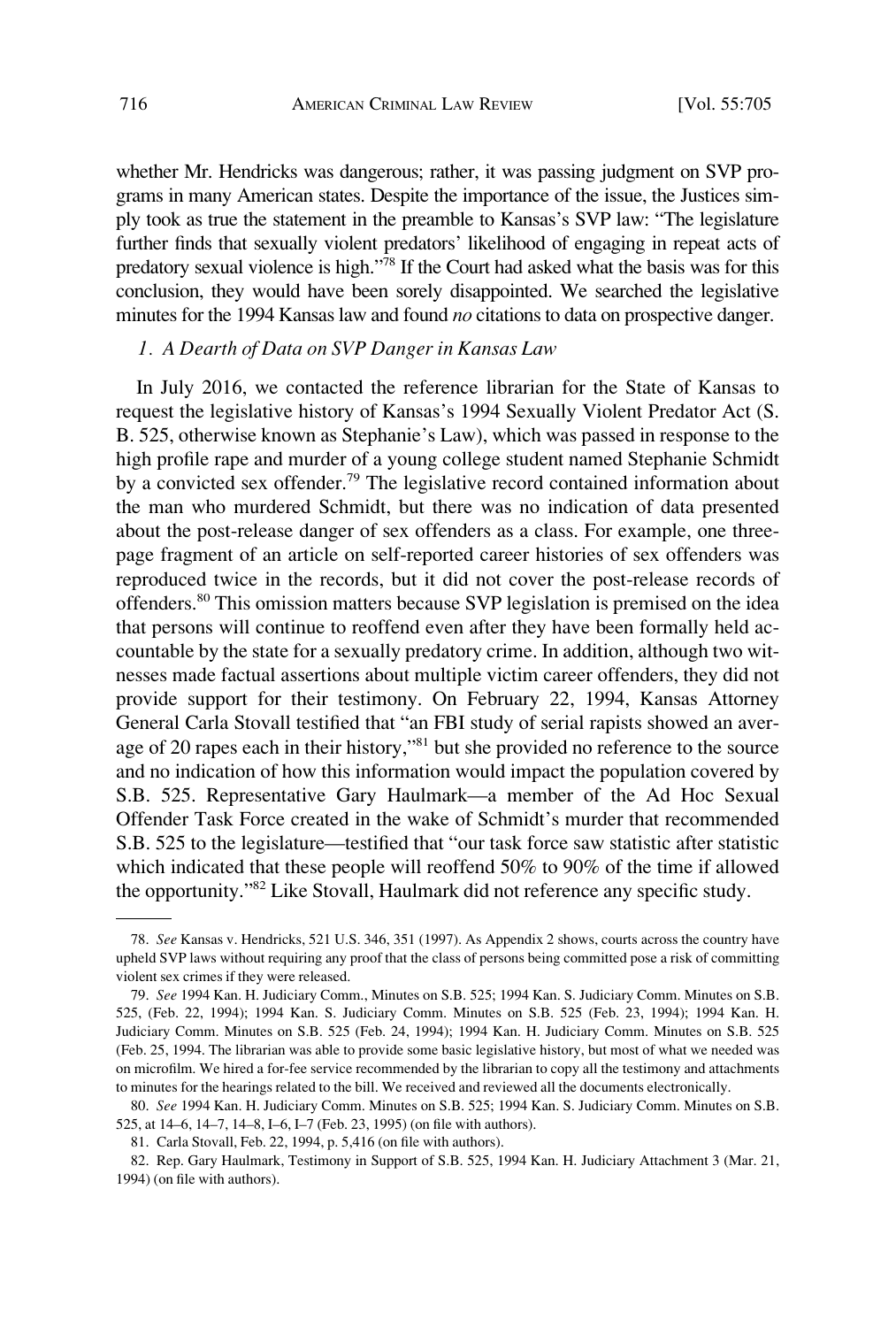whether Mr. Hendricks was dangerous; rather, it was passing judgment on SVP programs in many American states. Despite the importance of the issue, the Justices simply took as true the statement in the preamble to Kansas's SVP law: "The legislature further finds that sexually violent predators' likelihood of engaging in repeat acts of predatory sexual violence is high."[78] If the Court had asked what the basis was for this conclusion, they would have been sorely disappointed. We searched the legislative minutes for the 1994 Kansas law and found *no* citations to data on prospective danger.

### *1. A Dearth of Data on SVP Danger in Kansas Law*

In July 2016, we contacted the reference librarian for the State of Kansas to request the legislative history of Kansas's 1994 Sexually Violent Predator Act (S. B. 525, otherwise known as Stephanie's Law), which was passed in response to the high profile rape and murder of a young college student named Stephanie Schmidt by a convicted sex offender.[79] The legislative record contained information about the man who murdered Schmidt, but there was no indication of data presented about the post-release danger of sex offenders as a class. For example, one three-page fragment of an article on self-reported career histories of sex offenders was reproduced twice in the records, but it did not cover the post-release records of offenders.[80] This omission matters because SVP legislation is premised on the idea that persons will continue to reoffend even after they have been formally held accountable by the state for a sexually predatory crime. In addition, although two witnesses made factual assertions about multiple victim career offenders, they did not provide support for their testimony. On February 22, 1994, Kansas Attorney General Carla Stovall testified that "an FBI study of serial rapists showed an average of 20 rapes each in their history,"[81] but she provided no reference to the source and no indication of how this information would impact the population covered by S.B. 525. Representative Gary Haulmark—a member of the Ad Hoc Sexual Offender Task Force created in the wake of Schmidt's murder that recommended S.B. 525 to the legislature—testified that "our task force saw statistic after statistic which indicated that these people will reoffend 50% to 90% of the time if allowed the opportunity."[82] Like Stovall, Haulmark did not reference any specific study.

---

78. *See* Kansas v. Hendricks, 521 U.S. 346, 351 (1997). As Appendix 2 shows, courts across the country have upheld SVP laws without requiring any proof that the class of persons being committed pose a risk of committing violent sex crimes if they were released.

79. *See* 1994 Kan. H. Judiciary Comm., Minutes on S.B. 525; 1994 Kan. S. Judiciary Comm. Minutes on S.B. 525, (Feb. 22, 1994); 1994 Kan. S. Judiciary Comm. Minutes on S.B. 525 (Feb. 23, 1994); 1994 Kan. H. Judiciary Comm. Minutes on S.B. 525 (Feb. 24, 1994); 1994 Kan. H. Judiciary Comm. Minutes on S.B. 525 (Feb. 25, 1994. The librarian was able to provide some basic legislative history, but most of what we needed was on microfilm. We hired a for-fee service recommended by the librarian to copy all the testimony and attachments to minutes for the hearings related to the bill. We received and reviewed all the documents electronically.

80. *See* 1994 Kan. H. Judiciary Comm. Minutes on S.B. 525; 1994 Kan. S. Judiciary Comm. Minutes on S.B. 525, at 14–6, 14–7, 14–8, I–6, I–7 (Feb. 23, 1995) (on file with authors).

81. Carla Stovall, Feb. 22, 1994, p. 5,416 (on file with authors).

82. Rep. Gary Haulmark, Testimony in Support of S.B. 525, 1994 Kan. H. Judiciary Attachment 3 (Mar. 21, 1994) (on file with authors).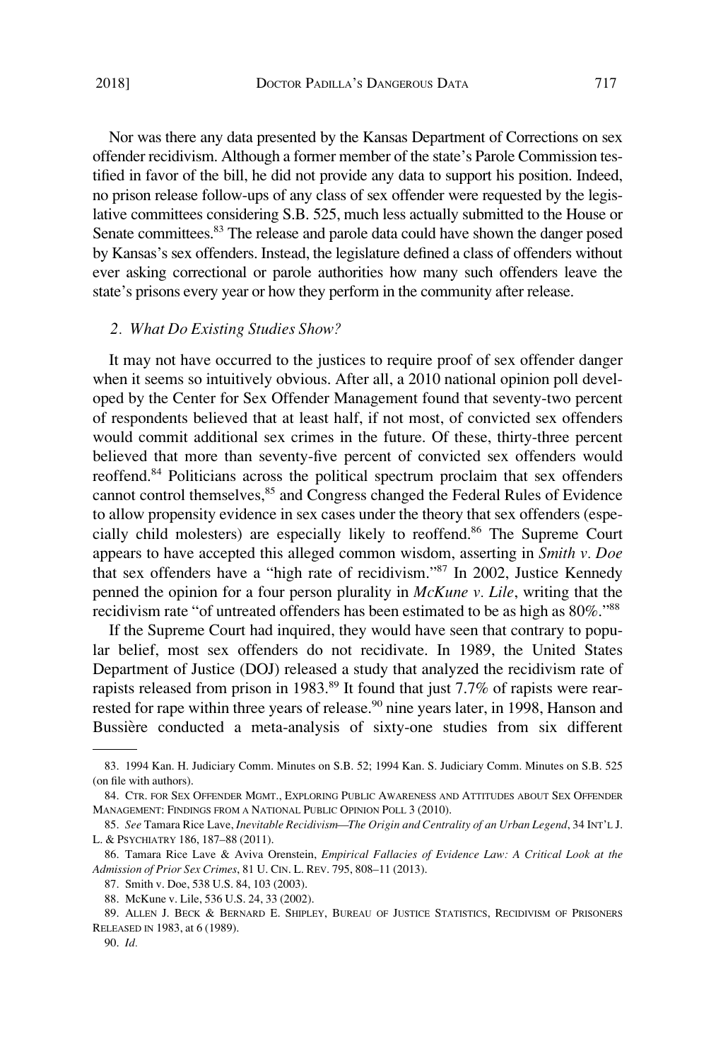Nor was there any data presented by the Kansas Department of Corrections on sex offender recidivism. Although a former member of the state's Parole Commission testified in favor of the bill, he did not provide any data to support his position. Indeed, no prison release follow-ups of any class of sex offender were requested by the legislative committees considering S.B. 525, much less actually submitted to the House or Senate committees.[83] The release and parole data could have shown the danger posed by Kansas's sex offenders. Instead, the legislature defined a class of offenders without ever asking correctional or parole authorities how many such offenders leave the state's prisons every year or how they perform in the community after release.

### *2. What Do Existing Studies Show?*

It may not have occurred to the justices to require proof of sex offender danger when it seems so intuitively obvious. After all, a 2010 national opinion poll developed by the Center for Sex Offender Management found that seventy-two percent of respondents believed that at least half, if not most, of convicted sex offenders would commit additional sex crimes in the future. Of these, thirty-three percent believed that more than seventy-five percent of convicted sex offenders would reoffend.[84] Politicians across the political spectrum proclaim that sex offenders cannot control themselves,[85] and Congress changed the Federal Rules of Evidence to allow propensity evidence in sex cases under the theory that sex offenders (especially child molesters) are especially likely to reoffend.[86] The Supreme Court appears to have accepted this alleged common wisdom, asserting in *Smith v. Doe* that sex offenders have a "high rate of recidivism."[87] In 2002, Justice Kennedy penned the opinion for a four person plurality in *McKune v. Lile*, writing that the recidivism rate "of untreated offenders has been estimated to be as high as 80%."[88]

If the Supreme Court had inquired, they would have seen that contrary to popular belief, most sex offenders do not recidivate. In 1989, the United States Department of Justice (DOJ) released a study that analyzed the recidivism rate of rapists released from prison in 1983.[89] It found that just 7.7% of rapists were rearrested for rape within three years of release.[90] nine years later, in 1998, Hanson and Bussière conducted a meta-analysis of sixty-one studies from six different

---

83. 1994 Kan. H. Judiciary Comm. Minutes on S.B. 52; 1994 Kan. S. Judiciary Comm. Minutes on S.B. 525 (on file with authors).

84. CTR. FOR SEX OFFENDER MGMT., EXPLORING PUBLIC AWARENESS AND ATTITUDES ABOUT SEX OFFENDER MANAGEMENT: FINDINGS FROM A NATIONAL PUBLIC OPINION POLL 3 (2010).

85. *See* Tamara Rice Lave, *Inevitable Recidivism—The Origin and Centrality of an Urban Legend*, 34 INT'L J. L. & PSYCHIATRY 186, 187–88 (2011).

86. Tamara Rice Lave & Aviva Orenstein, *Empirical Fallacies of Evidence Law: A Critical Look at the Admission of Prior Sex Crimes*, 81 U. CIN. L. REV. 795, 808–11 (2013).

87. Smith v. Doe, 538 U.S. 84, 103 (2003).

88. McKune v. Lile, 536 U.S. 24, 33 (2002).

89. ALLEN J. BECK & BERNARD E. SHIPLEY, BUREAU OF JUSTICE STATISTICS, RECIDIVISM OF PRISONERS RELEASED IN 1983, at 6 (1989).

90. *Id.*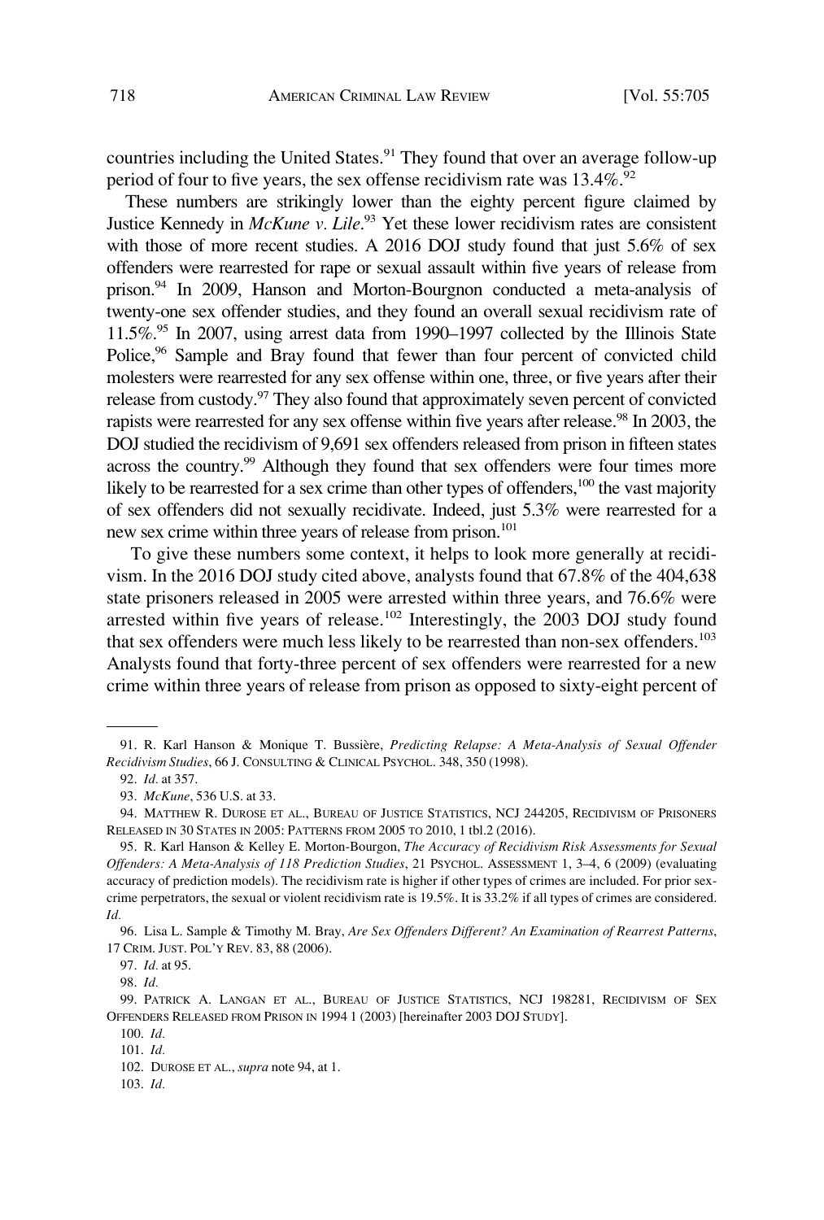countries including the United States.[91] They found that over an average follow-up period of four to five years, the sex offense recidivism rate was 13.4%.[92]

These numbers are strikingly lower than the eighty percent figure claimed by Justice Kennedy in *McKune v. Lile*.[93] Yet these lower recidivism rates are consistent with those of more recent studies. A 2016 DOJ study found that just 5.6% of sex offenders were rearrested for rape or sexual assault within five years of release from prison.[94] In 2009, Hanson and Morton-Bourgnon conducted a meta-analysis of twenty-one sex offender studies, and they found an overall sexual recidivism rate of 11.5%.[95] In 2007, using arrest data from 1990–1997 collected by the Illinois State Police,[96] Sample and Bray found that fewer than four percent of convicted child molesters were rearrested for any sex offense within one, three, or five years after their release from custody.[97] They also found that approximately seven percent of convicted rapists were rearrested for any sex offense within five years after release.[98] In 2003, the DOJ studied the recidivism of 9,691 sex offenders released from prison in fifteen states across the country.[99] Although they found that sex offenders were four times more likely to be rearrested for a sex crime than other types of offenders,[100] the vast majority of sex offenders did not sexually recidivate. Indeed, just 5.3% were rearrested for a new sex crime within three years of release from prison.[101]

To give these numbers some context, it helps to look more generally at recidivism. In the 2016 DOJ study cited above, analysts found that 67.8% of the 404,638 state prisoners released in 2005 were arrested within three years, and 76.6% were arrested within five years of release.[102] Interestingly, the 2003 DOJ study found that sex offenders were much less likely to be rearrested than non-sex offenders.[103] Analysts found that forty-three percent of sex offenders were rearrested for a new crime within three years of release from prison as opposed to sixty-eight percent of

---

91. R. Karl Hanson & Monique T. Bussière, *Predicting Relapse: A Meta-Analysis of Sexual Offender Recidivism Studies*, 66 J. CONSULTING & CLINICAL PSYCHOL. 348, 350 (1998).

92. *Id.* at 357.

93. *McKune*, 536 U.S. at 33.

94. MATTHEW R. DUROSE ET AL., BUREAU OF JUSTICE STATISTICS, NCJ 244205, RECIDIVISM OF PRISONERS RELEASED IN 30 STATES IN 2005: PATTERNS FROM 2005 TO 2010, 1 tbl.2 (2016).

95. R. Karl Hanson & Kelley E. Morton-Bourgon, *The Accuracy of Recidivism Risk Assessments for Sexual Offenders: A Meta-Analysis of 118 Prediction Studies*, 21 PSYCHOL. ASSESSMENT 1, 3–4, 6 (2009) (evaluating accuracy of prediction models). The recidivism rate is higher if other types of crimes are included. For prior sex-crime perpetrators, the sexual or violent recidivism rate is 19.5%. It is 33.2% if all types of crimes are considered. *Id.*

96. Lisa L. Sample & Timothy M. Bray, *Are Sex Offenders Different? An Examination of Rearrest Patterns*, 17 CRIM. JUST. POL'Y REV. 83, 88 (2006).

97. *Id.* at 95.

98. *Id.*

99. PATRICK A. LANGAN ET AL., BUREAU OF JUSTICE STATISTICS, NCJ 198281, RECIDIVISM OF SEX OFFENDERS RELEASED FROM PRISON IN 1994 1 (2003) [hereinafter 2003 DOJ STUDY].

100. *Id.*

101. *Id.*

102. DUROSE ET AL., *supra* note 94, at 1.

103. *Id.*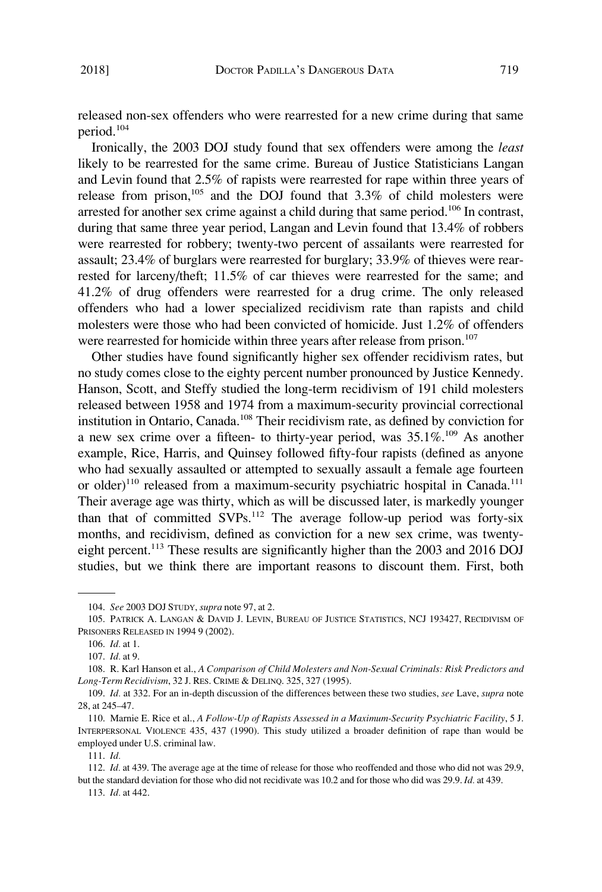released non-sex offenders who were rearrested for a new crime during that same period.[104]

Ironically, the 2003 DOJ study found that sex offenders were among the *least* likely to be rearrested for the same crime. Bureau of Justice Statisticians Langan and Levin found that 2.5% of rapists were rearrested for rape within three years of release from prison,[105] and the DOJ found that 3.3% of child molesters were arrested for another sex crime against a child during that same period.[106] In contrast, during that same three year period, Langan and Levin found that 13.4% of robbers were rearrested for robbery; twenty-two percent of assailants were rearrested for assault; 23.4% of burglars were rearrested for burglary; 33.9% of thieves were rearrested for larceny/theft; 11.5% of car thieves were rearrested for the same; and 41.2% of drug offenders were rearrested for a drug crime. The only released offenders who had a lower specialized recidivism rate than rapists and child molesters were those who had been convicted of homicide. Just 1.2% of offenders were rearrested for homicide within three years after release from prison.[107]

Other studies have found significantly higher sex offender recidivism rates, but no study comes close to the eighty percent number pronounced by Justice Kennedy. Hanson, Scott, and Steffy studied the long-term recidivism of 191 child molesters released between 1958 and 1974 from a maximum-security provincial correctional institution in Ontario, Canada.[108] Their recidivism rate, as defined by conviction for a new sex crime over a fifteen- to thirty-year period, was 35.1%.[109] As another example, Rice, Harris, and Quinsey followed fifty-four rapists (defined as anyone who had sexually assaulted or attempted to sexually assault a female age fourteen or older)[110] released from a maximum-security psychiatric hospital in Canada.[111] Their average age was thirty, which as will be discussed later, is markedly younger than that of committed SVPs.[112] The average follow-up period was forty-six months, and recidivism, defined as conviction for a new sex crime, was twenty-eight percent.[113] These results are significantly higher than the 2003 and 2016 DOJ studies, but we think there are important reasons to discount them. First, both

---

104. *See* 2003 DOJ STUDY, *supra* note 97, at 2.

105. PATRICK A. LANGAN & DAVID J. LEVIN, BUREAU OF JUSTICE STATISTICS, NCJ 193427, RECIDIVISM OF PRISONERS RELEASED IN 1994 9 (2002).

106. *Id.* at 1.

107. *Id.* at 9.

108. R. Karl Hanson et al., *A Comparison of Child Molesters and Non-Sexual Criminals: Risk Predictors and Long-Term Recidivism*, 32 J. RES. CRIME & DELINQ. 325, 327 (1995).

109. *Id.* at 332. For an in-depth discussion of the differences between these two studies, *see* Lave, *supra* note 28, at 245–47.

110. Marnie E. Rice et al., *A Follow-Up of Rapists Assessed in a Maximum-Security Psychiatric Facility*, 5 J. INTERPERSONAL VIOLENCE 435, 437 (1990). This study utilized a broader definition of rape than would be employed under U.S. criminal law.

111. *Id.*

112. *Id.* at 439. The average age at the time of release for those who reoffended and those who did not was 29.9, but the standard deviation for those who did not recidivate was 10.2 and for those who did was 29.9. *Id.* at 439.

113. *Id.* at 442.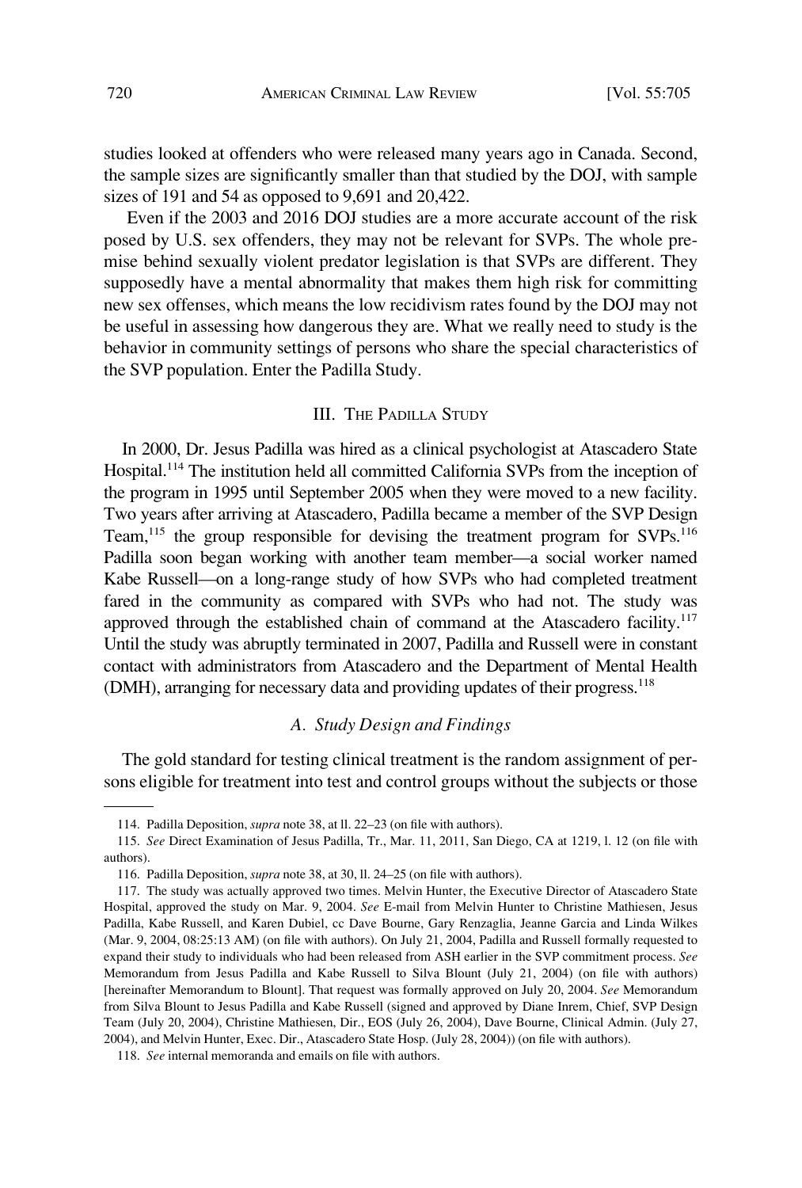studies looked at offenders who were released many years ago in Canada. Second, the sample sizes are significantly smaller than that studied by the DOJ, with sample sizes of 191 and 54 as opposed to 9,691 and 20,422.

Even if the 2003 and 2016 DOJ studies are a more accurate account of the risk posed by U.S. sex offenders, they may not be relevant for SVPs. The whole premise behind sexually violent predator legislation is that SVPs are different. They supposedly have a mental abnormality that makes them high risk for committing new sex offenses, which means the low recidivism rates found by the DOJ may not be useful in assessing how dangerous they are. What we really need to study is the behavior in community settings of persons who share the special characteristics of the SVP population. Enter the Padilla Study.

## III. The Padilla Study

In 2000, Dr. Jesus Padilla was hired as a clinical psychologist at Atascadero State Hospital.[114] The institution held all committed California SVPs from the inception of the program in 1995 until September 2005 when they were moved to a new facility. Two years after arriving at Atascadero, Padilla became a member of the SVP Design Team,[115] the group responsible for devising the treatment program for SVPs.[116] Padilla soon began working with another team member—a social worker named Kabe Russell—on a long-range study of how SVPs who had completed treatment fared in the community as compared with SVPs who had not. The study was approved through the established chain of command at the Atascadero facility.[117] Until the study was abruptly terminated in 2007, Padilla and Russell were in constant contact with administrators from Atascadero and the Department of Mental Health (DMH), arranging for necessary data and providing updates of their progress.[118]

### *A. Study Design and Findings*

The gold standard for testing clinical treatment is the random assignment of persons eligible for treatment into test and control groups without the subjects or those

---

114. Padilla Deposition, *supra* note 38, at ll. 22–23 (on file with authors).

115. *See* Direct Examination of Jesus Padilla, Tr., Mar. 11, 2011, San Diego, CA at 1219, l. 12 (on file with authors).

116. Padilla Deposition, *supra* note 38, at 30, ll. 24–25 (on file with authors).

117. The study was actually approved two times. Melvin Hunter, the Executive Director of Atascadero State Hospital, approved the study on Mar. 9, 2004. *See* E-mail from Melvin Hunter to Christine Mathiesen, Jesus Padilla, Kabe Russell, and Karen Dubiel, cc Dave Bourne, Gary Renzaglia, Jeanne Garcia and Linda Wilkes (Mar. 9, 2004, 08:25:13 AM) (on file with authors). On July 21, 2004, Padilla and Russell formally requested to expand their study to individuals who had been released from ASH earlier in the SVP commitment process. *See* Memorandum from Jesus Padilla and Kabe Russell to Silva Blount (July 21, 2004) (on file with authors) [hereinafter Memorandum to Blount]. That request was formally approved on July 20, 2004. *See* Memorandum from Silva Blount to Jesus Padilla and Kabe Russell (signed and approved by Diane Inrem, Chief, SVP Design Team (July 20, 2004), Christine Mathiesen, Dir., EOS (July 26, 2004), Dave Bourne, Clinical Admin. (July 27, 2004), and Melvin Hunter, Exec. Dir., Atascadero State Hosp. (July 28, 2004)) (on file with authors).

118. *See* internal memoranda and emails on file with authors.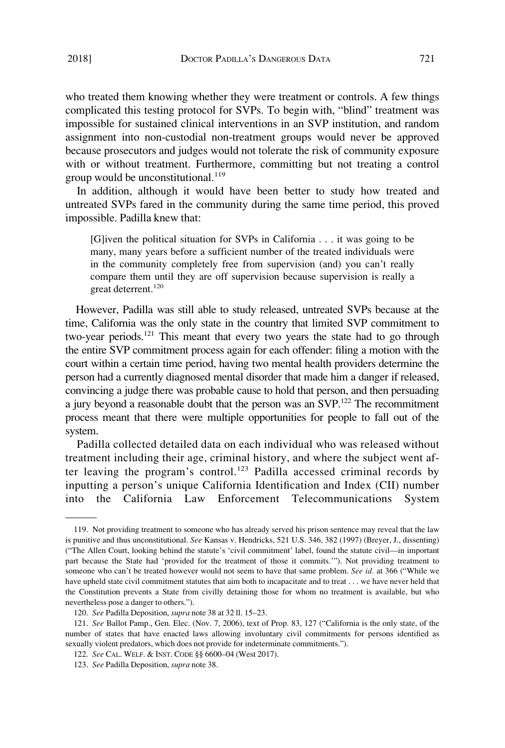who treated them knowing whether they were treatment or controls. A few things complicated this testing protocol for SVPs. To begin with, "blind" treatment was impossible for sustained clinical interventions in an SVP institution, and random assignment into non-custodial non-treatment groups would never be approved because prosecutors and judges would not tolerate the risk of community exposure with or without treatment. Furthermore, committing but not treating a control group would be unconstitutional.[119]

In addition, although it would have been better to study how treated and untreated SVPs fared in the community during the same time period, this proved impossible. Padilla knew that:

> [G]iven the political situation for SVPs in California . . . it was going to be many, many years before a sufficient number of the treated individuals were in the community completely free from supervision (and) you can't really compare them until they are off supervision because supervision is really a great deterrent.[120]

However, Padilla was still able to study released, untreated SVPs because at the time, California was the only state in the country that limited SVP commitment to two-year periods.[121] This meant that every two years the state had to go through the entire SVP commitment process again for each offender: filing a motion with the court within a certain time period, having two mental health providers determine the person had a currently diagnosed mental disorder that made him a danger if released, convincing a judge there was probable cause to hold that person, and then persuading a jury beyond a reasonable doubt that the person was an SVP.[122] The recommitment process meant that there were multiple opportunities for people to fall out of the system.

Padilla collected detailed data on each individual who was released without treatment including their age, criminal history, and where the subject went after leaving the program's control.[123] Padilla accessed criminal records by inputting a person's unique California Identification and Index (CII) number into the California Law Enforcement Telecommunications System

---

119. Not providing treatment to someone who has already served his prison sentence may reveal that the law is punitive and thus unconstitutional. *See* Kansas v. Hendricks, 521 U.S. 346, 382 (1997) (Breyer, J., dissenting) ("The Allen Court, looking behind the statute's 'civil commitment' label, found the statute civil—in important part because the State had 'provided for the treatment of those it commits.'"). Not providing treatment to someone who can't be treated however would not seem to have that same problem. *See id.* at 366 ("While we have upheld state civil commitment statutes that aim both to incapacitate and to treat . . . we have never held that the Constitution prevents a State from civilly detaining those for whom no treatment is available, but who nevertheless pose a danger to others.").

120. *See* Padilla Deposition, *supra* note 38 at 32 ll. 15–23.

121. *See* Ballot Pamp., Gen. Elec. (Nov. 7, 2006), text of Prop. 83, 127 ("California is the only state, of the number of states that have enacted laws allowing involuntary civil commitments for persons identified as sexually violent predators, which does not provide for indeterminate commitments.").

122. *See* CAL. WELF. & INST. CODE §§ 6600–04 (West 2017).

123. *See* Padilla Deposition, *supra* note 38.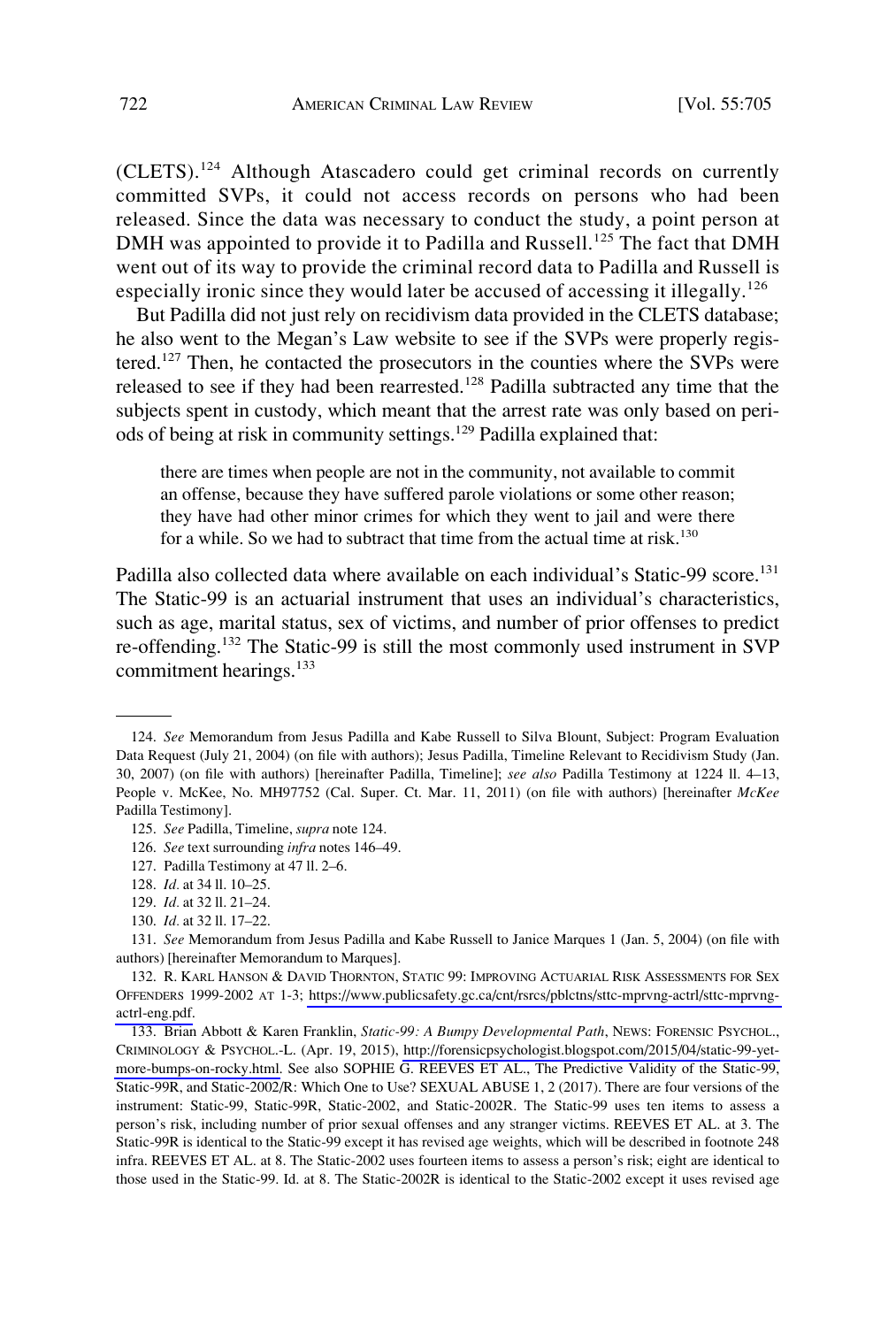(CLETS).[124] Although Atascadero could get criminal records on currently committed SVPs, it could not access records on persons who had been released. Since the data was necessary to conduct the study, a point person at DMH was appointed to provide it to Padilla and Russell.[125] The fact that DMH went out of its way to provide the criminal record data to Padilla and Russell is especially ironic since they would later be accused of accessing it illegally.[126]

But Padilla did not just rely on recidivism data provided in the CLETS database; he also went to the Megan's Law website to see if the SVPs were properly registered.[127] Then, he contacted the prosecutors in the counties where the SVPs were released to see if they had been rearrested.[128] Padilla subtracted any time that the subjects spent in custody, which meant that the arrest rate was only based on periods of being at risk in community settings.[129] Padilla explained that:

> there are times when people are not in the community, not available to commit an offense, because they have suffered parole violations or some other reason; they have had other minor crimes for which they went to jail and were there for a while. So we had to subtract that time from the actual time at risk.[130]

Padilla also collected data where available on each individual's Static-99 score.[131] The Static-99 is an actuarial instrument that uses an individual's characteristics, such as age, marital status, sex of victims, and number of prior offenses to predict re-offending.[132] The Static-99 is still the most commonly used instrument in SVP commitment hearings.[133]

---

124. *See* Memorandum from Jesus Padilla and Kabe Russell to Silva Blount, Subject: Program Evaluation Data Request (July 21, 2004) (on file with authors); Jesus Padilla, Timeline Relevant to Recidivism Study (Jan. 30, 2007) (on file with authors) [hereinafter Padilla, Timeline]; *see also* Padilla Testimony at 1224 ll. 4–13, People v. McKee, No. MH97752 (Cal. Super. Ct. Mar. 11, 2011) (on file with authors) [hereinafter *McKee* Padilla Testimony].

125. *See* Padilla, Timeline, *supra* note 124.

126. *See* text surrounding *infra* notes 146–49.

127. Padilla Testimony at 47 ll. 2–6.

128. *Id.* at 34 ll. 10–25.

129. *Id.* at 32 ll. 21–24.

130. *Id.* at 32 ll. 17–22.

131. *See* Memorandum from Jesus Padilla and Kabe Russell to Janice Marques 1 (Jan. 5, 2004) (on file with authors) [hereinafter Memorandum to Marques].

132. R. KARL HANSON & DAVID THORNTON, STATIC 99: IMPROVING ACTUARIAL RISK ASSESSMENTS FOR SEX OFFENDERS 1999-2002 AT 1-3; https://www.publicsafety.gc.ca/cnt/rsrcs/pblctns/sttc-mprvng-actrl/sttc-mprvng-actrl-eng.pdf.

133. Brian Abbott & Karen Franklin, *Static-99: A Bumpy Developmental Path*, NEWS: FORENSIC PSYCHOL., CRIMINOLOGY & PSYCHOL.-L. (Apr. 19, 2015), http://forensicpsychologist.blogspot.com/2015/04/static-99-yet-more-bumps-on-rocky.html. See also SOPHIE G. REEVES ET AL., The Predictive Validity of the Static-99, Static-99R, and Static-2002/R: Which One to Use? SEXUAL ABUSE 1, 2 (2017). There are four versions of the instrument: Static-99, Static-99R, Static-2002, and Static-2002R. The Static-99 uses ten items to assess a person's risk, including number of prior sexual offenses and any stranger victims. REEVES ET AL. at 3. The Static-99R is identical to the Static-99 except it has revised age weights, which will be described in footnote 248 infra. REEVES ET AL. at 8. The Static-2002 uses fourteen items to assess a person's risk; eight are identical to those used in the Static-99. Id. at 8. The Static-2002R is identical to the Static-2002 except it uses revised age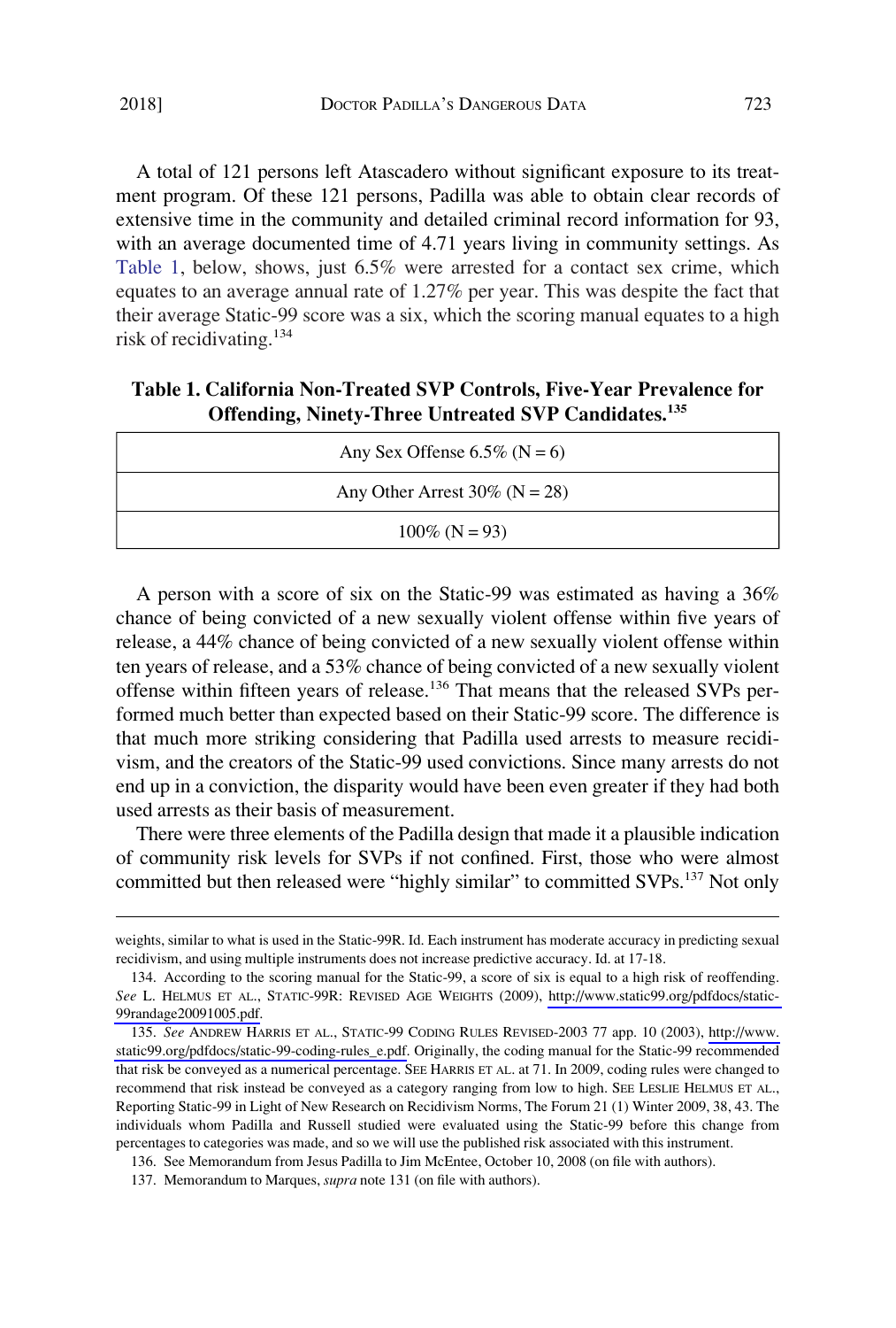A total of 121 persons left Atascadero without significant exposure to its treatment program. Of these 121 persons, Padilla was able to obtain clear records of extensive time in the community and detailed criminal record information for 93, with an average documented time of 4.71 years living in community settings. As Table 1, below, shows, just 6.5% were arrested for a contact sex crime, which equates to an average annual rate of 1.27% per year. This was despite the fact that their average Static-99 score was a six, which the scoring manual equates to a high risk of recidivating.[134]

**Table 1. California Non-Treated SVP Controls, Five-Year Prevalence for Offending, Ninety-Three Untreated SVP Candidates.[135]**

| Any Sex Offense 6.5% (N = 6) |
|---|
| Any Other Arrest 30% (N = 28) |
| 100% (N = 93) |

A person with a score of six on the Static-99 was estimated as having a 36% chance of being convicted of a new sexually violent offense within five years of release, a 44% chance of being convicted of a new sexually violent offense within ten years of release, and a 53% chance of being convicted of a new sexually violent offense within fifteen years of release.[136] That means that the released SVPs performed much better than expected based on their Static-99 score. The difference is that much more striking considering that Padilla used arrests to measure recidivism, and the creators of the Static-99 used convictions. Since many arrests do not end up in a conviction, the disparity would have been even greater if they had both used arrests as their basis of measurement.

There were three elements of the Padilla design that made it a plausible indication of community risk levels for SVPs if not confined. First, those who were almost committed but then released were "highly similar" to committed SVPs.[137] Not only

---

weights, similar to what is used in the Static-99R. Id. Each instrument has moderate accuracy in predicting sexual recidivism, and using multiple instruments does not increase predictive accuracy. Id. at 17-18.

134. According to the scoring manual for the Static-99, a score of six is equal to a high risk of reoffending. *See* L. HELMUS ET AL., STATIC-99R: REVISED AGE WEIGHTS (2009), http://www.static99.org/pdfdocs/static-99randage20091005.pdf.

135. *See* ANDREW HARRIS ET AL., STATIC-99 CODING RULES REVISED-2003 77 app. 10 (2003), http://www.static99.org/pdfdocs/static-99-coding-rules_e.pdf. Originally, the coding manual for the Static-99 recommended that risk be conveyed as a numerical percentage. SEE HARRIS ET AL. at 71. In 2009, coding rules were changed to recommend that risk instead be conveyed as a category ranging from low to high. SEE LESLIE HELMUS ET AL., Reporting Static-99 in Light of New Research on Recidivism Norms, The Forum 21 (1) Winter 2009, 38, 43. The individuals whom Padilla and Russell studied were evaluated using the Static-99 before this change from percentages to categories was made, and so we will use the published risk associated with this instrument.

136. See Memorandum from Jesus Padilla to Jim McEntee, October 10, 2008 (on file with authors).

137. Memorandum to Marques, *supra* note 131 (on file with authors).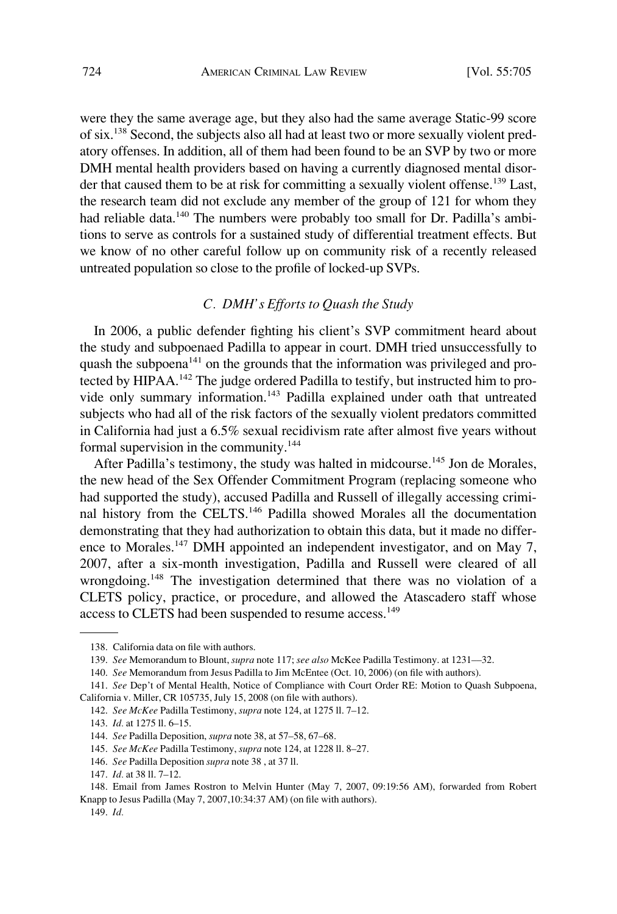were they the same average age, but they also had the same average Static-99 score of six.[138] Second, the subjects also all had at least two or more sexually violent predatory offenses. In addition, all of them had been found to be an SVP by two or more DMH mental health providers based on having a currently diagnosed mental disorder that caused them to be at risk for committing a sexually violent offense.[139] Last, the research team did not exclude any member of the group of 121 for whom they had reliable data.[140] The numbers were probably too small for Dr. Padilla's ambitions to serve as controls for a sustained study of differential treatment effects. But we know of no other careful follow up on community risk of a recently released untreated population so close to the profile of locked-up SVPs.

### *C. DMH's Efforts to Quash the Study*

In 2006, a public defender fighting his client's SVP commitment heard about the study and subpoenaed Padilla to appear in court. DMH tried unsuccessfully to quash the subpoena[141] on the grounds that the information was privileged and protected by HIPAA.[142] The judge ordered Padilla to testify, but instructed him to provide only summary information.[143] Padilla explained under oath that untreated subjects who had all of the risk factors of the sexually violent predators committed in California had just a 6.5% sexual recidivism rate after almost five years without formal supervision in the community.[144]

After Padilla's testimony, the study was halted in midcourse.[145] Jon de Morales, the new head of the Sex Offender Commitment Program (replacing someone who had supported the study), accused Padilla and Russell of illegally accessing criminal history from the CELTS.[146] Padilla showed Morales all the documentation demonstrating that they had authorization to obtain this data, but it made no difference to Morales.[147] DMH appointed an independent investigator, and on May 7, 2007, after a six-month investigation, Padilla and Russell were cleared of all wrongdoing.[148] The investigation determined that there was no violation of a CLETS policy, practice, or procedure, and allowed the Atascadero staff whose access to CLETS had been suspended to resume access.[149]

---

138. California data on file with authors.

139. *See* Memorandum to Blount, *supra* note 117; *see also* McKee Padilla Testimony. at 1231—32.

140. *See* Memorandum from Jesus Padilla to Jim McEntee (Oct. 10, 2006) (on file with authors).

141. *See* Dep't of Mental Health, Notice of Compliance with Court Order RE: Motion to Quash Subpoena, California v. Miller, CR 105735, July 15, 2008 (on file with authors).

142. *See McKee* Padilla Testimony, *supra* note 124, at 1275 ll. 7–12.

143. *Id.* at 1275 ll. 6–15.

144. *See* Padilla Deposition, *supra* note 38, at 57–58, 67–68.

145. *See McKee* Padilla Testimony, *supra* note 124, at 1228 ll. 8–27.

146. *See* Padilla Deposition *supra* note 38 , at 37 ll.

147. *Id.* at 38 ll. 7–12.

148. Email from James Rostron to Melvin Hunter (May 7, 2007, 09:19:56 AM), forwarded from Robert Knapp to Jesus Padilla (May 7, 2007,10:34:37 AM) (on file with authors).

149. *Id.*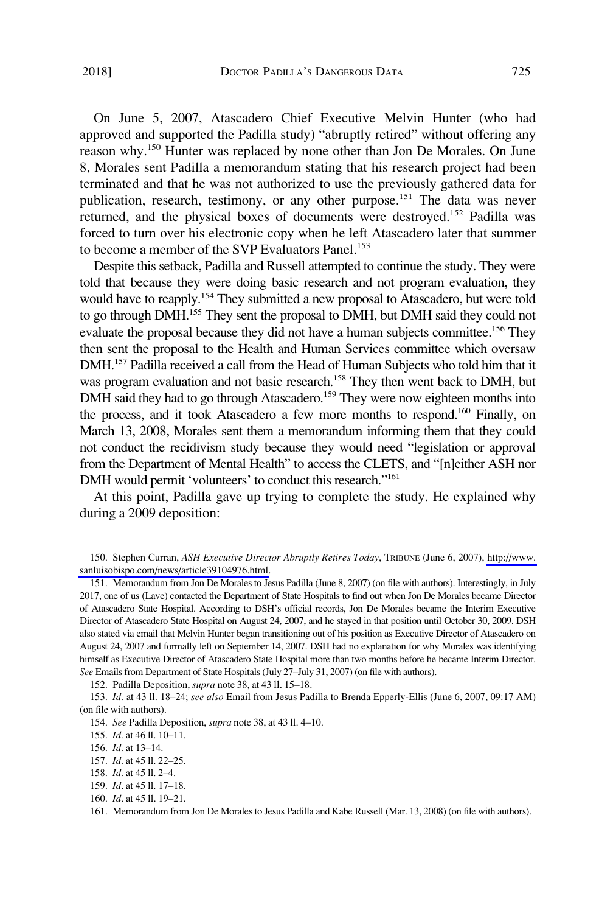On June 5, 2007, Atascadero Chief Executive Melvin Hunter (who had approved and supported the Padilla study) "abruptly retired" without offering any reason why.[150] Hunter was replaced by none other than Jon De Morales. On June 8, Morales sent Padilla a memorandum stating that his research project had been terminated and that he was not authorized to use the previously gathered data for publication, research, testimony, or any other purpose.[151] The data was never returned, and the physical boxes of documents were destroyed.[152] Padilla was forced to turn over his electronic copy when he left Atascadero later that summer to become a member of the SVP Evaluators Panel.[153]

Despite this setback, Padilla and Russell attempted to continue the study. They were told that because they were doing basic research and not program evaluation, they would have to reapply.[154] They submitted a new proposal to Atascadero, but were told to go through DMH.[155] They sent the proposal to DMH, but DMH said they could not evaluate the proposal because they did not have a human subjects committee.[156] They then sent the proposal to the Health and Human Services committee which oversaw DMH.[157] Padilla received a call from the Head of Human Subjects who told him that it was program evaluation and not basic research.[158] They then went back to DMH, but DMH said they had to go through Atascadero.[159] They were now eighteen months into the process, and it took Atascadero a few more months to respond.[160] Finally, on March 13, 2008, Morales sent them a memorandum informing them that they could not conduct the recidivism study because they would need "legislation or approval from the Department of Mental Health" to access the CLETS, and "[n]either ASH nor DMH would permit 'volunteers' to conduct this research."[161]

At this point, Padilla gave up trying to complete the study. He explained why during a 2009 deposition:

---

150. Stephen Curran, *ASH Executive Director Abruptly Retires Today*, TRIBUNE (June 6, 2007), http://www.sanluisobispo.com/news/article39104976.html.

151. Memorandum from Jon De Morales to Jesus Padilla (June 8, 2007) (on file with authors). Interestingly, in July 2017, one of us (Lave) contacted the Department of State Hospitals to find out when Jon De Morales became Director of Atascadero State Hospital. According to DSH's official records, Jon De Morales became the Interim Executive Director of Atascadero State Hospital on August 24, 2007, and he stayed in that position until October 30, 2009. DSH also stated via email that Melvin Hunter began transitioning out of his position as Executive Director of Atascadero on August 24, 2007 and formally left on September 14, 2007. DSH had no explanation for why Morales was identifying himself as Executive Director of Atascadero State Hospital more than two months before he became Interim Director. *See* Emails from Department of State Hospitals (July 27–July 31, 2007) (on file with authors).

152. Padilla Deposition, *supra* note 38, at 43 ll. 15–18.

153. *Id*. at 43 ll. 18–24; *see also* Email from Jesus Padilla to Brenda Epperly-Ellis (June 6, 2007, 09:17 AM) (on file with authors).

154. *See* Padilla Deposition, *supra* note 38, at 43 ll. 4–10.

155. *Id*. at 46 ll. 10–11.

156. *Id*. at 13–14.

157. *Id*. at 45 ll. 22–25.

158. *Id*. at 45 ll. 2–4.

159. *Id*. at 45 ll. 17–18.

160. *Id*. at 45 ll. 19–21.

161. Memorandum from Jon De Morales to Jesus Padilla and Kabe Russell (Mar. 13, 2008) (on file with authors).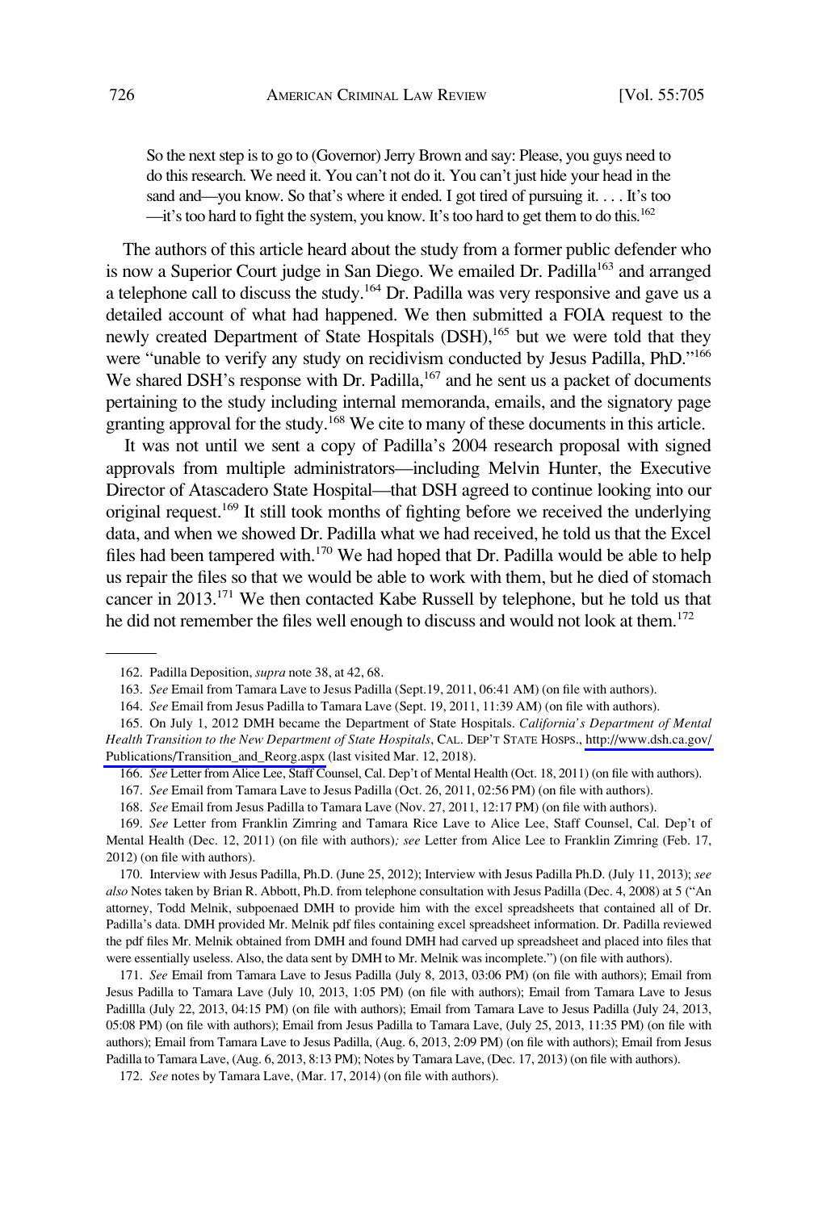> So the next step is to go to (Governor) Jerry Brown and say: Please, you guys need to do this research. We need it. You can't not do it. You can't just hide your head in the sand and—you know. So that's where it ended. I got tired of pursuing it. . . . It's too —it's too hard to fight the system, you know. It's too hard to get them to do this.[162]

The authors of this article heard about the study from a former public defender who is now a Superior Court judge in San Diego. We emailed Dr. Padilla[163] and arranged a telephone call to discuss the study.[164] Dr. Padilla was very responsive and gave us a detailed account of what had happened. We then submitted a FOIA request to the newly created Department of State Hospitals (DSH),[165] but we were told that they were "unable to verify any study on recidivism conducted by Jesus Padilla, PhD."[166] We shared DSH's response with Dr. Padilla,[167] and he sent us a packet of documents pertaining to the study including internal memoranda, emails, and the signatory page granting approval for the study.[168] We cite to many of these documents in this article.

It was not until we sent a copy of Padilla's 2004 research proposal with signed approvals from multiple administrators—including Melvin Hunter, the Executive Director of Atascadero State Hospital—that DSH agreed to continue looking into our original request.[169] It still took months of fighting before we received the underlying data, and when we showed Dr. Padilla what we had received, he told us that the Excel files had been tampered with.[170] We had hoped that Dr. Padilla would be able to help us repair the files so that we would be able to work with them, but he died of stomach cancer in 2013.[171] We then contacted Kabe Russell by telephone, but he told us that he did not remember the files well enough to discuss and would not look at them.[172]

---

162. Padilla Deposition, *supra* note 38, at 42, 68.

163. *See* Email from Tamara Lave to Jesus Padilla (Sept.19, 2011, 06:41 AM) (on file with authors).

164. *See* Email from Jesus Padilla to Tamara Lave (Sept. 19, 2011, 11:39 AM) (on file with authors).

165. On July 1, 2012 DMH became the Department of State Hospitals. *California's Department of Mental Health Transition to the New Department of State Hospitals*, CAL. DEP'T STATE HOSPS., http://www.dsh.ca.gov/Publications/Transition_and_Reorg.aspx (last visited Mar. 12, 2018).

166. *See* Letter from Alice Lee, Staff Counsel, Cal. Dep't of Mental Health (Oct. 18, 2011) (on file with authors).

167. *See* Email from Tamara Lave to Jesus Padilla (Oct. 26, 2011, 02:56 PM) (on file with authors).

168. *See* Email from Jesus Padilla to Tamara Lave (Nov. 27, 2011, 12:17 PM) (on file with authors).

169. *See* Letter from Franklin Zimring and Tamara Rice Lave to Alice Lee, Staff Counsel, Cal. Dep't of Mental Health (Dec. 12, 2011) (on file with authors)*; see* Letter from Alice Lee to Franklin Zimring (Feb. 17, 2012) (on file with authors).

170. Interview with Jesus Padilla, Ph.D. (June 25, 2012); Interview with Jesus Padilla Ph.D. (July 11, 2013); *see also* Notes taken by Brian R. Abbott, Ph.D. from telephone consultation with Jesus Padilla (Dec. 4, 2008) at 5 ("An attorney, Todd Melnik, subpoenaed DMH to provide him with the excel spreadsheets that contained all of Dr. Padilla's data. DMH provided Mr. Melnik pdf files containing excel spreadsheet information. Dr. Padilla reviewed the pdf files Mr. Melnik obtained from DMH and found DMH had carved up spreadsheet and placed into files that were essentially useless. Also, the data sent by DMH to Mr. Melnik was incomplete.") (on file with authors).

171. *See* Email from Tamara Lave to Jesus Padilla (July 8, 2013, 03:06 PM) (on file with authors); Email from Jesus Padilla to Tamara Lave (July 10, 2013, 1:05 PM) (on file with authors); Email from Tamara Lave to Jesus Padillla (July 22, 2013, 04:15 PM) (on file with authors); Email from Tamara Lave to Jesus Padilla (July 24, 2013, 05:08 PM) (on file with authors); Email from Jesus Padilla to Tamara Lave, (July 25, 2013, 11:35 PM) (on file with authors); Email from Tamara Lave to Jesus Padilla, (Aug. 6, 2013, 2:09 PM) (on file with authors); Email from Jesus Padilla to Tamara Lave, (Aug. 6, 2013, 8:13 PM); Notes by Tamara Lave, (Dec. 17, 2013) (on file with authors).

172. *See* notes by Tamara Lave, (Mar. 17, 2014) (on file with authors).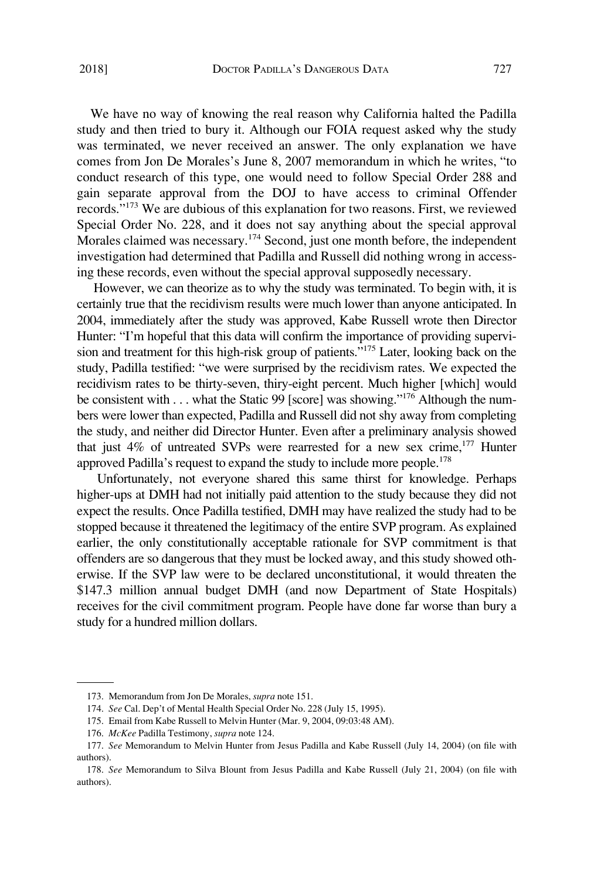We have no way of knowing the real reason why California halted the Padilla study and then tried to bury it. Although our FOIA request asked why the study was terminated, we never received an answer. The only explanation we have comes from Jon De Morales's June 8, 2007 memorandum in which he writes, "to conduct research of this type, one would need to follow Special Order 288 and gain separate approval from the DOJ to have access to criminal Offender records."[173] We are dubious of this explanation for two reasons. First, we reviewed Special Order No. 228, and it does not say anything about the special approval Morales claimed was necessary.[174] Second, just one month before, the independent investigation had determined that Padilla and Russell did nothing wrong in accessing these records, even without the special approval supposedly necessary.

However, we can theorize as to why the study was terminated. To begin with, it is certainly true that the recidivism results were much lower than anyone anticipated. In 2004, immediately after the study was approved, Kabe Russell wrote then Director Hunter: "I'm hopeful that this data will confirm the importance of providing supervision and treatment for this high-risk group of patients."[175] Later, looking back on the study, Padilla testified: "we were surprised by the recidivism rates. We expected the recidivism rates to be thirty-seven, thiry-eight percent. Much higher [which] would be consistent with . . . what the Static 99 [score] was showing."[176] Although the numbers were lower than expected, Padilla and Russell did not shy away from completing the study, and neither did Director Hunter. Even after a preliminary analysis showed that just 4% of untreated SVPs were rearrested for a new sex crime,[177] Hunter approved Padilla's request to expand the study to include more people.[178]

Unfortunately, not everyone shared this same thirst for knowledge. Perhaps higher-ups at DMH had not initially paid attention to the study because they did not expect the results. Once Padilla testified, DMH may have realized the study had to be stopped because it threatened the legitimacy of the entire SVP program. As explained earlier, the only constitutionally acceptable rationale for SVP commitment is that offenders are so dangerous that they must be locked away, and this study showed otherwise. If the SVP law were to be declared unconstitutional, it would threaten the $147.3 million annual budget DMH (and now Department of State Hospitals) receives for the civil commitment program. People have done far worse than bury a study for a hundred million dollars.

---

173. Memorandum from Jon De Morales, *supra* note 151.

174. *See* Cal. Dep't of Mental Health Special Order No. 228 (July 15, 1995).

175. Email from Kabe Russell to Melvin Hunter (Mar. 9, 2004, 09:03:48 AM).

176. *McKee* Padilla Testimony, *supra* note 124.

177. *See* Memorandum to Melvin Hunter from Jesus Padilla and Kabe Russell (July 14, 2004) (on file with authors).

178. *See* Memorandum to Silva Blount from Jesus Padilla and Kabe Russell (July 21, 2004) (on file with authors).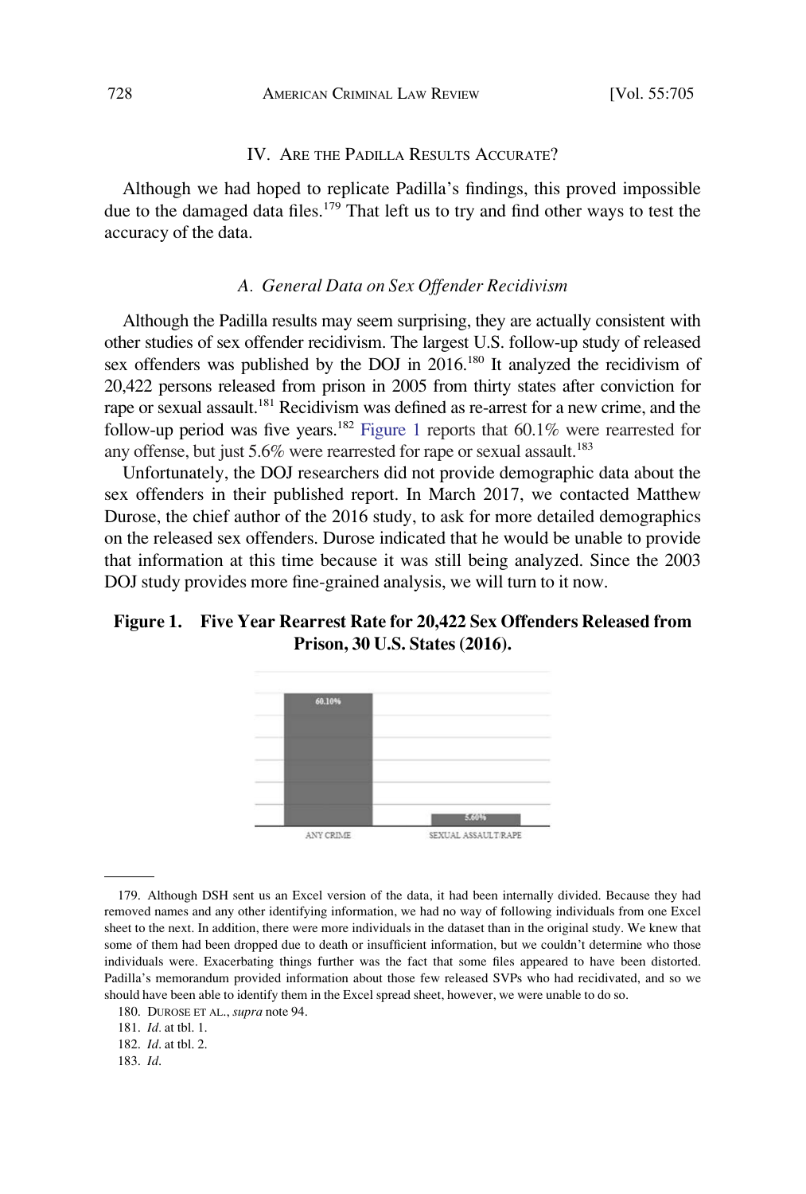## IV. Are the Padilla Results Accurate?

Although we had hoped to replicate Padilla's findings, this proved impossible due to the damaged data files.[179] That left us to try and find other ways to test the accuracy of the data.

### *A. General Data on Sex Offender Recidivism*

Although the Padilla results may seem surprising, they are actually consistent with other studies of sex offender recidivism. The largest U.S. follow-up study of released sex offenders was published by the DOJ in 2016.[180] It analyzed the recidivism of 20,422 persons released from prison in 2005 from thirty states after conviction for rape or sexual assault.[181] Recidivism was defined as re-arrest for a new crime, and the follow-up period was five years.[182] Figure 1 reports that 60.1% were rearrested for any offense, but just 5.6% were rearrested for rape or sexual assault.[183]

Unfortunately, the DOJ researchers did not provide demographic data about the sex offenders in their published report. In March 2017, we contacted Matthew Durose, the chief author of the 2016 study, to ask for more detailed demographics on the released sex offenders. Durose indicated that he would be unable to provide that information at this time because it was still being analyzed. Since the 2003 DOJ study provides more fine-grained analysis, we will turn to it now.

**Figure 1. Five Year Rearrest Rate for 20,422 Sex Offenders Released from Prison, 30 U.S. States (2016).**

| | Rearrest Rate |
|---|---|
| ANY CRIME | 60.10% |
| SEXUAL ASSAULT/RAPE | 5.60% |

---

179. Although DSH sent us an Excel version of the data, it had been internally divided. Because they had removed names and any other identifying information, we had no way of following individuals from one Excel sheet to the next. In addition, there were more individuals in the dataset than in the original study. We knew that some of them had been dropped due to death or insufficient information, but we couldn't determine who those individuals were. Exacerbating things further was the fact that some files appeared to have been distorted. Padilla's memorandum provided information about those few released SVPs who had recidivated, and so we should have been able to identify them in the Excel spread sheet, however, we were unable to do so.

180. DUROSE ET AL., *supra* note 94.

181. *Id.* at tbl. 1.

182. *Id.* at tbl. 2.

183. *Id.*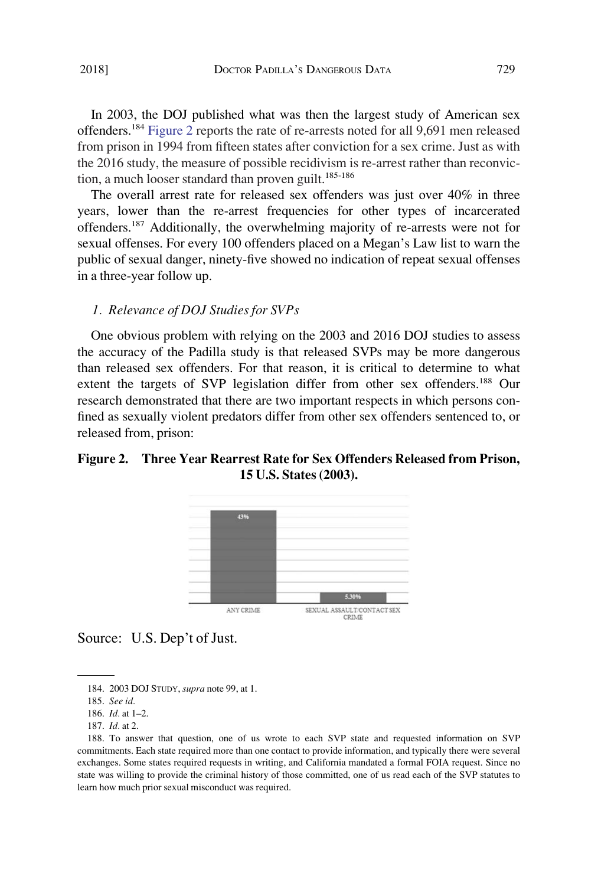In 2003, the DOJ published what was then the largest study of American sex offenders.[184] Figure 2 reports the rate of re-arrests noted for all 9,691 men released from prison in 1994 from fifteen states after conviction for a sex crime. Just as with the 2016 study, the measure of possible recidivism is re-arrest rather than reconviction, a much looser standard than proven guilt.[185-186]

The overall arrest rate for released sex offenders was just over 40% in three years, lower than the re-arrest frequencies for other types of incarcerated offenders.[187] Additionally, the overwhelming majority of re-arrests were not for sexual offenses. For every 100 offenders placed on a Megan's Law list to warn the public of sexual danger, ninety-five showed no indication of repeat sexual offenses in a three-year follow up.

### *1. Relevance of DOJ Studies for SVPs*

One obvious problem with relying on the 2003 and 2016 DOJ studies to assess the accuracy of the Padilla study is that released SVPs may be more dangerous than released sex offenders. For that reason, it is critical to determine to what extent the targets of SVP legislation differ from other sex offenders.[188] Our research demonstrated that there are two important respects in which persons confined as sexually violent predators differ from other sex offenders sentenced to, or released from, prison:

**Figure 2. Three Year Rearrest Rate for Sex Offenders Released from Prison, 15 U.S. States (2003).**

| Category | Rate |
|---|---|
| ANY CRIME | 43% |
| SEXUAL ASSAULT/CONTACT SEX CRIME | 5.30% |

Source: U.S. Dep't of Just.

---

184. 2003 DOJ STUDY, *supra* note 99, at 1.

185. *See id.*

186. *Id.* at 1–2.

187. *Id.* at 2.

188. To answer that question, one of us wrote to each SVP state and requested information on SVP commitments. Each state required more than one contact to provide information, and typically there were several exchanges. Some states required requests in writing, and California mandated a formal FOIA request. Since no state was willing to provide the criminal history of those committed, one of us read each of the SVP statutes to learn how much prior sexual misconduct was required.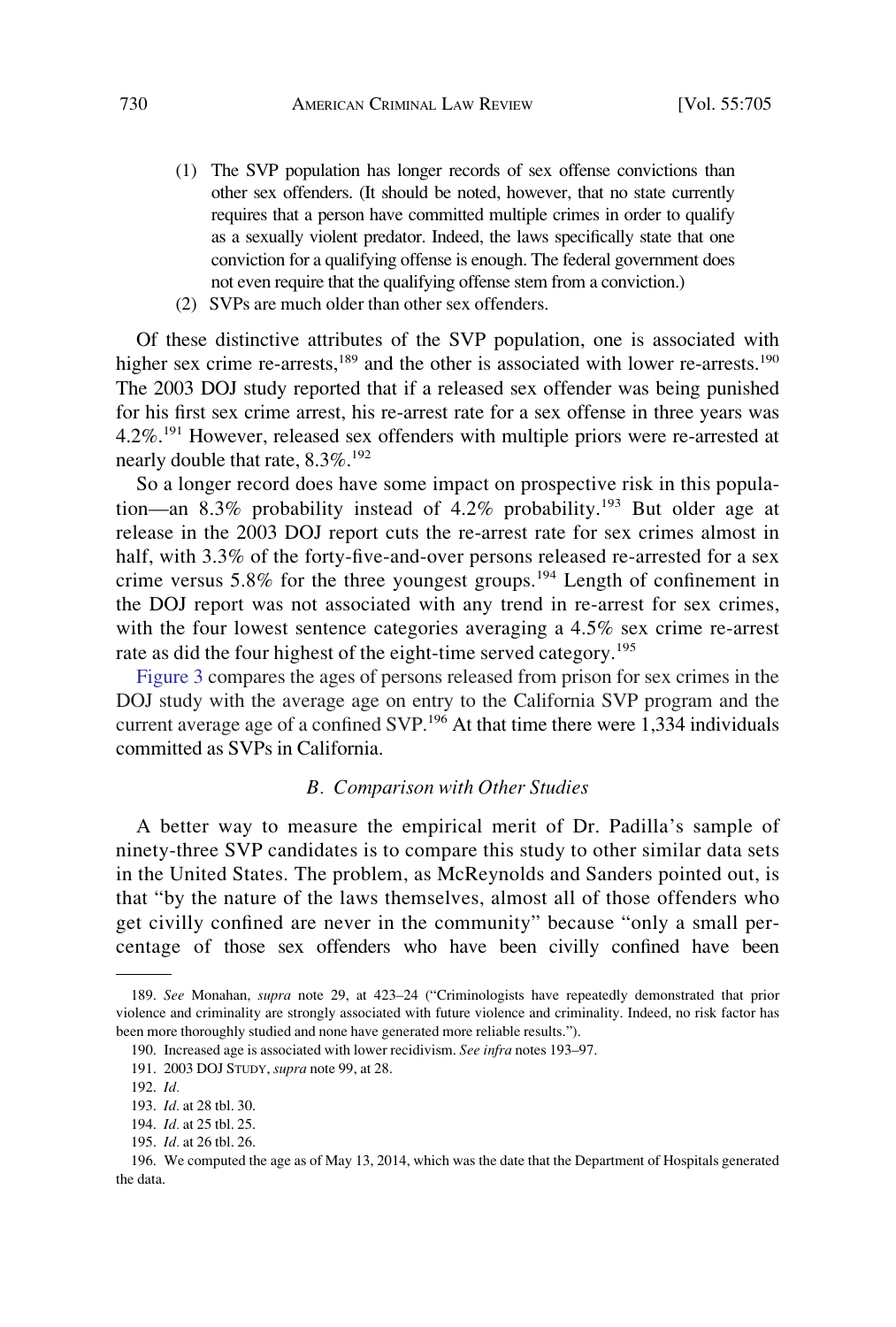(1) The SVP population has longer records of sex offense convictions than other sex offenders. (It should be noted, however, that no state currently requires that a person have committed multiple crimes in order to qualify as a sexually violent predator. Indeed, the laws specifically state that one conviction for a qualifying offense is enough. The federal government does not even require that the qualifying offense stem from a conviction.)

(2) SVPs are much older than other sex offenders.

Of these distinctive attributes of the SVP population, one is associated with higher sex crime re-arrests,[189] and the other is associated with lower re-arrests.[190] The 2003 DOJ study reported that if a released sex offender was being punished for his first sex crime arrest, his re-arrest rate for a sex offense in three years was 4.2%.[191] However, released sex offenders with multiple priors were re-arrested at nearly double that rate, 8.3%.[192]

So a longer record does have some impact on prospective risk in this population—an 8.3% probability instead of 4.2% probability.[193] But older age at release in the 2003 DOJ report cuts the re-arrest rate for sex crimes almost in half, with 3.3% of the forty-five-and-over persons released re-arrested for a sex crime versus 5.8% for the three youngest groups.[194] Length of confinement in the DOJ report was not associated with any trend in re-arrest for sex crimes, with the four lowest sentence categories averaging a 4.5% sex crime re-arrest rate as did the four highest of the eight-time served category.[195]

Figure 3 compares the ages of persons released from prison for sex crimes in the DOJ study with the average age on entry to the California SVP program and the current average age of a confined SVP.[196] At that time there were 1,334 individuals committed as SVPs in California.

### *B. Comparison with Other Studies*

A better way to measure the empirical merit of Dr. Padilla's sample of ninety-three SVP candidates is to compare this study to other similar data sets in the United States. The problem, as McReynolds and Sanders pointed out, is that "by the nature of the laws themselves, almost all of those offenders who get civilly confined are never in the community" because "only a small percentage of those sex offenders who have been civilly confined have been

---

189. *See* Monahan, *supra* note 29, at 423–24 ("Criminologists have repeatedly demonstrated that prior violence and criminality are strongly associated with future violence and criminality. Indeed, no risk factor has been more thoroughly studied and none have generated more reliable results.").

190. Increased age is associated with lower recidivism. *See infra* notes 193–97.

191. 2003 DOJ STUDY, *supra* note 99, at 28.

192. *Id.*

193. *Id.* at 28 tbl. 30.

194. *Id.* at 25 tbl. 25.

195. *Id.* at 26 tbl. 26.

196. We computed the age as of May 13, 2014, which was the date that the Department of Hospitals generated the data.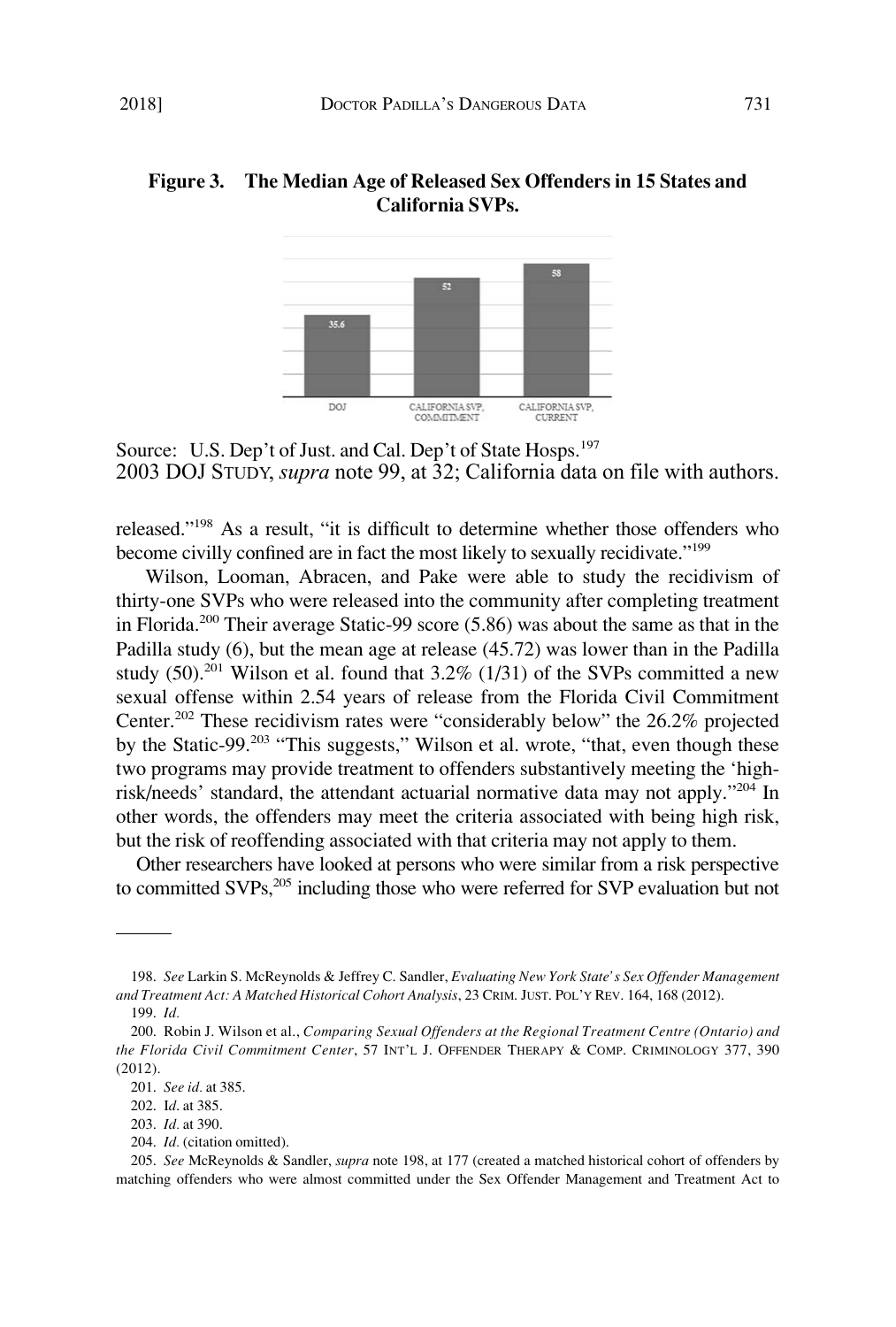**Figure 3. The Median Age of Released Sex Offenders in 15 States and California SVPs.**

| | DOJ | CALIFORNIA SVP, COMMITMENT | CALIFORNIA SVP, CURRENT |
|---|---|---|---|
| Median Age | 35.6 | 52 | 58 |

Source: U.S. Dep't of Just. and Cal. Dep't of State Hosps.[197]
2003 DOJ STUDY, *supra* note 99, at 32; California data on file with authors.

released."[198] As a result, "it is difficult to determine whether those offenders who become civilly confined are in fact the most likely to sexually recidivate."[199]

Wilson, Looman, Abracen, and Pake were able to study the recidivism of thirty-one SVPs who were released into the community after completing treatment in Florida.[200] Their average Static-99 score (5.86) was about the same as that in the Padilla study (6), but the mean age at release (45.72) was lower than in the Padilla study (50).[201] Wilson et al. found that 3.2% (1/31) of the SVPs committed a new sexual offense within 2.54 years of release from the Florida Civil Commitment Center.[202] These recidivism rates were "considerably below" the 26.2% projected by the Static-99.[203] "This suggests," Wilson et al. wrote, "that, even though these two programs may provide treatment to offenders substantively meeting the 'high-risk/needs' standard, the attendant actuarial normative data may not apply."[204] In other words, the offenders may meet the criteria associated with being high risk, but the risk of reoffending associated with that criteria may not apply to them.

Other researchers have looked at persons who were similar from a risk perspective to committed SVPs,[205] including those who were referred for SVP evaluation but not

---

198. *See* Larkin S. McReynolds & Jeffrey C. Sandler, *Evaluating New York State's Sex Offender Management and Treatment Act: A Matched Historical Cohort Analysis*, 23 CRIM. JUST. POL'Y REV. 164, 168 (2012).

199. *Id.*

200. Robin J. Wilson et al., *Comparing Sexual Offenders at the Regional Treatment Centre (Ontario) and the Florida Civil Commitment Center*, 57 INT'L J. OFFENDER THERAPY & COMP. CRIMINOLOGY 377, 390 (2012).

201. *See id.* at 385.

202. I*d*. at 385.

203. *Id.* at 390.

204. *Id.* (citation omitted).

205. *See* McReynolds & Sandler, *supra* note 198, at 177 (created a matched historical cohort of offenders by matching offenders who were almost committed under the Sex Offender Management and Treatment Act to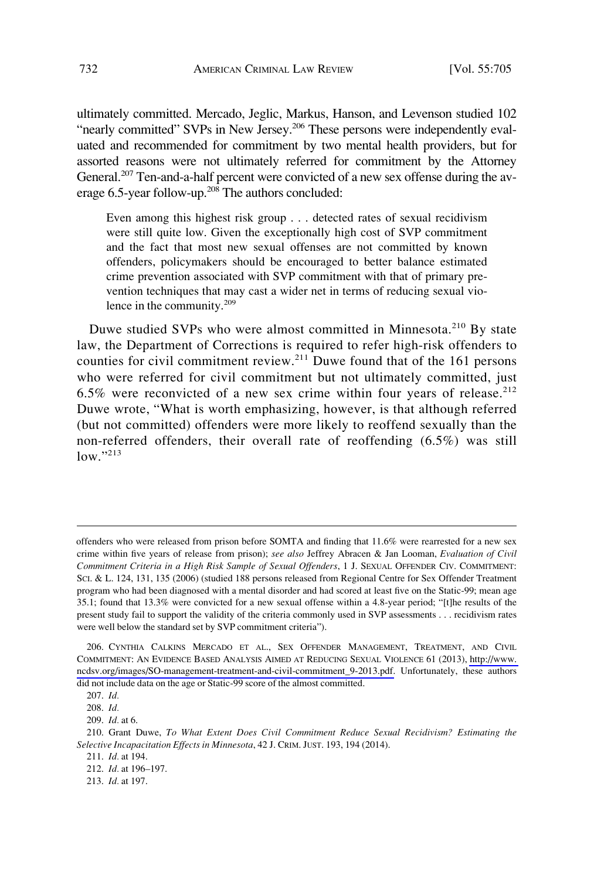ultimately committed. Mercado, Jeglic, Markus, Hanson, and Levenson studied 102 "nearly committed" SVPs in New Jersey.[206] These persons were independently evaluated and recommended for commitment by two mental health providers, but for assorted reasons were not ultimately referred for commitment by the Attorney General.[207] Ten-and-a-half percent were convicted of a new sex offense during the average 6.5-year follow-up.[208] The authors concluded:

> Even among this highest risk group . . . detected rates of sexual recidivism were still quite low. Given the exceptionally high cost of SVP commitment and the fact that most new sexual offenses are not committed by known offenders, policymakers should be encouraged to better balance estimated crime prevention associated with SVP commitment with that of primary prevention techniques that may cast a wider net in terms of reducing sexual violence in the community.[209]

Duwe studied SVPs who were almost committed in Minnesota.[210] By state law, the Department of Corrections is required to refer high-risk offenders to counties for civil commitment review.[211] Duwe found that of the 161 persons who were referred for civil commitment but not ultimately committed, just 6.5% were reconvicted of a new sex crime within four years of release.[212] Duwe wrote, "What is worth emphasizing, however, is that although referred (but not committed) offenders were more likely to reoffend sexually than the non-referred offenders, their overall rate of reoffending (6.5%) was still low."[213]

---

offenders who were released from prison before SOMTA and finding that 11.6% were rearrested for a new sex crime within five years of release from prison); *see also* Jeffrey Abracen & Jan Looman, *Evaluation of Civil Commitment Criteria in a High Risk Sample of Sexual Offenders*, 1 J. SEXUAL OFFENDER CIV. COMMITMENT: SCI. & L. 124, 131, 135 (2006) (studied 188 persons released from Regional Centre for Sex Offender Treatment program who had been diagnosed with a mental disorder and had scored at least five on the Static-99; mean age 35.1; found that 13.3% were convicted for a new sexual offense within a 4.8-year period; "[t]he results of the present study fail to support the validity of the criteria commonly used in SVP assessments . . . recidivism rates were well below the standard set by SVP commitment criteria").

206. CYNTHIA CALKINS MERCADO ET AL., SEX OFFENDER MANAGEMENT, TREATMENT, AND CIVIL COMMITMENT: AN EVIDENCE BASED ANALYSIS AIMED AT REDUCING SEXUAL VIOLENCE 61 (2013), http://www.ncdsv.org/images/SO-management-treatment-and-civil-commitment_9-2013.pdf. Unfortunately, these authors did not include data on the age or Static-99 score of the almost committed.

207. *Id.*

208. *Id.*

209. *Id.* at 6.

210. Grant Duwe, *To What Extent Does Civil Commitment Reduce Sexual Recidivism? Estimating the Selective Incapacitation Effects in Minnesota*, 42 J. CRIM. JUST. 193, 194 (2014).

211. *Id.* at 194.

212. *Id.* at 196–197.

213. *Id.* at 197.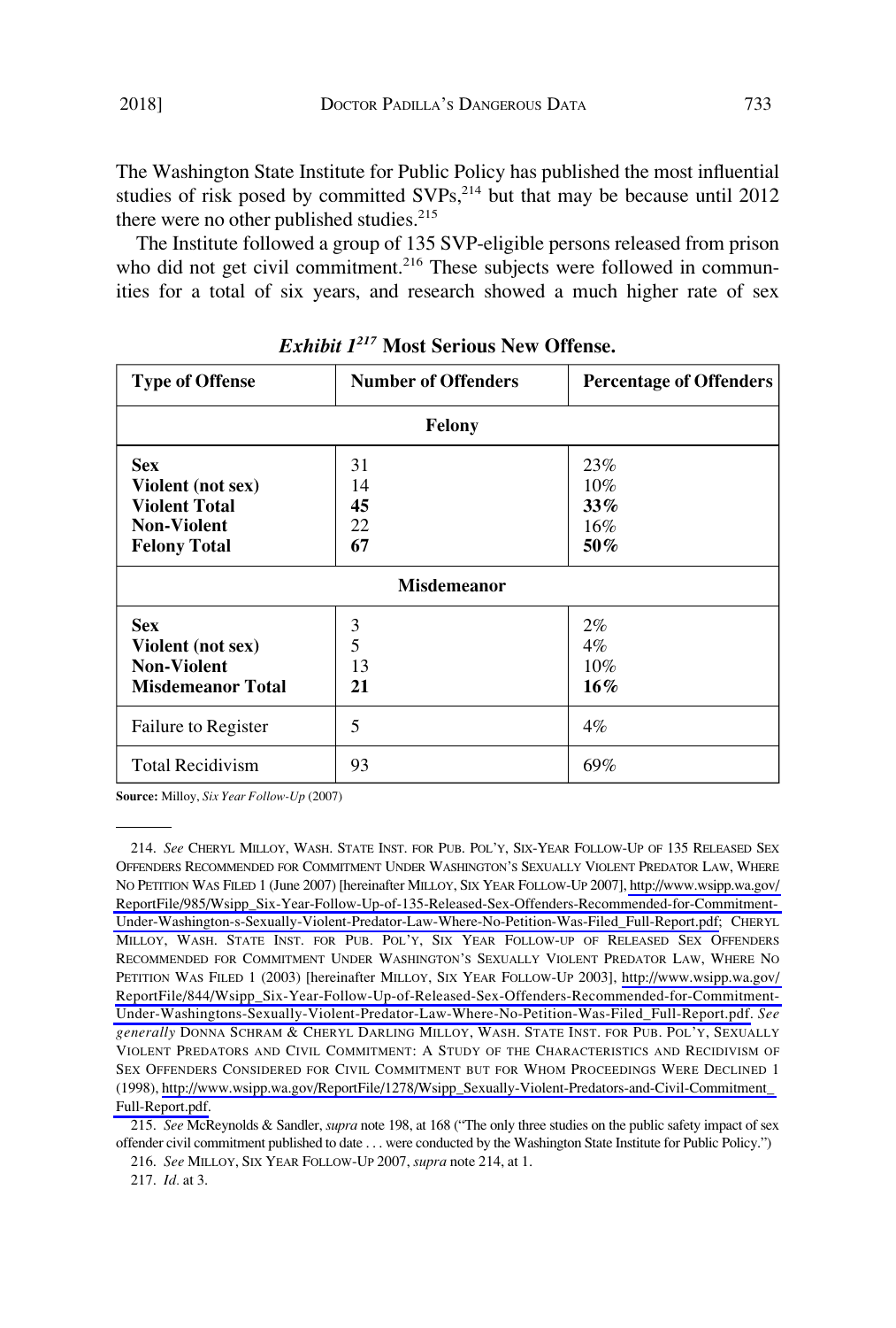The Washington State Institute for Public Policy has published the most influential studies of risk posed by committed SVPs,[214] but that may be because until 2012 there were no other published studies.[215]

The Institute followed a group of 135 SVP-eligible persons released from prison who did not get civil commitment.[216] These subjects were followed in communities for a total of six years, and research showed a much higher rate of sex

***Exhibit 1***[217] **Most Serious New Offense.**

| Type of Offense | Number of Offenders | Percentage of Offenders |
|---|---|---|
| | **Felony** | |
| **Sex** | 31 | 23% |
| **Violent (not sex)** | 14 | 10% |
| **Violent Total** | **45** | **33%** |
| **Non-Violent** | 22 | 16% |
| **Felony Total** | **67** | **50%** |
| | **Misdemeanor** | |
| **Sex** | 3 | 2% |
| **Violent (not sex)** | 5 | 4% |
| **Non-Violent** | 13 | 10% |
| **Misdemeanor Total** | **21** | **16%** |
| Failure to Register | 5 | 4% |
| Total Recidivism | 93 | 69% |

**Source:** Milloy, *Six Year Follow-Up* (2007)

---

214. *See* CHERYL MILLOY, WASH. STATE INST. FOR PUB. POL'Y, SIX-YEAR FOLLOW-UP OF 135 RELEASED SEX OFFENDERS RECOMMENDED FOR COMMITMENT UNDER WASHINGTON'S SEXUALLY VIOLENT PREDATOR LAW, WHERE NO PETITION WAS FILED 1 (June 2007) [hereinafter MILLOY, SIX YEAR FOLLOW-UP 2007], http://www.wsipp.wa.gov/ReportFile/985/Wsipp_Six-Year-Follow-Up-of-135-Released-Sex-Offenders-Recommended-for-Commitment-Under-Washington-s-Sexually-Violent-Predator-Law-Where-No-Petition-Was-Filed_Full-Report.pdf; CHERYL MILLOY, WASH. STATE INST. FOR PUB. POL'Y, SIX YEAR FOLLOW-UP OF RELEASED SEX OFFENDERS RECOMMENDED FOR COMMITMENT UNDER WASHINGTON'S SEXUALLY VIOLENT PREDATOR LAW, WHERE NO PETITION WAS FILED 1 (2003) [hereinafter MILLOY, SIX YEAR FOLLOW-UP 2003], http://www.wsipp.wa.gov/ReportFile/844/Wsipp_Six-Year-Follow-Up-of-Released-Sex-Offenders-Recommended-for-Commitment-Under-Washingtons-Sexually-Violent-Predator-Law-Where-No-Petition-Was-Filed_Full-Report.pdf. *See generally* DONNA SCHRAM & CHERYL DARLING MILLOY, WASH. STATE INST. FOR PUB. POL'Y, SEXUALLY VIOLENT PREDATORS AND CIVIL COMMITMENT: A STUDY OF THE CHARACTERISTICS AND RECIDIVISM OF SEX OFFENDERS CONSIDERED FOR CIVIL COMMITMENT BUT FOR WHOM PROCEEDINGS WERE DECLINED 1 (1998), http://www.wsipp.wa.gov/ReportFile/1278/Wsipp_Sexually-Violent-Predators-and-Civil-Commitment_Full-Report.pdf.

215. *See* McReynolds & Sandler, *supra* note 198, at 168 ("The only three studies on the public safety impact of sex offender civil commitment published to date . . . were conducted by the Washington State Institute for Public Policy.")

216. *See* MILLOY, SIX YEAR FOLLOW-UP 2007, *supra* note 214, at 1.

217. *Id.* at 3.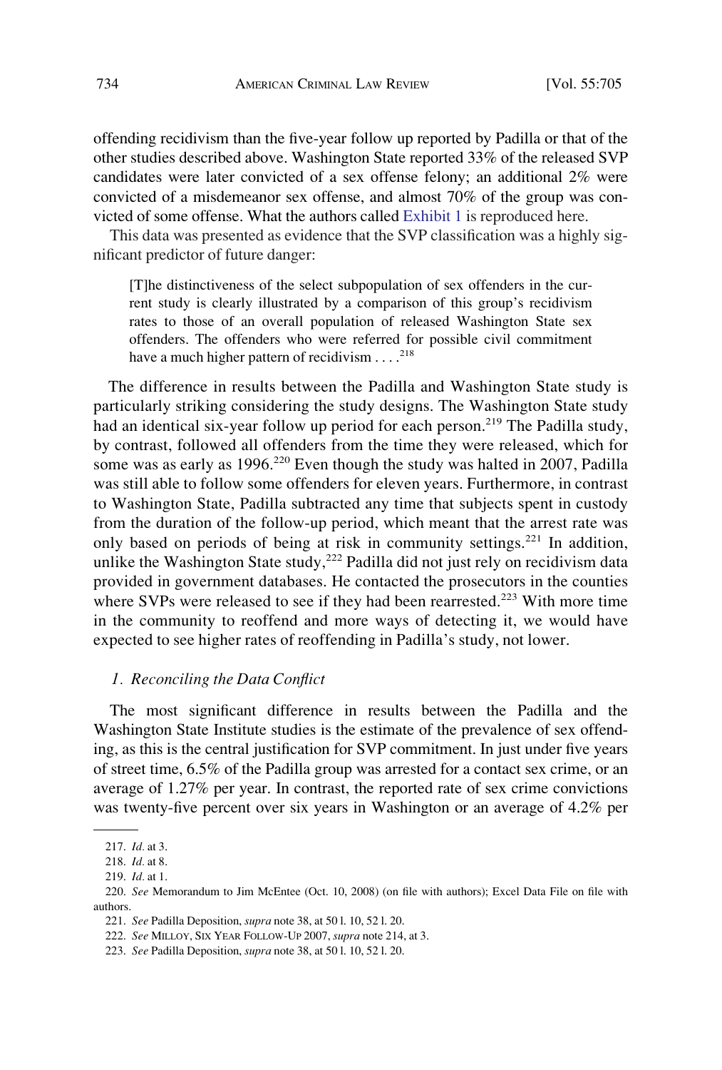offending recidivism than the five-year follow up reported by Padilla or that of the other studies described above. Washington State reported 33% of the released SVP candidates were later convicted of a sex offense felony; an additional 2% were convicted of a misdemeanor sex offense, and almost 70% of the group was convicted of some offense. What the authors called Exhibit 1 is reproduced here.

This data was presented as evidence that the SVP classification was a highly significant predictor of future danger:

> [T]he distinctiveness of the select subpopulation of sex offenders in the current study is clearly illustrated by a comparison of this group's recidivism rates to those of an overall population of released Washington State sex offenders. The offenders who were referred for possible civil commitment have a much higher pattern of recidivism . . . .[218]

The difference in results between the Padilla and Washington State study is particularly striking considering the study designs. The Washington State study had an identical six-year follow up period for each person.[219] The Padilla study, by contrast, followed all offenders from the time they were released, which for some was as early as 1996.[220] Even though the study was halted in 2007, Padilla was still able to follow some offenders for eleven years. Furthermore, in contrast to Washington State, Padilla subtracted any time that subjects spent in custody from the duration of the follow-up period, which meant that the arrest rate was only based on periods of being at risk in community settings.[221] In addition, unlike the Washington State study,[222] Padilla did not just rely on recidivism data provided in government databases. He contacted the prosecutors in the counties where SVPs were released to see if they had been rearrested.[223] With more time in the community to reoffend and more ways of detecting it, we would have expected to see higher rates of reoffending in Padilla's study, not lower.

### 1. *Reconciling the Data Conflict*

The most significant difference in results between the Padilla and the Washington State Institute studies is the estimate of the prevalence of sex offending, as this is the central justification for SVP commitment. In just under five years of street time, 6.5% of the Padilla group was arrested for a contact sex crime, or an average of 1.27% per year. In contrast, the reported rate of sex crime convictions was twenty-five percent over six years in Washington or an average of 4.2% per

---

217. *Id.* at 3.

218. *Id.* at 8.

219. *Id.* at 1.

220. *See* Memorandum to Jim McEntee (Oct. 10, 2008) (on file with authors); Excel Data File on file with authors.

221. *See* Padilla Deposition, *supra* note 38, at 50 l. 10, 52 l. 20.

222. *See* MILLOY, SIX YEAR FOLLOW-UP 2007, *supra* note 214, at 3.

223. *See* Padilla Deposition, *supra* note 38, at 50 l. 10, 52 l. 20.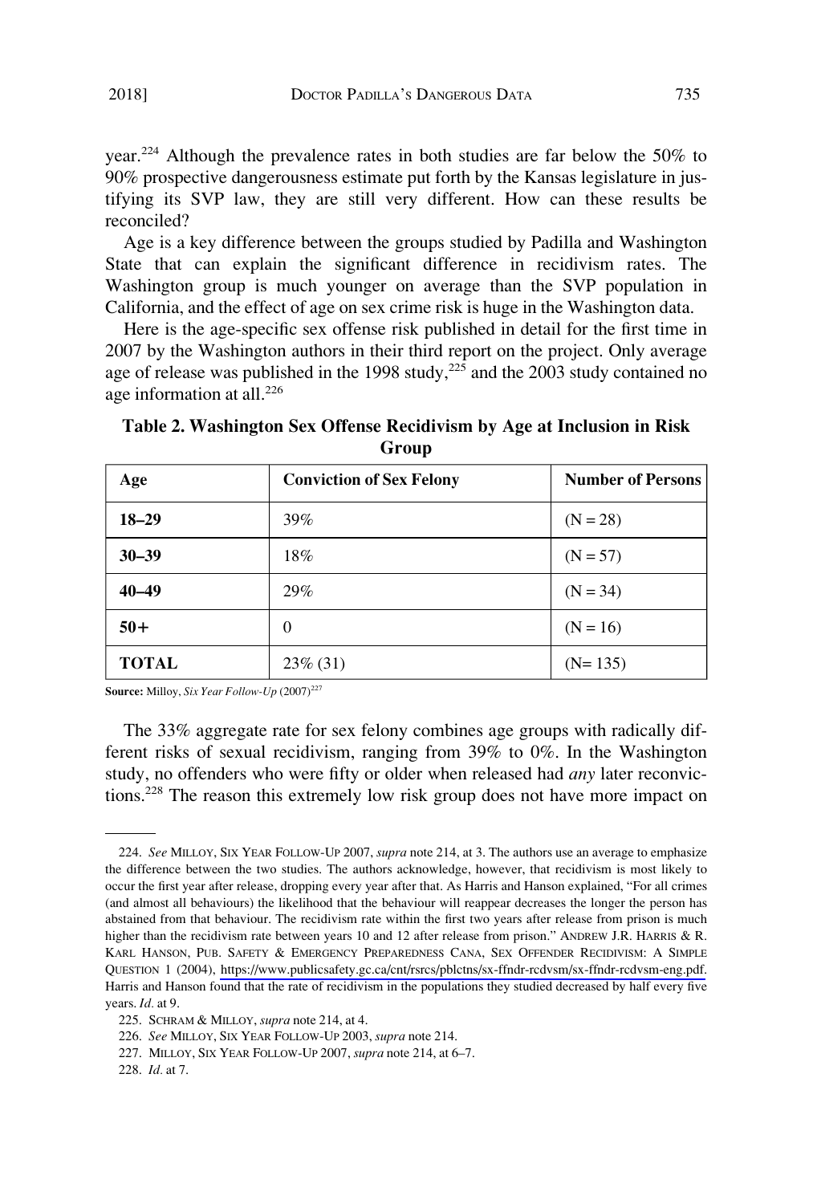year.[224] Although the prevalence rates in both studies are far below the 50% to 90% prospective dangerousness estimate put forth by the Kansas legislature in justifying its SVP law, they are still very different. How can these results be reconciled?

Age is a key difference between the groups studied by Padilla and Washington State that can explain the significant difference in recidivism rates. The Washington group is much younger on average than the SVP population in California, and the effect of age on sex crime risk is huge in the Washington data.

Here is the age-specific sex offense risk published in detail for the first time in 2007 by the Washington authors in their third report on the project. Only average age of release was published in the 1998 study,[225] and the 2003 study contained no age information at all.[226]

**Table 2. Washington Sex Offense Recidivism by Age at Inclusion in Risk Group**

| Age | Conviction of Sex Felony | Number of Persons |
|---|---|---|
| **18–29** | 39% | (N = 28) |
| **30–39** | 18% | (N = 57) |
| **40–49** | 29% | (N = 34) |
| **50+** | 0 | (N = 16) |
| **TOTAL** | 23% (31) | (N= 135) |

**Source:** Milloy, *Six Year Follow-Up* (2007)[227]

The 33% aggregate rate for sex felony combines age groups with radically different risks of sexual recidivism, ranging from 39% to 0%. In the Washington study, no offenders who were fifty or older when released had *any* later reconvictions.[228] The reason this extremely low risk group does not have more impact on

---

224. *See* MILLOY, SIX YEAR FOLLOW-UP 2007, *supra* note 214, at 3. The authors use an average to emphasize the difference between the two studies. The authors acknowledge, however, that recidivism is most likely to occur the first year after release, dropping every year after that. As Harris and Hanson explained, "For all crimes (and almost all behaviours) the likelihood that the behaviour will reappear decreases the longer the person has abstained from that behaviour. The recidivism rate within the first two years after release from prison is much higher than the recidivism rate between years 10 and 12 after release from prison." ANDREW J.R. HARRIS & R. KARL HANSON, PUB. SAFETY & EMERGENCY PREPAREDNESS CANA, SEX OFFENDER RECIDIVISM: A SIMPLE QUESTION 1 (2004), https://www.publicsafety.gc.ca/cnt/rsrcs/pblctns/sx-ffndr-rcdvsm/sx-ffndr-rcdvsm-eng.pdf. Harris and Hanson found that the rate of recidivism in the populations they studied decreased by half every five years. *Id.* at 9.

225. SCHRAM & MILLOY, *supra* note 214, at 4.

226. *See* MILLOY, SIX YEAR FOLLOW-UP 2003, *supra* note 214.

227. MILLOY, SIX YEAR FOLLOW-UP 2007, *supra* note 214, at 6–7.

228. *Id.* at 7.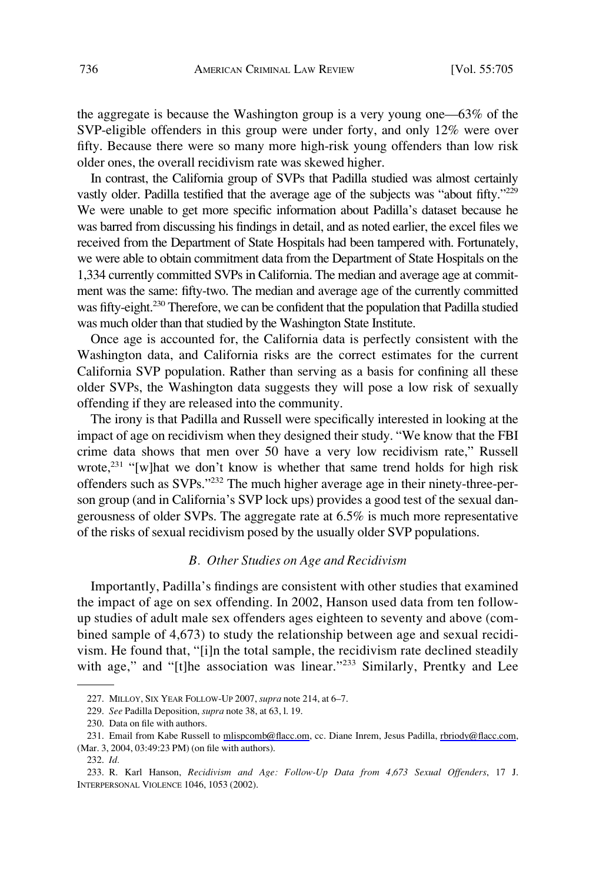the aggregate is because the Washington group is a very young one—63% of the SVP-eligible offenders in this group were under forty, and only 12% were over fifty. Because there were so many more high-risk young offenders than low risk older ones, the overall recidivism rate was skewed higher.

In contrast, the California group of SVPs that Padilla studied was almost certainly vastly older. Padilla testified that the average age of the subjects was "about fifty."[229] We were unable to get more specific information about Padilla's dataset because he was barred from discussing his findings in detail, and as noted earlier, the excel files we received from the Department of State Hospitals had been tampered with. Fortunately, we were able to obtain commitment data from the Department of State Hospitals on the 1,334 currently committed SVPs in California. The median and average age at commitment was the same: fifty-two. The median and average age of the currently committed was fifty-eight.[230] Therefore, we can be confident that the population that Padilla studied was much older than that studied by the Washington State Institute.

Once age is accounted for, the California data is perfectly consistent with the Washington data, and California risks are the correct estimates for the current California SVP population. Rather than serving as a basis for confining all these older SVPs, the Washington data suggests they will pose a low risk of sexually offending if they are released into the community.

The irony is that Padilla and Russell were specifically interested in looking at the impact of age on recidivism when they designed their study. "We know that the FBI crime data shows that men over 50 have a very low recidivism rate," Russell wrote,[231] "[w]hat we don't know is whether that same trend holds for high risk offenders such as SVPs."[232] The much higher average age in their ninety-three-person group (and in California's SVP lock ups) provides a good test of the sexual dangerousness of older SVPs. The aggregate rate at 6.5% is much more representative of the risks of sexual recidivism posed by the usually older SVP populations.

### *B. Other Studies on Age and Recidivism*

Importantly, Padilla's findings are consistent with other studies that examined the impact of age on sex offending. In 2002, Hanson used data from ten follow-up studies of adult male sex offenders ages eighteen to seventy and above (combined sample of 4,673) to study the relationship between age and sexual recidivism. He found that, "[i]n the total sample, the recidivism rate declined steadily with age," and "[t]he association was linear."[233] Similarly, Prentky and Lee

---

227. MILLOY, SIX YEAR FOLLOW-UP 2007, *supra* note 214, at 6–7.

229. *See* Padilla Deposition, *supra* note 38, at 63, l. 19.

230. Data on file with authors.

231. Email from Kabe Russell to mlispcomb@flacc.om, cc. Diane Inrem, Jesus Padilla, rbriody@flacc.com, (Mar. 3, 2004, 03:49:23 PM) (on file with authors).

232. *Id.*

233. R. Karl Hanson, *Recidivism and Age: Follow-Up Data from 4,673 Sexual Offenders*, 17 J. INTERPERSONAL VIOLENCE 1046, 1053 (2002).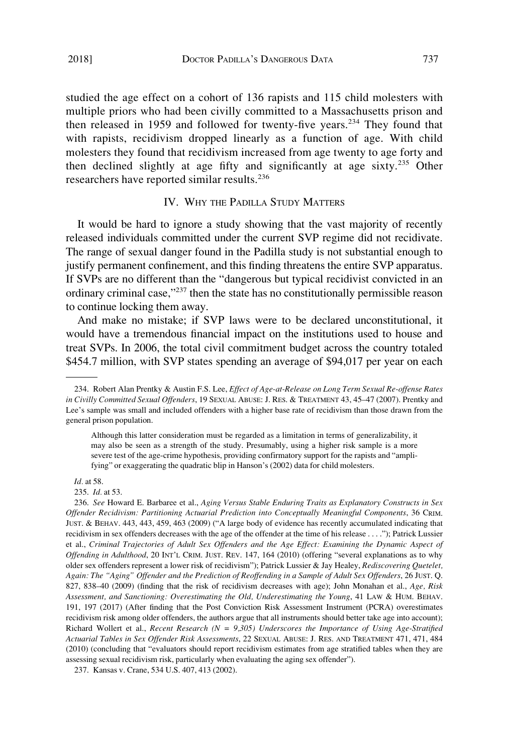studied the age effect on a cohort of 136 rapists and 115 child molesters with multiple priors who had been civilly committed to a Massachusetts prison and then released in 1959 and followed for twenty-five years.[234] They found that with rapists, recidivism dropped linearly as a function of age. With child molesters they found that recidivism increased from age twenty to age forty and then declined slightly at age fifty and significantly at age sixty.[235] Other researchers have reported similar results.[236]

## IV. Why the Padilla Study Matters

It would be hard to ignore a study showing that the vast majority of recently released individuals committed under the current SVP regime did not recidivate. The range of sexual danger found in the Padilla study is not substantial enough to justify permanent confinement, and this finding threatens the entire SVP apparatus. If SVPs are no different than the "dangerous but typical recidivist convicted in an ordinary criminal case,"[237] then the state has no constitutionally permissible reason to continue locking them away.

And make no mistake; if SVP laws were to be declared unconstitutional, it would have a tremendous financial impact on the institutions used to house and treat SVPs. In 2006, the total civil commitment budget across the country totaled $454.7 million, with SVP states spending an average of $94,017 per year on each

---

234. Robert Alan Prentky & Austin F.S. Lee, *Effect of Age-at-Release on Long Term Sexual Re-offense Rates in Civilly Committed Sexual Offenders*, 19 Sexual Abuse: J. Res. & Treatment 43, 45–47 (2007). Prentky and Lee's sample was small and included offenders with a higher base rate of recidivism than those drawn from the general prison population.

> Although this latter consideration must be regarded as a limitation in terms of generalizability, it may also be seen as a strength of the study. Presumably, using a higher risk sample is a more severe test of the age-crime hypothesis, providing confirmatory support for the rapists and "amplifying" or exaggerating the quadratic blip in Hanson's (2002) data for child molesters.

*Id.* at 58.

235. *Id.* at 53.

236. *See* Howard E. Barbaree et al., *Aging Versus Stable Enduring Traits as Explanatory Constructs in Sex Offender Recidivism: Partitioning Actuarial Prediction into Conceptually Meaningful Components*, 36 Crim. Just. & Behav. 443, 443, 459, 463 (2009) ("A large body of evidence has recently accumulated indicating that recidivism in sex offenders decreases with the age of the offender at the time of his release . . . ."); Patrick Lussier et al., *Criminal Trajectories of Adult Sex Offenders and the Age Effect: Examining the Dynamic Aspect of Offending in Adulthood*, 20 Int'l Crim. Just. Rev. 147, 164 (2010) (offering "several explanations as to why older sex offenders represent a lower risk of recidivism"); Patrick Lussier & Jay Healey, *Rediscovering Quetelet, Again: The "Aging" Offender and the Prediction of Reoffending in a Sample of Adult Sex Offenders*, 26 Just. Q. 827, 838–40 (2009) (finding that the risk of recidivism decreases with age); John Monahan et al., *Age, Risk Assessment, and Sanctioning: Overestimating the Old, Underestimating the Young*, 41 Law & Hum. Behav. 191, 197 (2017) (After finding that the Post Conviction Risk Assessment Instrument (PCRA) overestimates recidivism risk among older offenders, the authors argue that all instruments should better take age into account); Richard Wollert et al., *Recent Research (N = 9,305) Underscores the Importance of Using Age-Stratified Actuarial Tables in Sex Offender Risk Assessments*, 22 Sexual Abuse: J. Res. and Treatment 471, 471, 484 (2010) (concluding that "evaluators should report recidivism estimates from age stratified tables when they are assessing sexual recidivism risk, particularly when evaluating the aging sex offender").

237. Kansas v. Crane, 534 U.S. 407, 413 (2002).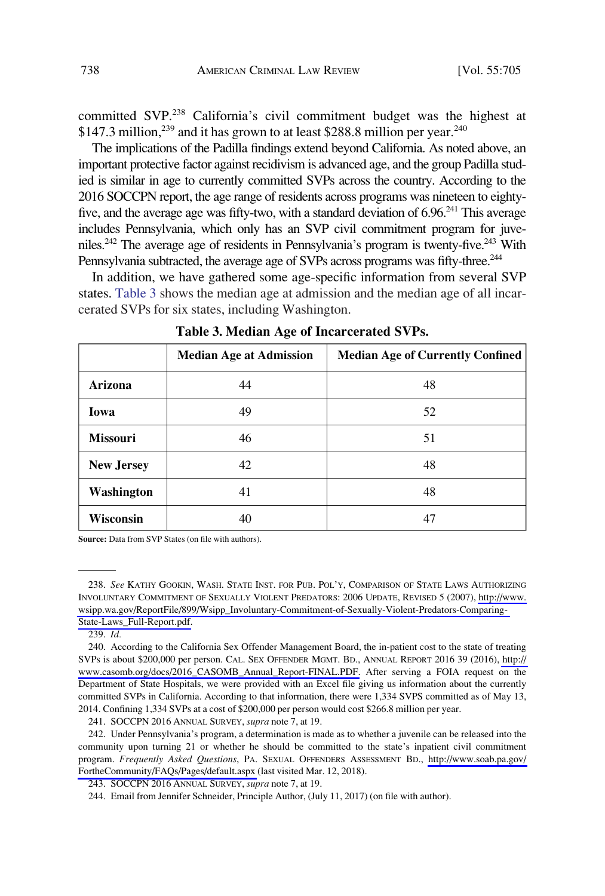committed SVP.[238] California's civil commitment budget was the highest at \$147.3 million,[239] and it has grown to at least \$288.8 million per year.[240]

The implications of the Padilla findings extend beyond California. As noted above, an important protective factor against recidivism is advanced age, and the group Padilla studied is similar in age to currently committed SVPs across the country. According to the 2016 SOCCPN report, the age range of residents across programs was nineteen to eighty-five, and the average age was fifty-two, with a standard deviation of 6.96.[241] This average includes Pennsylvania, which only has an SVP civil commitment program for juveniles.[242] The average age of residents in Pennsylvania's program is twenty-five.[243] With Pennsylvania subtracted, the average age of SVPs across programs was fifty-three.[244]

In addition, we have gathered some age-specific information from several SVP states. Table 3 shows the median age at admission and the median age of all incarcerated SVPs for six states, including Washington.

**Table 3. Median Age of Incarcerated SVPs.**

| | Median Age at Admission | Median Age of Currently Confined |
|---|---|---|
| **Arizona** | 44 | 48 |
| **Iowa** | 49 | 52 |
| **Missouri** | 46 | 51 |
| **New Jersey** | 42 | 48 |
| **Washington** | 41 | 48 |
| **Wisconsin** | 40 | 47 |

**Source:** Data from SVP States (on file with authors).

---

238. *See* KATHY GOOKIN, WASH. STATE INST. FOR PUB. POL'Y, COMPARISON OF STATE LAWS AUTHORIZING INVOLUNTARY COMMITMENT OF SEXUALLY VIOLENT PREDATORS: 2006 UPDATE, REVISED 5 (2007), http://www.wsipp.wa.gov/ReportFile/899/Wsipp_Involuntary-Commitment-of-Sexually-Violent-Predators-Comparing-State-Laws_Full-Report.pdf.

239. *Id.*

240. According to the California Sex Offender Management Board, the in-patient cost to the state of treating SVPs is about \$200,000 per person. CAL. SEX OFFENDER MGMT. BD., ANNUAL REPORT 2016 39 (2016), http://www.casomb.org/docs/2016_CASOMB_Annual_Report-FINAL.PDF. After serving a FOIA request on the Department of State Hospitals, we were provided with an Excel file giving us information about the currently committed SVPs in California. According to that information, there were 1,334 SVPS committed as of May 13, 2014. Confining 1,334 SVPs at a cost of \$200,000 per person would cost \$266.8 million per year.

241. SOCCPN 2016 ANNUAL SURVEY, *supra* note 7, at 19.

242. Under Pennsylvania's program, a determination is made as to whether a juvenile can be released into the community upon turning 21 or whether he should be committed to the state's inpatient civil commitment program. *Frequently Asked Questions*, PA. SEXUAL OFFENDERS ASSESSMENT BD., http://www.soab.pa.gov/FortheCommunity/FAQs/Pages/default.aspx (last visited Mar. 12, 2018).

243. SOCCPN 2016 ANNUAL SURVEY, *supra* note 7, at 19.

244. Email from Jennifer Schneider, Principle Author, (July 11, 2017) (on file with author).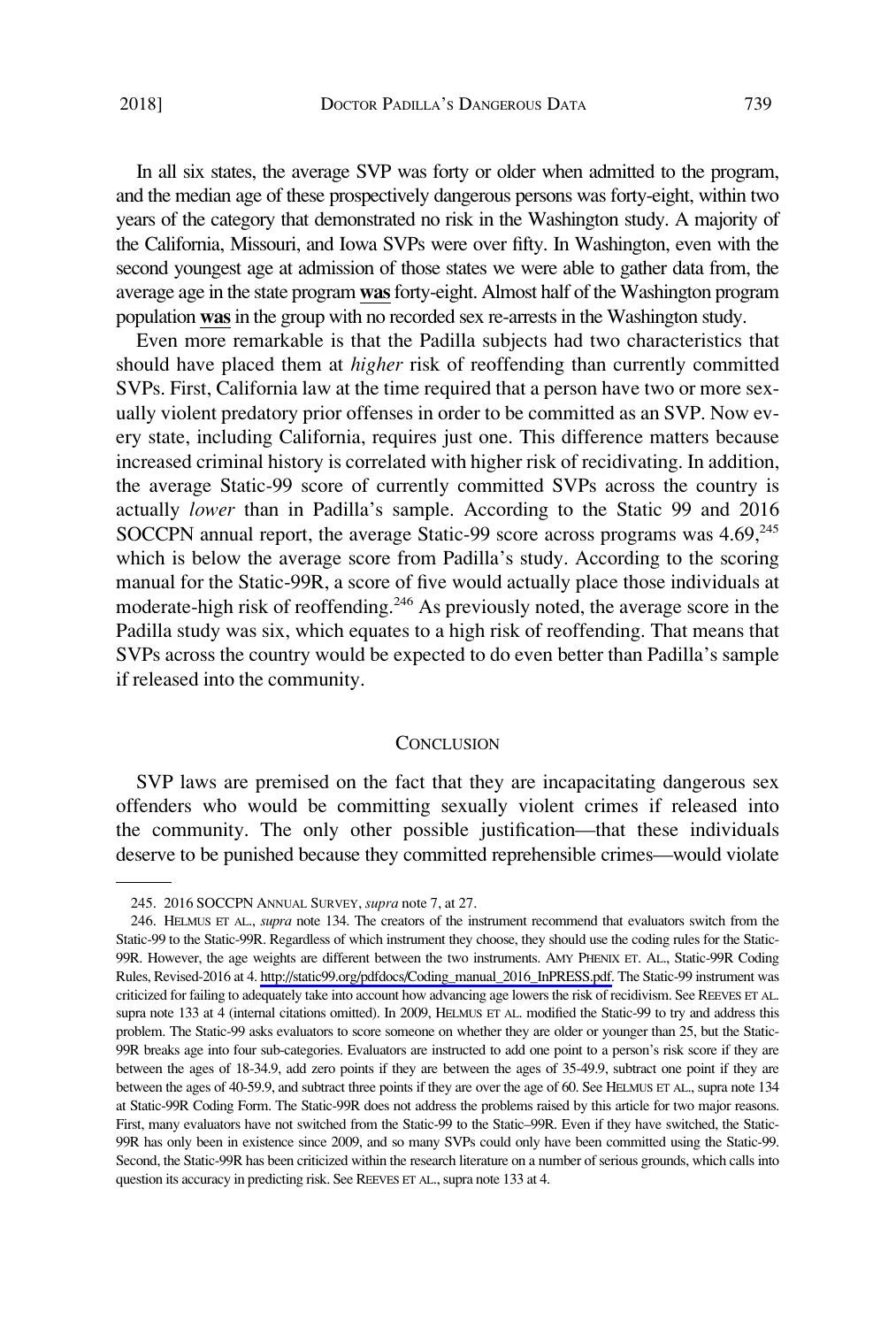In all six states, the average SVP was forty or older when admitted to the program, and the median age of these prospectively dangerous persons was forty-eight, within two years of the category that demonstrated no risk in the Washington study. A majority of the California, Missouri, and Iowa SVPs were over fifty. In Washington, even with the second youngest age at admission of those states we were able to gather data from, the average age in the state program **was** forty-eight. Almost half of the Washington program population **was** in the group with no recorded sex re-arrests in the Washington study.

Even more remarkable is that the Padilla subjects had two characteristics that should have placed them at *higher* risk of reoffending than currently committed SVPs. First, California law at the time required that a person have two or more sexually violent predatory prior offenses in order to be committed as an SVP. Now every state, including California, requires just one. This difference matters because increased criminal history is correlated with higher risk of recidivating. In addition, the average Static-99 score of currently committed SVPs across the country is actually *lower* than in Padilla's sample. According to the Static 99 and 2016 SOCCPN annual report, the average Static-99 score across programs was 4.69,[245] which is below the average score from Padilla's study. According to the scoring manual for the Static-99R, a score of five would actually place those individuals at moderate-high risk of reoffending.[246] As previously noted, the average score in the Padilla study was six, which equates to a high risk of reoffending. That means that SVPs across the country would be expected to do even better than Padilla's sample if released into the community.

## CONCLUSION

SVP laws are premised on the fact that they are incapacitating dangerous sex offenders who would be committing sexually violent crimes if released into the community. The only other possible justification—that these individuals deserve to be punished because they committed reprehensible crimes—would violate

---

245. 2016 SOCCPN ANNUAL SURVEY, *supra* note 7, at 27.

246. HELMUS ET AL., *supra* note 134. The creators of the instrument recommend that evaluators switch from the Static-99 to the Static-99R. Regardless of which instrument they choose, they should use the coding rules for the Static-99R. However, the age weights are different between the two instruments. AMY PHENIX ET. AL., Static-99R Coding Rules, Revised-2016 at 4. http://static99.org/pdfdocs/Coding_manual_2016_InPRESS.pdf. The Static-99 instrument was criticized for failing to adequately take into account how advancing age lowers the risk of recidivism. See REEVES ET AL. supra note 133 at 4 (internal citations omitted). In 2009, HELMUS ET AL. modified the Static-99 to try and address this problem. The Static-99 asks evaluators to score someone on whether they are older or younger than 25, but the Static-99R breaks age into four sub-categories. Evaluators are instructed to add one point to a person's risk score if they are between the ages of 18-34.9, add zero points if they are between the ages of 35-49.9, subtract one point if they are between the ages of 40-59.9, and subtract three points if they are over the age of 60. See HELMUS ET AL., supra note 134 at Static-99R Coding Form. The Static-99R does not address the problems raised by this article for two major reasons. First, many evaluators have not switched from the Static-99 to the Static–99R. Even if they have switched, the Static-99R has only been in existence since 2009, and so many SVPs could only have been committed using the Static-99. Second, the Static-99R has been criticized within the research literature on a number of serious grounds, which calls into question its accuracy in predicting risk. See REEVES ET AL., supra note 133 at 4.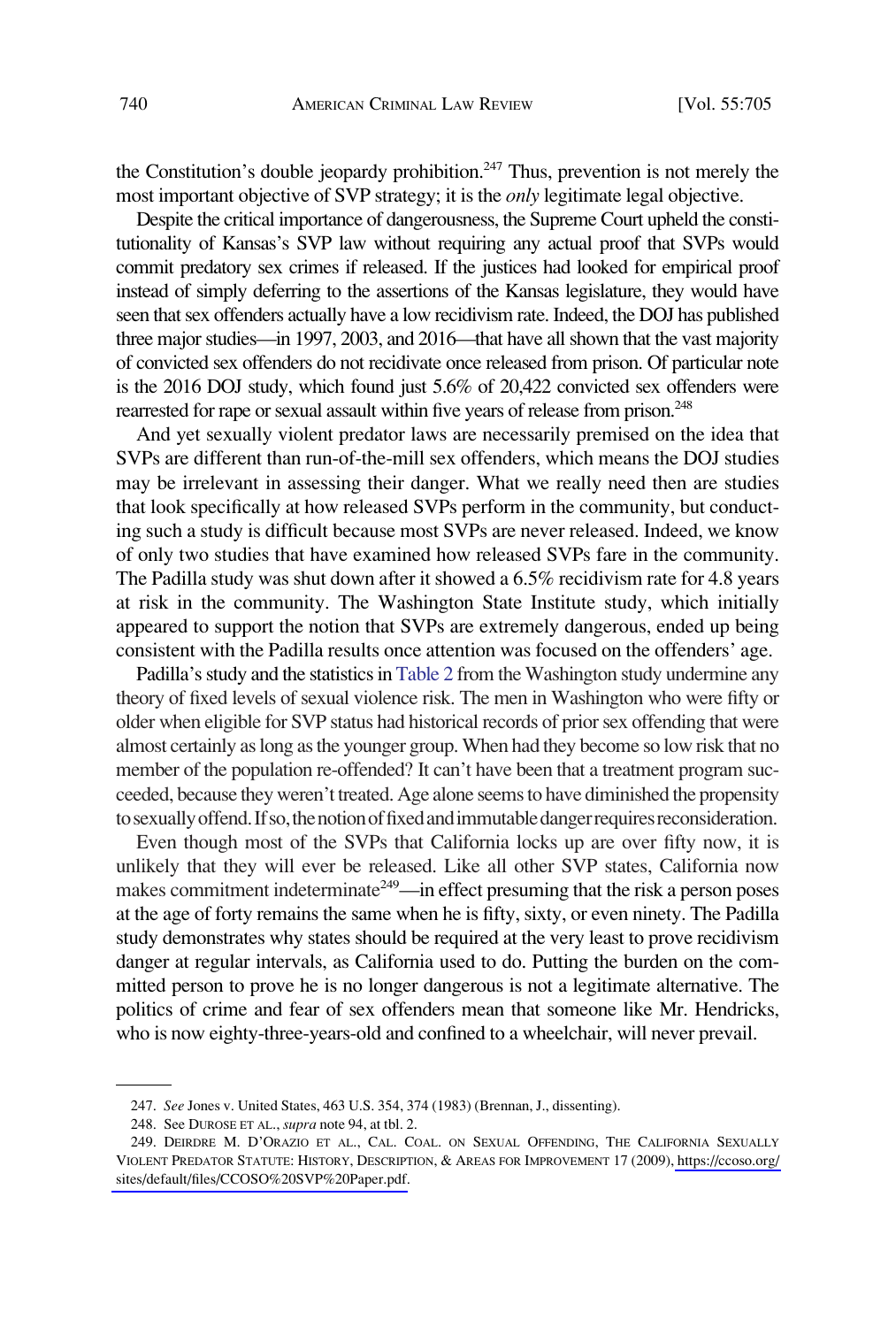the Constitution's double jeopardy prohibition.[247] Thus, prevention is not merely the most important objective of SVP strategy; it is the *only* legitimate legal objective.

Despite the critical importance of dangerousness, the Supreme Court upheld the constitutionality of Kansas's SVP law without requiring any actual proof that SVPs would commit predatory sex crimes if released. If the justices had looked for empirical proof instead of simply deferring to the assertions of the Kansas legislature, they would have seen that sex offenders actually have a low recidivism rate. Indeed, the DOJ has published three major studies—in 1997, 2003, and 2016—that have all shown that the vast majority of convicted sex offenders do not recidivate once released from prison. Of particular note is the 2016 DOJ study, which found just 5.6% of 20,422 convicted sex offenders were rearrested for rape or sexual assault within five years of release from prison.[248]

And yet sexually violent predator laws are necessarily premised on the idea that SVPs are different than run-of-the-mill sex offenders, which means the DOJ studies may be irrelevant in assessing their danger. What we really need then are studies that look specifically at how released SVPs perform in the community, but conducting such a study is difficult because most SVPs are never released. Indeed, we know of only two studies that have examined how released SVPs fare in the community. The Padilla study was shut down after it showed a 6.5% recidivism rate for 4.8 years at risk in the community. The Washington State Institute study, which initially appeared to support the notion that SVPs are extremely dangerous, ended up being consistent with the Padilla results once attention was focused on the offenders' age.

Padilla's study and the statistics in Table 2 from the Washington study undermine any theory of fixed levels of sexual violence risk. The men in Washington who were fifty or older when eligible for SVP status had historical records of prior sex offending that were almost certainly as long as the younger group. When had they become so low risk that no member of the population re-offended? It can't have been that a treatment program succeeded, because they weren't treated. Age alone seems to have diminished the propensity to sexually offend. If so, the notion of fixed and immutable danger requires reconsideration.

Even though most of the SVPs that California locks up are over fifty now, it is unlikely that they will ever be released. Like all other SVP states, California now makes commitment indeterminate[249]—in effect presuming that the risk a person poses at the age of forty remains the same when he is fifty, sixty, or even ninety. The Padilla study demonstrates why states should be required at the very least to prove recidivism danger at regular intervals, as California used to do. Putting the burden on the committed person to prove he is no longer dangerous is not a legitimate alternative. The politics of crime and fear of sex offenders mean that someone like Mr. Hendricks, who is now eighty-three-years-old and confined to a wheelchair, will never prevail.

---

247. *See* Jones v. United States, 463 U.S. 354, 374 (1983) (Brennan, J., dissenting).

248. See DUROSE ET AL., *supra* note 94, at tbl. 2.

249. DEIRDRE M. D'ORAZIO ET AL., CAL. COAL. ON SEXUAL OFFENDING, THE CALIFORNIA SEXUALLY VIOLENT PREDATOR STATUTE: HISTORY, DESCRIPTION, & AREAS FOR IMPROVEMENT 17 (2009), https://ccoso.org/sites/default/files/CCOSO%20SVP%20Paper.pdf.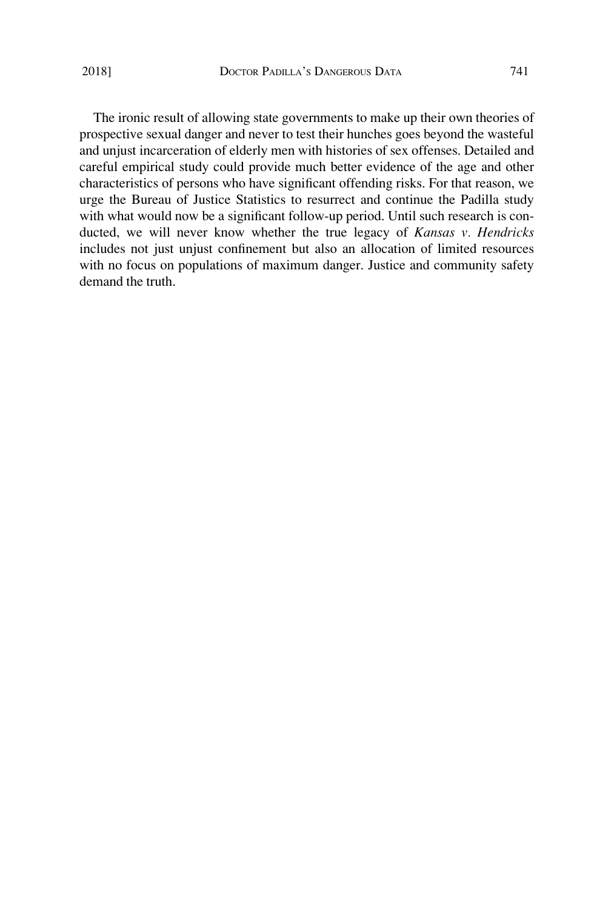The ironic result of allowing state governments to make up their own theories of prospective sexual danger and never to test their hunches goes beyond the wasteful and unjust incarceration of elderly men with histories of sex offenses. Detailed and careful empirical study could provide much better evidence of the age and other characteristics of persons who have significant offending risks. For that reason, we urge the Bureau of Justice Statistics to resurrect and continue the Padilla study with what would now be a significant follow-up period. Until such research is conducted, we will never know whether the true legacy of *Kansas v. Hendricks* includes not just unjust confinement but also an allocation of limited resources with no focus on populations of maximum danger. Justice and community safety demand the truth.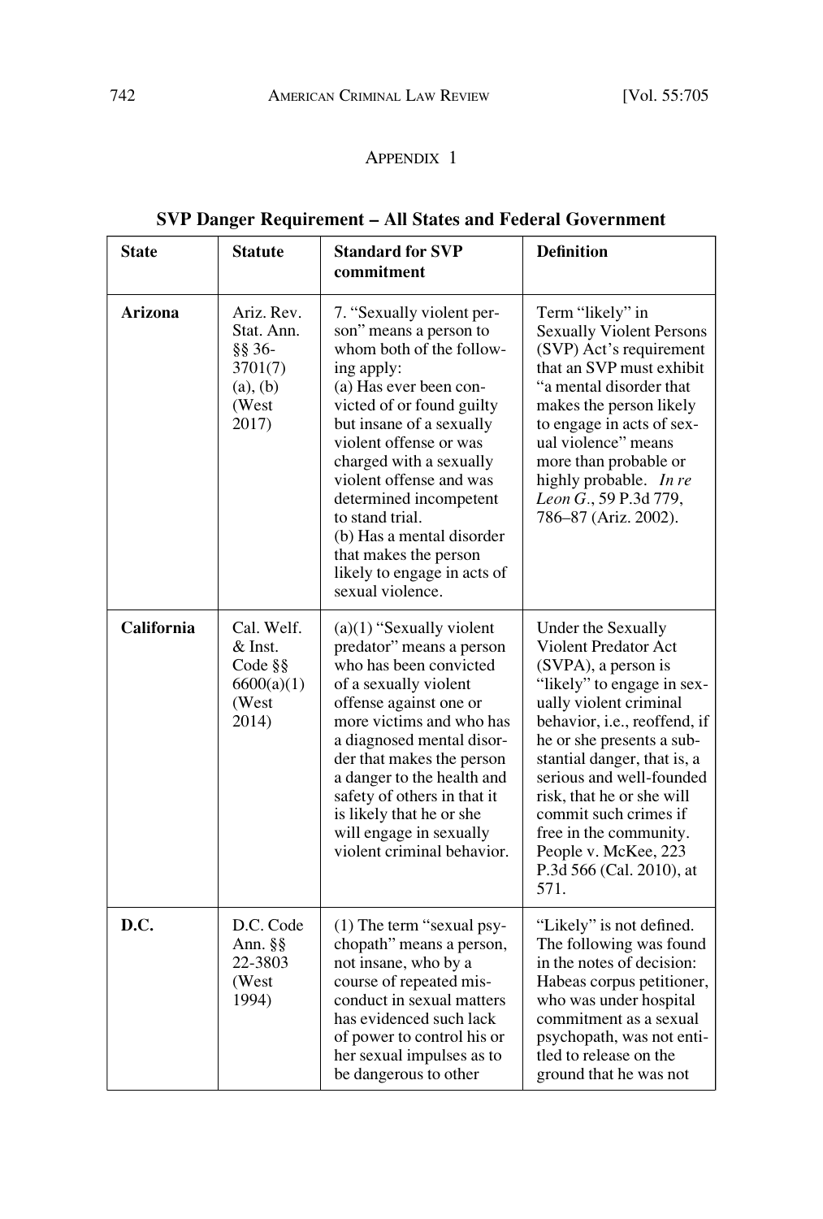APPENDIX 1

**SVP Danger Requirement – All States and Federal Government**

| State | Statute | Standard for SVP commitment | Definition |
|---|---|---|---|
| **Arizona** | Ariz. Rev. Stat. Ann. §§ 36-3701(7) (a), (b) (West 2017) | 7. "Sexually violent person" means a person to whom both of the following apply:<br>(a) Has ever been convicted of or found guilty but insane of a sexually violent offense or was charged with a sexually violent offense and was determined incompetent to stand trial.<br>(b) Has a mental disorder that makes the person likely to engage in acts of sexual violence. | Term "likely" in Sexually Violent Persons (SVP) Act's requirement that an SVP must exhibit "a mental disorder that makes the person likely to engage in acts of sexual violence" means more than probable or highly probable. *In re Leon G.*, 59 P.3d 779, 786–87 (Ariz. 2002). |
| **California** | Cal. Welf. & Inst. Code §§ 6600(a)(1) (West 2014) | (a)(1) "Sexually violent predator" means a person who has been convicted of a sexually violent offense against one or more victims and who has a diagnosed mental disorder that makes the person a danger to the health and safety of others in that it is likely that he or she will engage in sexually violent criminal behavior. | Under the Sexually Violent Predator Act (SVPA), a person is "likely" to engage in sexually violent criminal behavior, i.e., reoffend, if he or she presents a substantial danger, that is, a serious and well-founded risk, that he or she will commit such crimes if free in the community. People v. McKee, 223 P.3d 566 (Cal. 2010), at 571. |
| **D.C.** | D.C. Code Ann. §§ 22-3803 (West 1994) | (1) The term "sexual psychopath" means a person, not insane, who by a course of repeated misconduct in sexual matters has evidenced such lack of power to control his or her sexual impulses as to be dangerous to other | "Likely" is not defined. The following was found in the notes of decision: Habeas corpus petitioner, who was under hospital commitment as a sexual psychopath, was not entitled to release on the ground that he was not |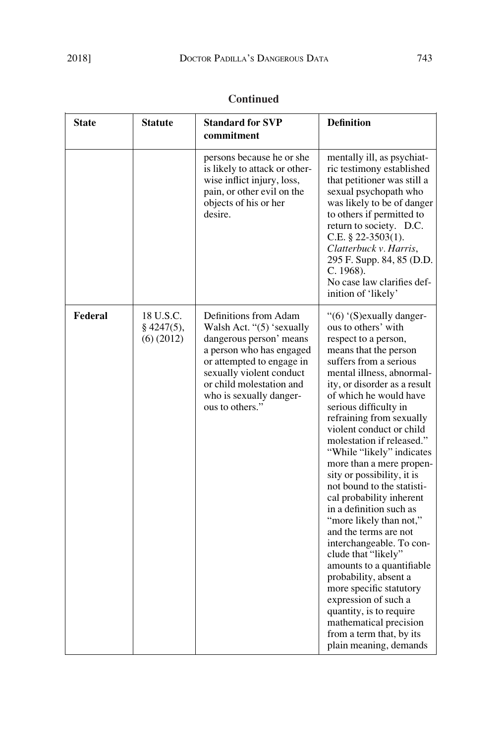**Continued**

| State | Statute | Standard for SVP commitment | Definition |
|---|---|---|---|
| | | persons because he or she is likely to attack or otherwise inflict injury, loss, pain, or other evil on the objects of his or her desire. | mentally ill, as psychiatric testimony established that petitioner was still a sexual psychopath who was likely to be of danger to others if permitted to return to society. D.C. C.E. § 22-3503(1). *Clatterbuck v. Harris*, 295 F. Supp. 84, 85 (D.D. C. 1968). No case law clarifies definition of 'likely' |
| **Federal** | 18 U.S.C. § 4247(5), (6) (2012) | Definitions from Adam Walsh Act. "(5) 'sexually dangerous person' means a person who has engaged or attempted to engage in sexually violent conduct or child molestation and who is sexually dangerous to others." | "(6) '(S)exually dangerous to others' with respect to a person, means that the person suffers from a serious mental illness, abnormality, or disorder as a result of which he would have serious difficulty in refraining from sexually violent conduct or child molestation if released." "While "likely" indicates more than a mere propensity or possibility, it is not bound to the statistical probability inherent in a definition such as "more likely than not," and the terms are not interchangeable. To conclude that "likely" amounts to a quantifiable probability, absent a more specific statutory expression of such a quantity, is to require mathematical precision from a term that, by its plain meaning, demands |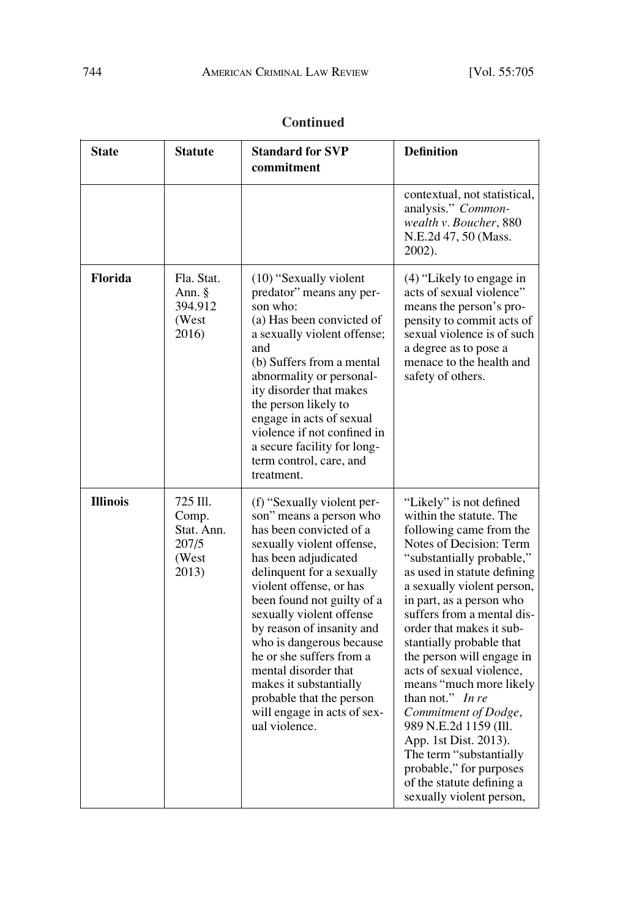**Continued**

| State | Statute | Standard for SVP commitment | Definition |
|---|---|---|---|
| | | | contextual, not statistical, analysis." *Commonwealth v. Boucher*, 880 N.E.2d 47, 50 (Mass. 2002). |
| **Florida** | Fla. Stat. Ann. § 394.912 (West 2016) | (10) "Sexually violent predator" means any person who: (a) Has been convicted of a sexually violent offense; and (b) Suffers from a mental abnormality or personality disorder that makes the person likely to engage in acts of sexual violence if not confined in a secure facility for long-term control, care, and treatment. | (4) "Likely to engage in acts of sexual violence" means the person's propensity to commit acts of sexual violence is of such a degree as to pose a menace to the health and safety of others. |
| **Illinois** | 725 Ill. Comp. Stat. Ann. 207/5 (West 2013) | (f) "Sexually violent person" means a person who has been convicted of a sexually violent offense, has been adjudicated delinquent for a sexually violent offense, or has been found not guilty of a sexually violent offense by reason of insanity and who is dangerous because he or she suffers from a mental disorder that makes it substantially probable that the person will engage in acts of sexual violence. | "Likely" is not defined within the statute. The following came from the Notes of Decision: Term "substantially probable," as used in statute defining a sexually violent person, in part, as a person who suffers from a mental disorder that makes it substantially probable that the person will engage in acts of sexual violence, means "much more likely than not." *In re Commitment of Dodge*, 989 N.E.2d 1159 (Ill. App. 1st Dist. 2013). The term "substantially probable," for purposes of the statute defining a sexually violent person, |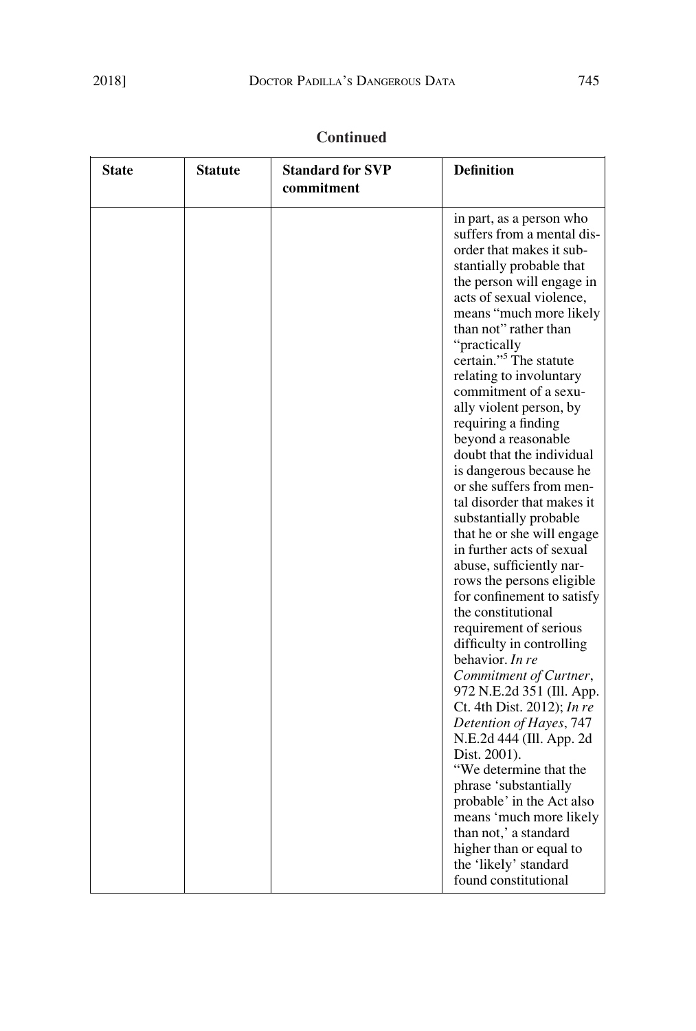**Continued**

| State | Statute | Standard for SVP commitment | Definition |
|---|---|---|---|
| | | | in part, as a person who suffers from a mental disorder that makes it substantially probable that the person will engage in acts of sexual violence, means "much more likely than not" rather than "practically certain."[5] The statute relating to involuntary commitment of a sexually violent person, by requiring a finding beyond a reasonable doubt that the individual is dangerous because he or she suffers from mental disorder that makes it substantially probable that he or she will engage in further acts of sexual abuse, sufficiently narrows the persons eligible for confinement to satisfy the constitutional requirement of serious difficulty in controlling behavior. *In re Commitment of Curtner*, 972 N.E.2d 351 (Ill. App. Ct. 4th Dist. 2012); *In re Detention of Hayes*, 747 N.E.2d 444 (Ill. App. 2d Dist. 2001). "We determine that the phrase 'substantially probable' in the Act also means 'much more likely than not,' a standard higher than or equal to the 'likely' standard found constitutional |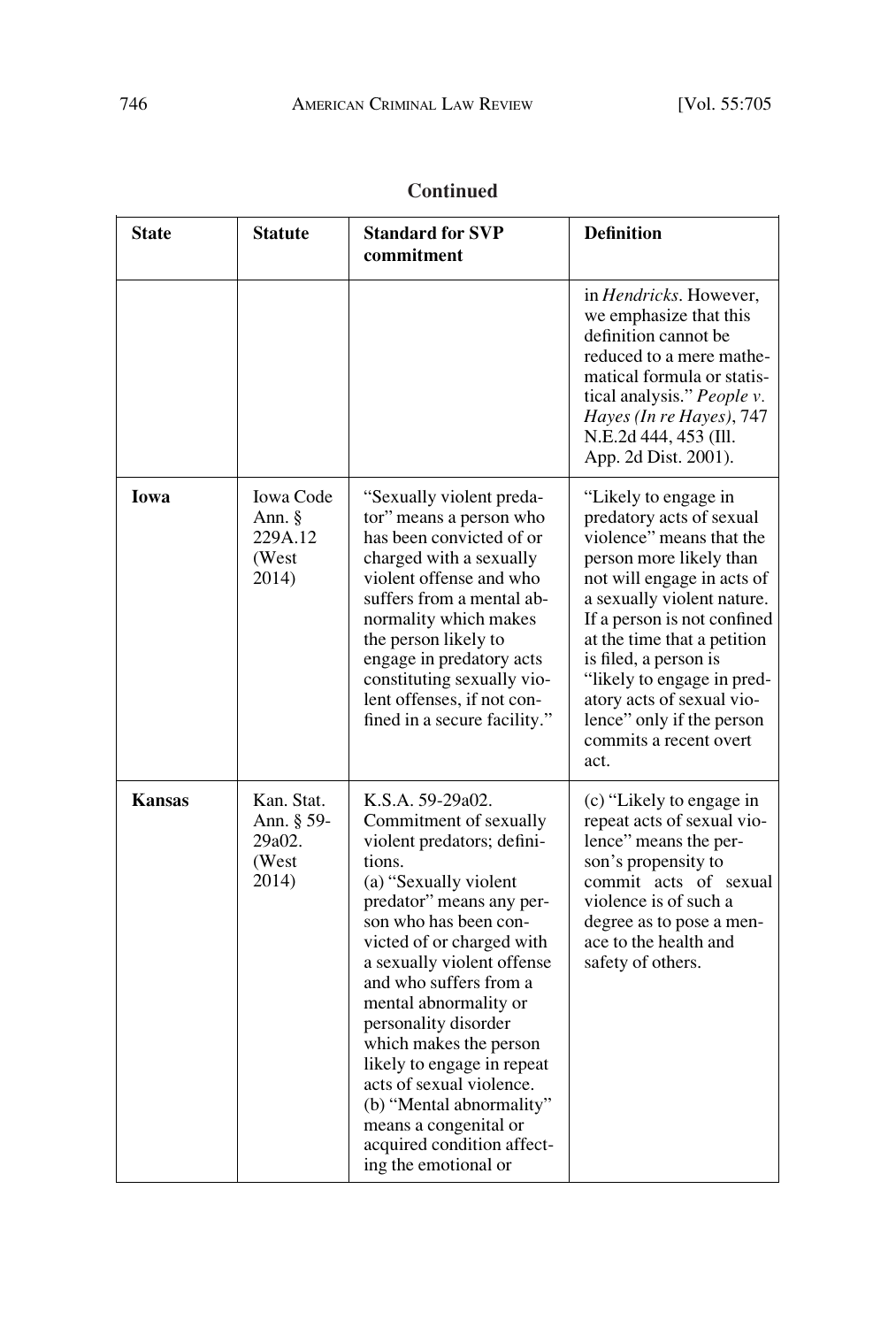**Continued**

| State | Statute | Standard for SVP commitment | Definition |
|---|---|---|---|
| | | | in *Hendricks*. However, we emphasize that this definition cannot be reduced to a mere mathematical formula or statistical analysis." *People v. Hayes (In re Hayes)*, 747 N.E.2d 444, 453 (Ill. App. 2d Dist. 2001). |
| **Iowa** | Iowa Code Ann. § 229A.12 (West 2014) | "Sexually violent predator" means a person who has been convicted of or charged with a sexually violent offense and who suffers from a mental abnormality which makes the person likely to engage in predatory acts constituting sexually violent offenses, if not confined in a secure facility." | "Likely to engage in predatory acts of sexual violence" means that the person more likely than not will engage in acts of a sexually violent nature. If a person is not confined at the time that a petition is filed, a person is "likely to engage in predatory acts of sexual violence" only if the person commits a recent overt act. |
| **Kansas** | Kan. Stat. Ann. § 59-29a02. (West 2014) | K.S.A. 59-29a02. Commitment of sexually violent predators; definitions. (a) "Sexually violent predator" means any person who has been convicted of or charged with a sexually violent offense and who suffers from a mental abnormality or personality disorder which makes the person likely to engage in repeat acts of sexual violence. (b) "Mental abnormality" means a congenital or acquired condition affecting the emotional or | (c) "Likely to engage in repeat acts of sexual violence" means the person's propensity to commit acts of sexual violence is of such a degree as to pose a menace to the health and safety of others. |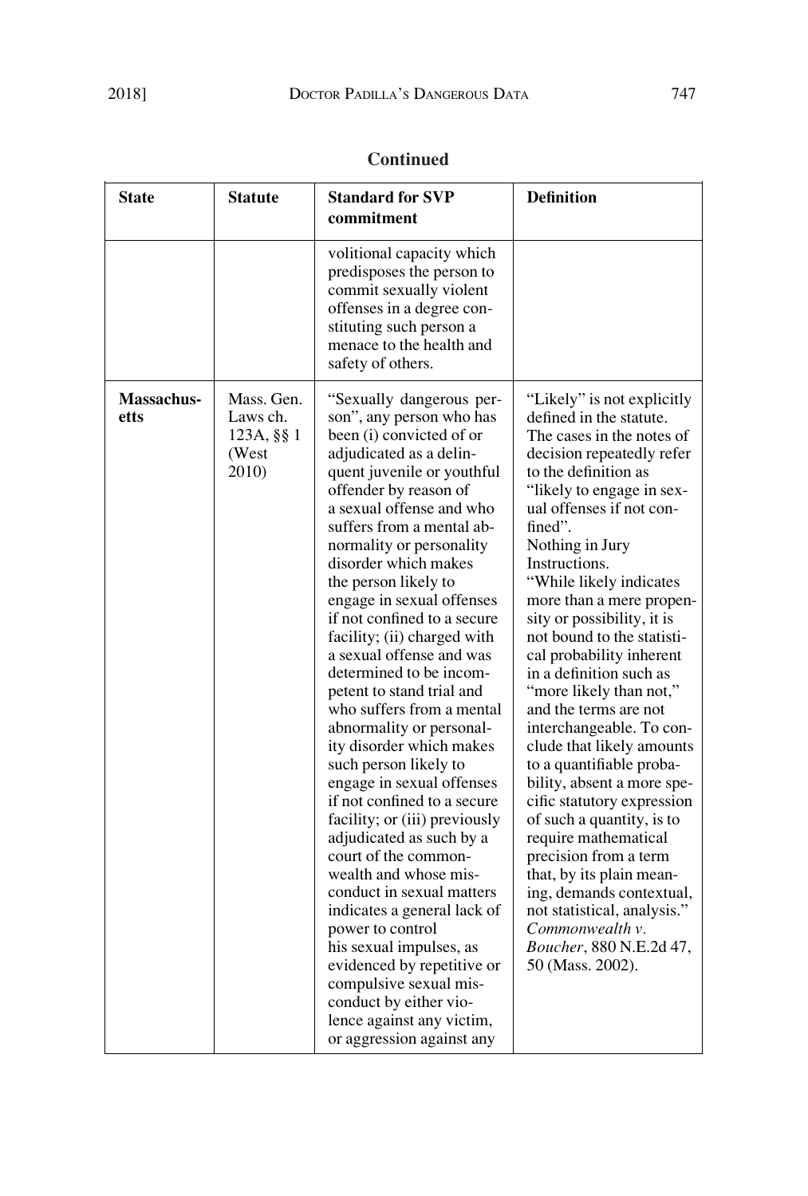**Continued**

| State | Statute | Standard for SVP commitment | Definition |
|---|---|---|---|
| | | volitional capacity which predisposes the person to commit sexually violent offenses in a degree constituting such person a menace to the health and safety of others. | |
| **Massachusetts** | Mass. Gen. Laws ch. 123A, §§ 1 (West 2010) | "Sexually dangerous person", any person who has been (i) convicted of or adjudicated as a delinquent juvenile or youthful offender by reason of a sexual offense and who suffers from a mental abnormality or personality disorder which makes the person likely to engage in sexual offenses if not confined to a secure facility; (ii) charged with a sexual offense and was determined to be incompetent to stand trial and who suffers from a mental abnormality or personality disorder which makes such person likely to engage in sexual offenses if not confined to a secure facility; or (iii) previously adjudicated as such by a court of the commonwealth and whose misconduct in sexual matters indicates a general lack of power to control his sexual impulses, as evidenced by repetitive or compulsive sexual misconduct by either violence against any victim, or aggression against any | "Likely" is not explicitly defined in the statute. The cases in the notes of decision repeatedly refer to the definition as "likely to engage in sexual offenses if not confined". Nothing in Jury Instructions. "While likely indicates more than a mere propensity or possibility, it is not bound to the statistical probability inherent in a definition such as "more likely than not," and the terms are not interchangeable. To conclude that likely amounts to a quantifiable probability, absent a more specific statutory expression of such a quantity, is to require mathematical precision from a term that, by its plain meaning, demands contextual, not statistical, analysis." *Commonwealth v. Boucher*, 880 N.E.2d 47, 50 (Mass. 2002). |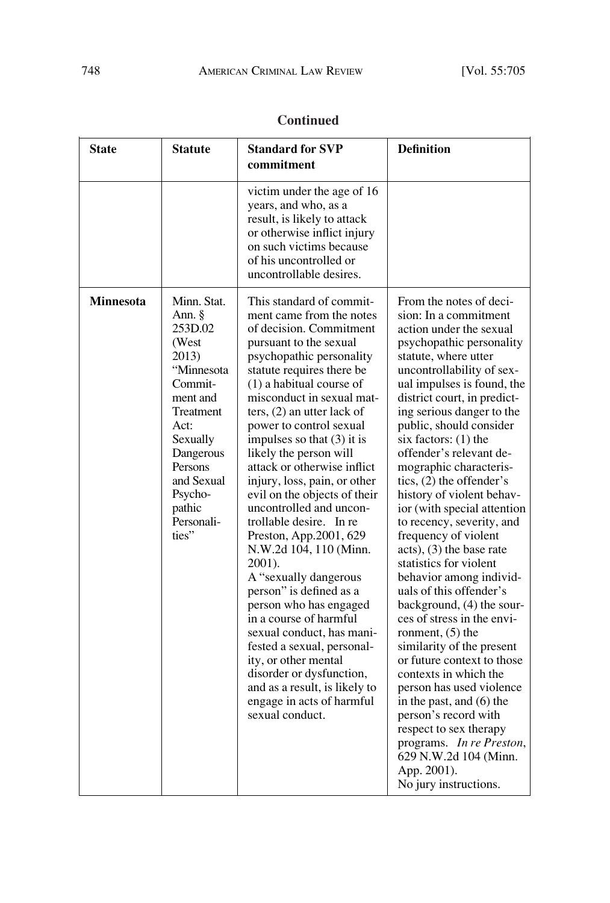**Continued**

| State | Statute | Standard for SVP commitment | Definition |
|---|---|---|---|
| | | victim under the age of 16 years, and who, as a result, is likely to attack or otherwise inflict injury on such victims because of his uncontrolled or uncontrollable desires. | |
| **Minnesota** | Minn. Stat. Ann. § 253D.02 (West 2013) "Minnesota Commitment and Treatment Act: Sexually Dangerous Persons and Sexual Psychopathic Personalities" | This standard of commitment came from the notes of decision. Commitment pursuant to the sexual psychopathic personality statute requires there be (1) a habitual course of misconduct in sexual matters, (2) an utter lack of power to control sexual impulses so that (3) it is likely the person will attack or otherwise inflict injury, loss, pain, or other evil on the objects of their uncontrolled and uncontrollable desire. In re Preston, App.2001, 629 N.W.2d 104, 110 (Minn. 2001).<br>A "sexually dangerous person" is defined as a person who has engaged in a course of harmful sexual conduct, has manifested a sexual, personality, or other mental disorder or dysfunction, and as a result, is likely to engage in acts of harmful sexual conduct. | From the notes of decision: In a commitment action under the sexual psychopathic personality statute, where utter uncontrollability of sexual impulses is found, the district court, in predicting serious danger to the public, should consider six factors: (1) the offender's relevant demographic characteristics, (2) the offender's history of violent behavior (with special attention to recency, severity, and frequency of violent acts), (3) the base rate statistics for violent behavior among individuals of this offender's background, (4) the sources of stress in the environment, (5) the similarity of the present or future context to those contexts in which the person has used violence in the past, and (6) the person's record with respect to sex therapy programs. *In re Preston*, 629 N.W.2d 104 (Minn. App. 2001).<br>No jury instructions. |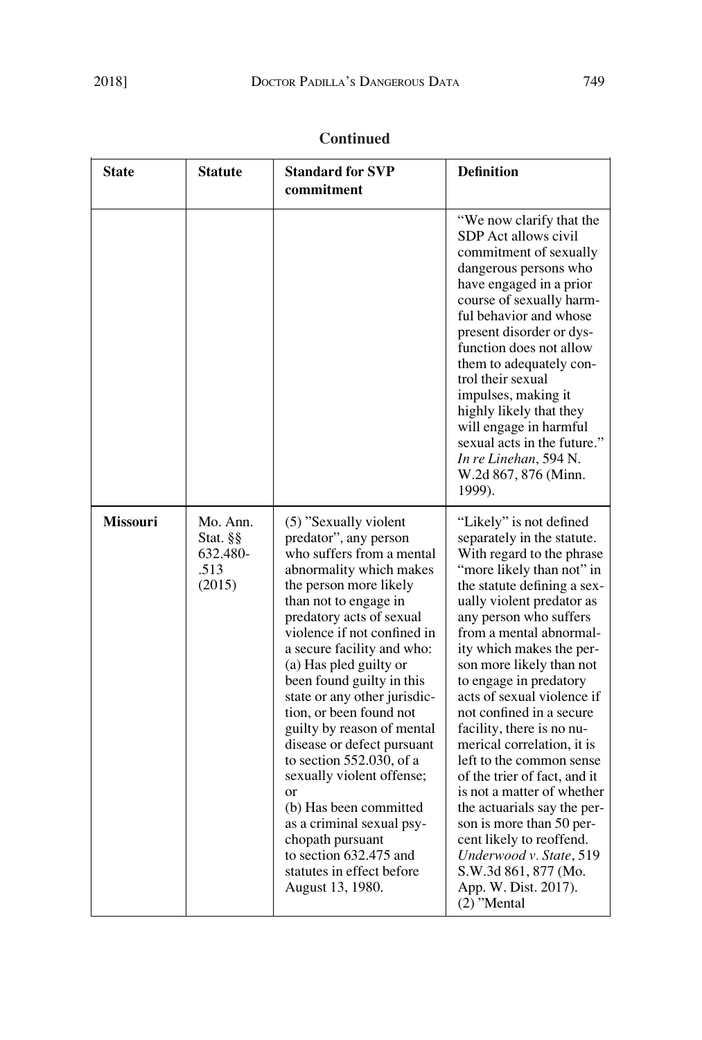**Continued**

| State | Statute | Standard for SVP commitment | Definition |
| --- | --- | --- | --- |
| | | | "We now clarify that the SDP Act allows civil commitment of sexually dangerous persons who have engaged in a prior course of sexually harmful behavior and whose present disorder or dysfunction does not allow them to adequately control their sexual impulses, making it highly likely that they will engage in harmful sexual acts in the future." *In re Linehan*, 594 N.W.2d 867, 876 (Minn. 1999). |
| **Missouri** | Mo. Ann. Stat. §§ 632.480-.513 (2015) | (5) "Sexually violent predator", any person who suffers from a mental abnormality which makes the person more likely than not to engage in predatory acts of sexual violence if not confined in a secure facility and who: (a) Has pled guilty or been found guilty in this state or any other jurisdiction, or been found not guilty by reason of mental disease or defect pursuant to section 552.030, of a sexually violent offense; or (b) Has been committed as a criminal sexual psychopath pursuant to section 632.475 and statutes in effect before August 13, 1980. | "Likely" is not defined separately in the statute. With regard to the phrase "more likely than not" in the statute defining a sexually violent predator as any person who suffers from a mental abnormality which makes the person more likely than not to engage in predatory acts of sexual violence if not confined in a secure facility, there is no numerical correlation, it is left to the common sense of the trier of fact, and it is not a matter of whether the actuarials say the person is more than 50 percent likely to reoffend. *Underwood v. State*, 519 S.W.3d 861, 877 (Mo. App. W. Dist. 2017). (2) "Mental |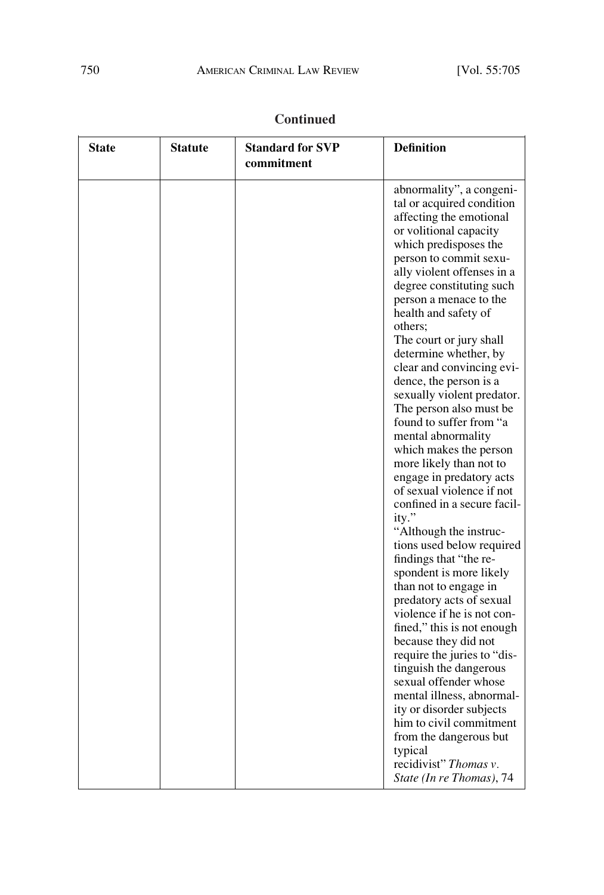**Continued**

| State | Statute | Standard for SVP commitment | Definition |
|---|---|---|---|
| | | | abnormality", a congenital or acquired condition affecting the emotional or volitional capacity which predisposes the person to commit sexually violent offenses in a degree constituting such person a menace to the health and safety of others; The court or jury shall determine whether, by clear and convincing evidence, the person is a sexually violent predator. The person also must be found to suffer from "a mental abnormality which makes the person more likely than not to engage in predatory acts of sexual violence if not confined in a secure facility." "Although the instructions used below required findings that "the respondent is more likely than not to engage in predatory acts of sexual violence if he is not confined," this is not enough because they did not require the juries to "distinguish the dangerous sexual offender whose mental illness, abnormality or disorder subjects him to civil commitment from the dangerous but typical recidivist" *Thomas v. State (In re Thomas)*, 74 |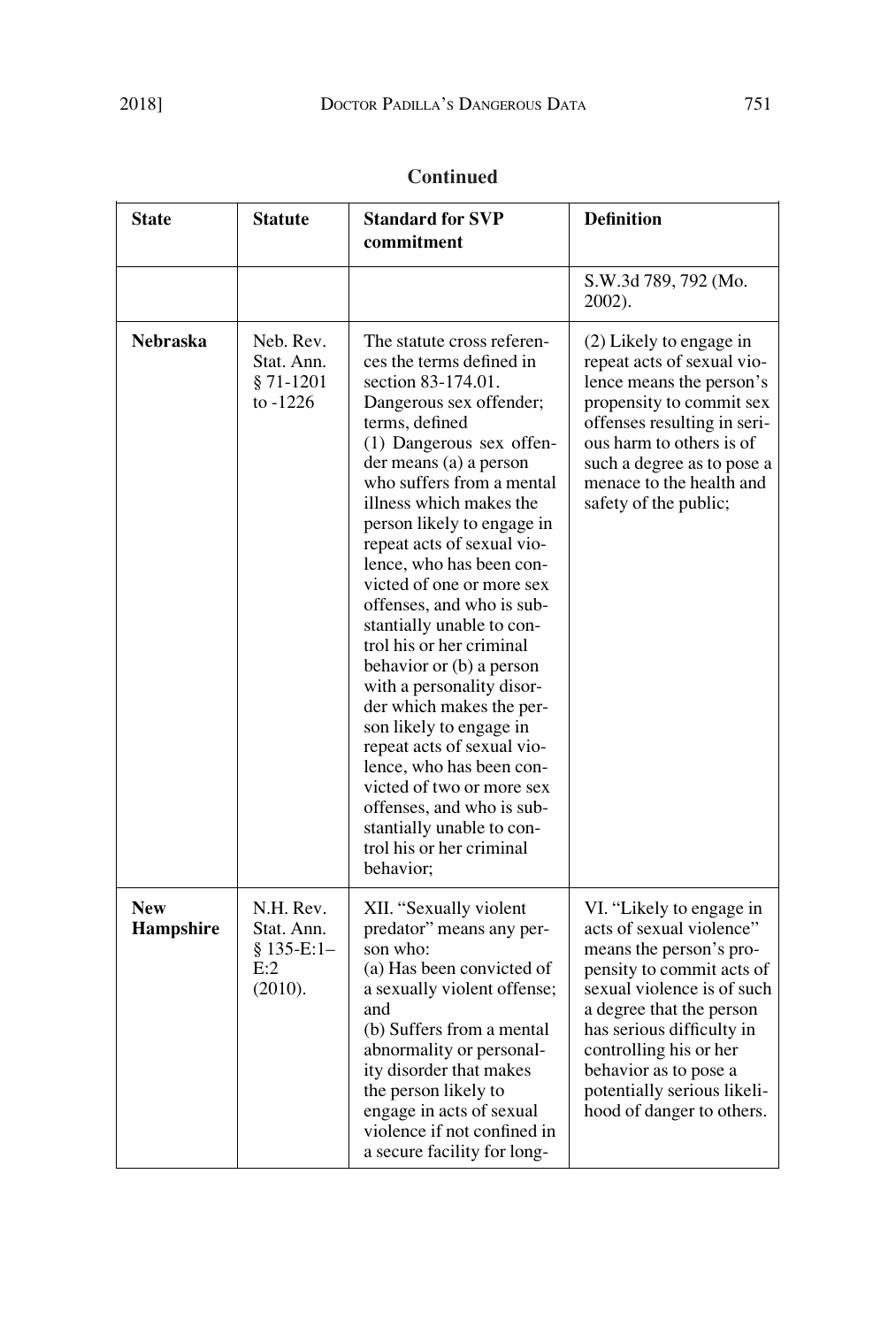**Continued**

| State | Statute | Standard for SVP commitment | Definition |
|---|---|---|---|
| | | | S.W.3d 789, 792 (Mo. 2002). |
| **Nebraska** | Neb. Rev. Stat. Ann. § 71-1201 to -1226 | The statute cross references the terms defined in section 83-174.01. Dangerous sex offender; terms, defined (1) Dangerous sex offender means (a) a person who suffers from a mental illness which makes the person likely to engage in repeat acts of sexual violence, who has been convicted of one or more sex offenses, and who is substantially unable to control his or her criminal behavior or (b) a person with a personality disorder which makes the person likely to engage in repeat acts of sexual violence, who has been convicted of two or more sex offenses, and who is substantially unable to control his or her criminal behavior; | (2) Likely to engage in repeat acts of sexual violence means the person's propensity to commit sex offenses resulting in serious harm to others is of such a degree as to pose a menace to the health and safety of the public; |
| **New Hampshire** | N.H. Rev. Stat. Ann. § 135-E:1–E:2 (2010). | XII. "Sexually violent predator" means any person who: (a) Has been convicted of a sexually violent offense; and (b) Suffers from a mental abnormality or personality disorder that makes the person likely to engage in acts of sexual violence if not confined in a secure facility for long- | VI. "Likely to engage in acts of sexual violence" means the person's propensity to commit acts of sexual violence is of such a degree that the person has serious difficulty in controlling his or her behavior as to pose a potentially serious likelihood of danger to others. |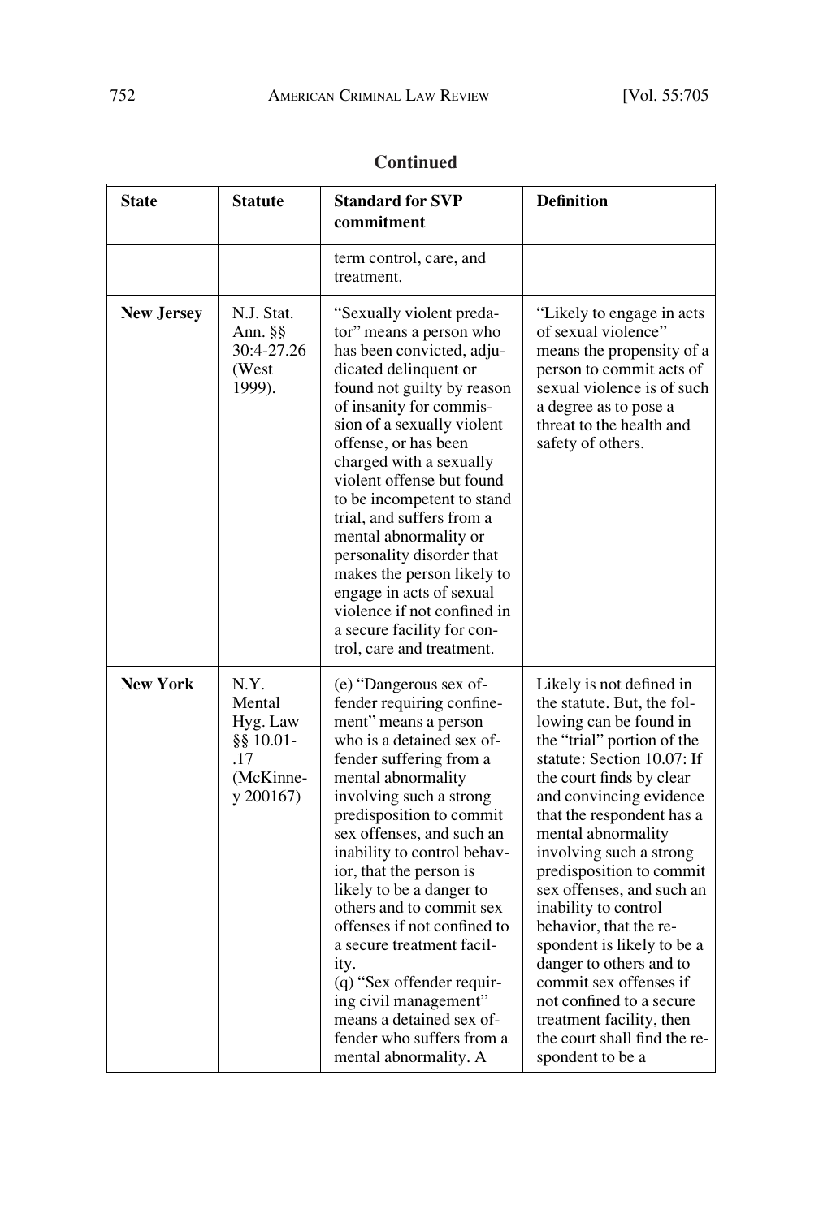**Continued**

| State | Statute | Standard for SVP commitment | Definition |
|---|---|---|---|
| | | term control, care, and treatment. | |
| **New Jersey** | N.J. Stat. Ann. §§ 30:4-27.26 (West 1999). | "Sexually violent predator" means a person who has been convicted, adjudicated delinquent or found not guilty by reason of insanity for commission of a sexually violent offense, or has been charged with a sexually violent offense but found to be incompetent to stand trial, and suffers from a mental abnormality or personality disorder that makes the person likely to engage in acts of sexual violence if not confined in a secure facility for control, care and treatment. | "Likely to engage in acts of sexual violence" means the propensity of a person to commit acts of sexual violence is of such a degree as to pose a threat to the health and safety of others. |
| **New York** | N.Y. Mental Hyg. Law §§ 10.01-.17 (McKinney 200167) | (e) "Dangerous sex offender requiring confinement" means a person who is a detained sex offender suffering from a mental abnormality involving such a strong predisposition to commit sex offenses, and such an inability to control behavior, that the person is likely to be a danger to others and to commit sex offenses if not confined to a secure treatment facility. (q) "Sex offender requiring civil management" means a detained sex offender who suffers from a mental abnormality. A | Likely is not defined in the statute. But, the following can be found in the "trial" portion of the statute: Section 10.07: If the court finds by clear and convincing evidence that the respondent has a mental abnormality involving such a strong predisposition to commit sex offenses, and such an inability to control behavior, that the respondent is likely to be a danger to others and to commit sex offenses if not confined to a secure treatment facility, then the court shall find the respondent to be a |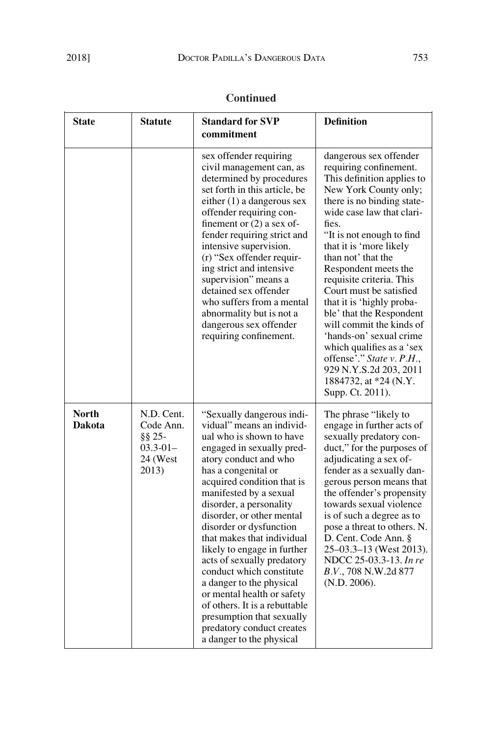**Continued**

| State | Statute | Standard for SVP commitment | Definition |
|---|---|---|---|
| | | sex offender requiring civil management can, as determined by procedures set forth in this article, be either (1) a dangerous sex offender requiring confinement or (2) a sex offender requiring strict and intensive supervision. (r) "Sex offender requiring strict and intensive supervision" means a detained sex offender who suffers from a mental abnormality but is not a dangerous sex offender requiring confinement. | dangerous sex offender requiring confinement. This definition applies to New York County only; there is no binding statewide case law that clarifies. "It is not enough to find that it is 'more likely than not' that the Respondent meets the requisite criteria. This Court must be satisfied that it is 'highly probable' that the Respondent will commit the kinds of 'hands-on' sexual crime which qualifies as a 'sex offense'." *State v. P.H.*, 929 N.Y.S.2d 203, 2011 1884732, at *24 (N.Y. Supp. Ct. 2011). |
| **North Dakota** | N.D. Cent. Code Ann. §§ 25-03.3-01–24 (West 2013) | "Sexually dangerous individual" means an individual who is shown to have engaged in sexually predatory conduct and who has a congenital or acquired condition that is manifested by a sexual disorder, a personality disorder, or other mental disorder or dysfunction that makes that individual likely to engage in further acts of sexually predatory conduct which constitute a danger to the physical or mental health or safety of others. It is a rebuttable presumption that sexually predatory conduct creates a danger to the physical | The phrase "likely to engage in further acts of sexually predatory conduct," for the purposes of adjudicating a sex offender as a sexually dangerous person means that the offender's propensity towards sexual violence is of such a degree as to pose a threat to others. N. D. Cent. Code Ann. § 25–03.3–13 (West 2013). NDCC 25-03.3-13. *In re B.V.*, 708 N.W.2d 877 (N.D. 2006). |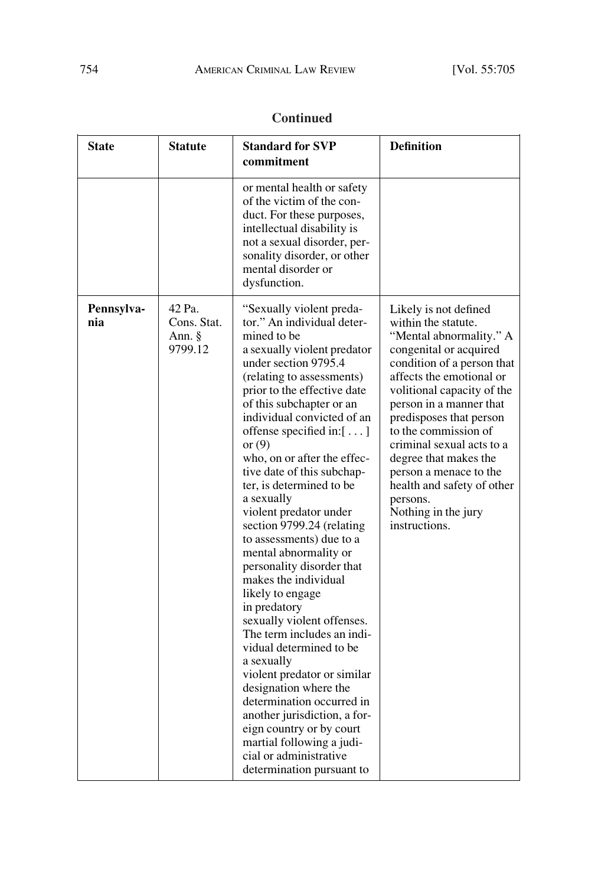**Continued**

| State | Statute | Standard for SVP commitment | Definition |
| --- | --- | --- | --- |
| | | or mental health or safety of the victim of the conduct. For these purposes, intellectual disability is not a sexual disorder, personality disorder, or other mental disorder or dysfunction. | |
| **Pennsylvania** | 42 Pa. Cons. Stat. Ann. § 9799.12 | "Sexually violent predator." An individual determined to be a sexually violent predator under section 9795.4 (relating to assessments) prior to the effective date of this subchapter or an individual convicted of an offense specified in:[ . . . ] or (9) who, on or after the effective date of this subchapter, is determined to be a sexually violent predator under section 9799.24 (relating to assessments) due to a mental abnormality or personality disorder that makes the individual likely to engage in predatory sexually violent offenses. The term includes an individual determined to be a sexually violent predator or similar designation where the determination occurred in another jurisdiction, a foreign country or by court martial following a judicial or administrative determination pursuant to | Likely is not defined within the statute. "Mental abnormality." A congenital or acquired condition of a person that affects the emotional or volitional capacity of the person in a manner that predisposes that person to the commission of criminal sexual acts to a degree that makes the person a menace to the health and safety of other persons. Nothing in the jury instructions. |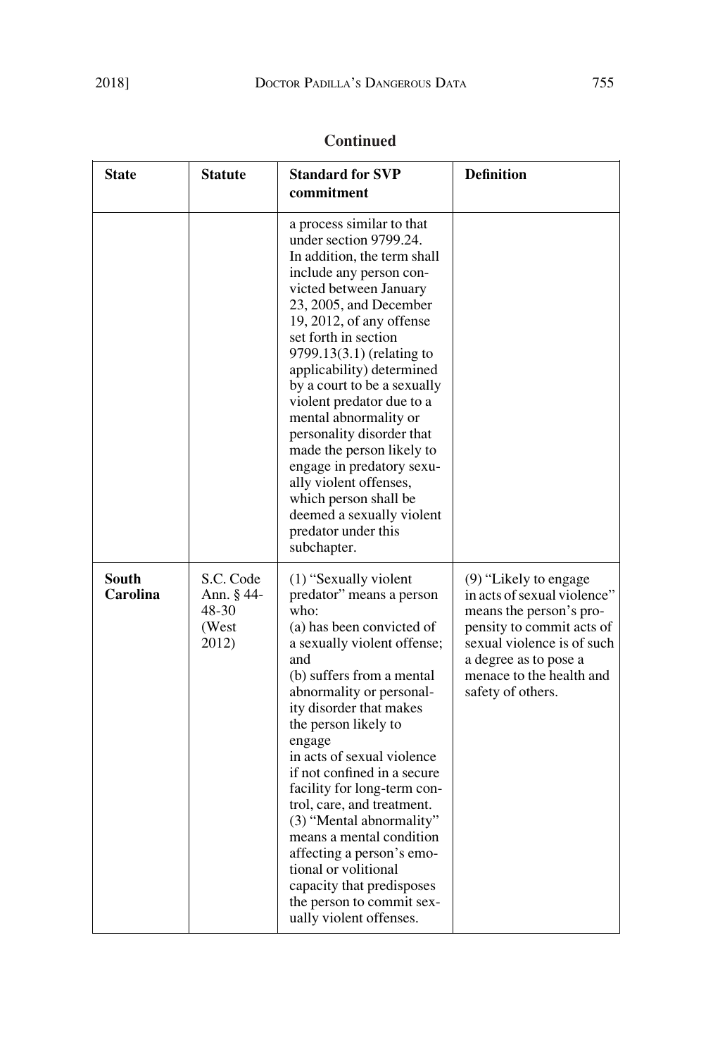**Continued**

| State | Statute | Standard for SVP commitment | Definition |
|---|---|---|---|
| | | a process similar to that under section 9799.24. In addition, the term shall include any person convicted between January 23, 2005, and December 19, 2012, of any offense set forth in section 9799.13(3.1) (relating to applicability) determined by a court to be a sexually violent predator due to a mental abnormality or personality disorder that made the person likely to engage in predatory sexually violent offenses, which person shall be deemed a sexually violent predator under this subchapter. | |
| **South Carolina** | S.C. Code Ann. § 44-48-30 (West 2012) | (1) "Sexually violent predator" means a person who: (a) has been convicted of a sexually violent offense; and (b) suffers from a mental abnormality or personality disorder that makes the person likely to engage in acts of sexual violence if not confined in a secure facility for long-term control, care, and treatment. (3) "Mental abnormality" means a mental condition affecting a person's emotional or volitional capacity that predisposes the person to commit sexually violent offenses. | (9) "Likely to engage in acts of sexual violence" means the person's propensity to commit acts of sexual violence is of such a degree as to pose a menace to the health and safety of others. |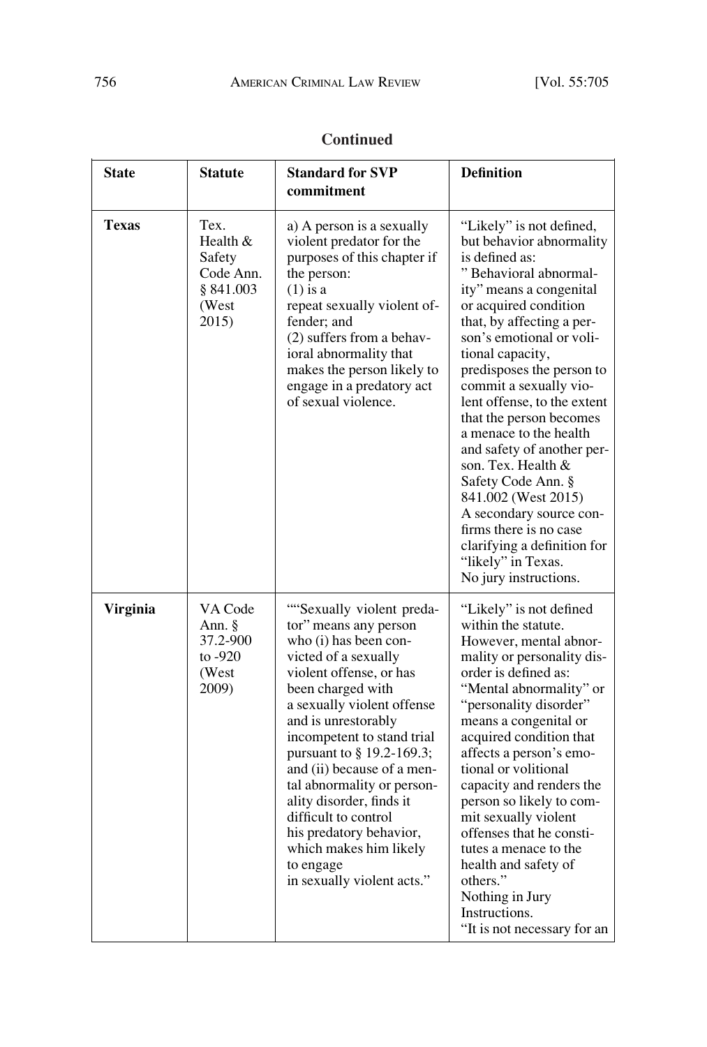**Continued**

| State | Statute | Standard for SVP commitment | Definition |
|---|---|---|---|
| **Texas** | Tex. Health & Safety Code Ann. § 841.003 (West 2015) | a) A person is a sexually violent predator for the purposes of this chapter if the person: (1) is a repeat sexually violent offender; and (2) suffers from a behavioral abnormality that makes the person likely to engage in a predatory act of sexual violence. | "Likely" is not defined, but behavior abnormality is defined as: " Behavioral abnormality" means a congenital or acquired condition that, by affecting a person's emotional or volitional capacity, predisposes the person to commit a sexually violent offense, to the extent that the person becomes a menace to the health and safety of another person. Tex. Health & Safety Code Ann. § 841.002 (West 2015) A secondary source confirms there is no case clarifying a definition for "likely" in Texas. No jury instructions. |
| **Virginia** | VA Code Ann. § 37.2-900 to -920 (West 2009) | ""Sexually violent predator" means any person who (i) has been convicted of a sexually violent offense, or has been charged with a sexually violent offense and is unrestorably incompetent to stand trial pursuant to § 19.2-169.3; and (ii) because of a mental abnormality or personality disorder, finds it difficult to control his predatory behavior, which makes him likely to engage in sexually violent acts." | "Likely" is not defined within the statute. However, mental abnormality or personality disorder is defined as: "Mental abnormality" or "personality disorder" means a congenital or acquired condition that affects a person's emotional or volitional capacity and renders the person so likely to commit sexually violent offenses that he constitutes a menace to the health and safety of others." Nothing in Jury Instructions. "It is not necessary for an |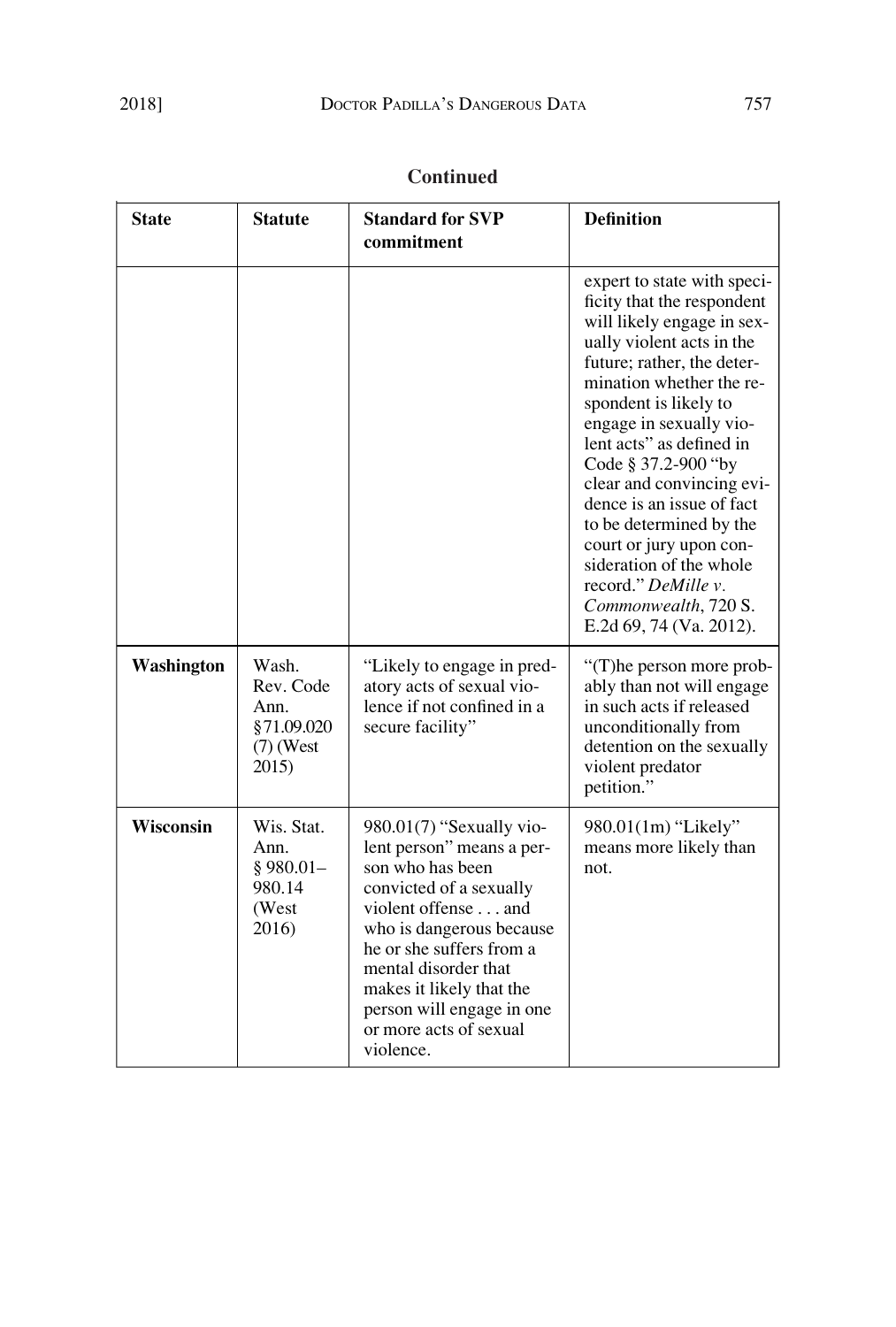**Continued**

| State | Statute | Standard for SVP commitment | Definition |
|---|---|---|---|
| | | | expert to state with specificity that the respondent will likely engage in sexually violent acts in the future; rather, the determination whether the respondent is likely to engage in sexually violent acts" as defined in Code § 37.2-900 "by clear and convincing evidence is an issue of fact to be determined by the court or jury upon consideration of the whole record." *DeMille v. Commonwealth*, 720 S. E.2d 69, 74 (Va. 2012). |
| **Washington** | Wash. Rev. Code Ann. §71.09.020 (7) (West 2015) | "Likely to engage in predatory acts of sexual violence if not confined in a secure facility" | "(T)he person more probably than not will engage in such acts if released unconditionally from detention on the sexually violent predator petition." |
| **Wisconsin** | Wis. Stat. Ann. § 980.01–980.14 (West 2016) | 980.01(7) "Sexually violent person" means a person who has been convicted of a sexually violent offense . . . and who is dangerous because he or she suffers from a mental disorder that makes it likely that the person will engage in one or more acts of sexual violence. | 980.01(1m) "Likely" means more likely than not. |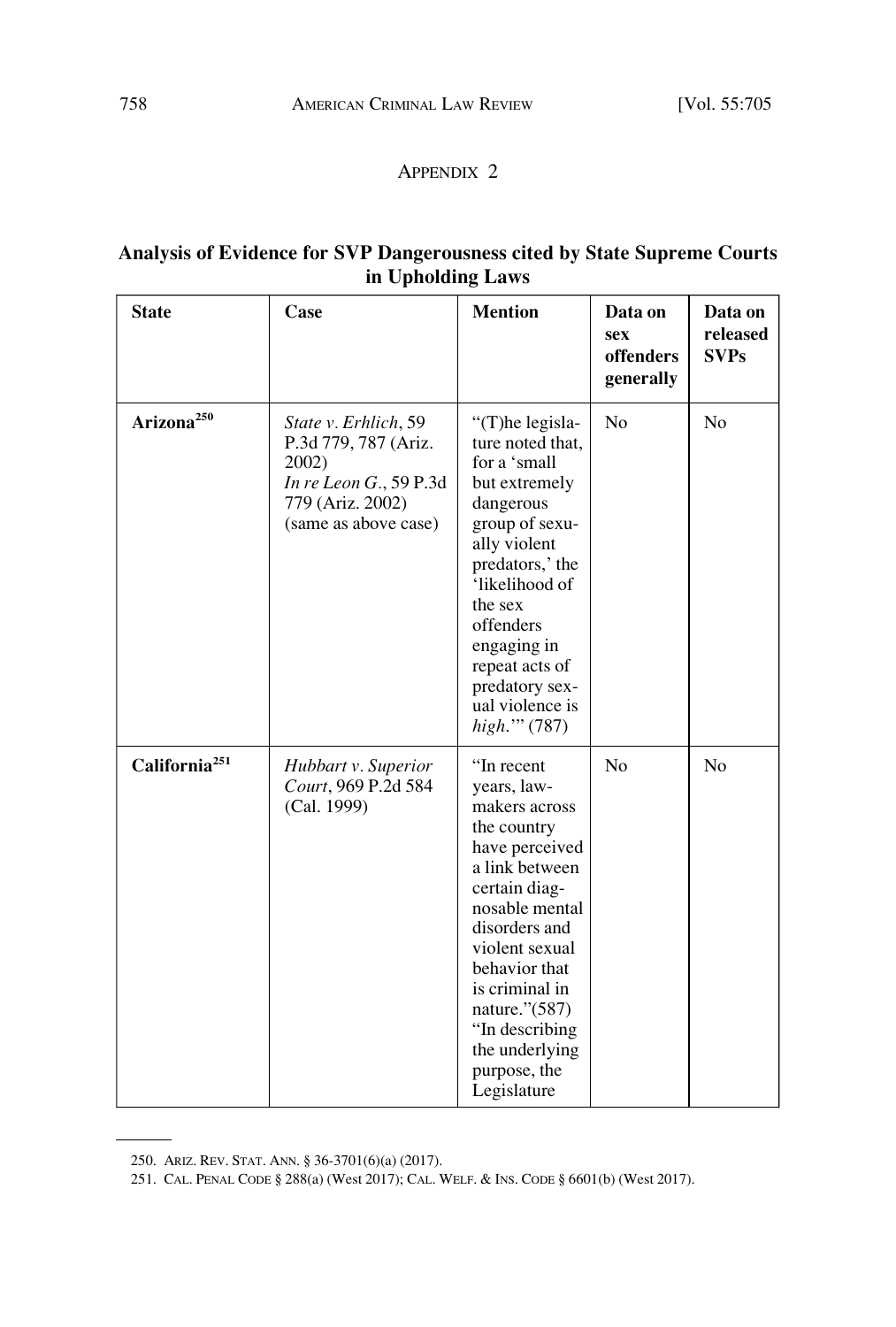## APPENDIX 2

### Analysis of Evidence for SVP Dangerousness cited by State Supreme Courts in Upholding Laws

| State | Case | Mention | Data on sex offenders generally | Data on released SVPs |
|---|---|---|---|---|
| **Arizona**[250] | *State v. Erhlich*, 59 P.3d 779, 787 (Ariz. 2002) *In re Leon G.*, 59 P.3d 779 (Ariz. 2002) (same as above case) | "(T)he legislature noted that, for a 'small but extremely dangerous group of sexually violent predators,' the 'likelihood of the sex offenders engaging in repeat acts of predatory sexual violence is *high*.'" (787) | No | No |
| **California**[251] | *Hubbart v. Superior Court*, 969 P.2d 584 (Cal. 1999) | "In recent years, lawmakers across the country have perceived a link between certain diagnosable mental disorders and violent sexual behavior that is criminal in nature."(587) "In describing the underlying purpose, the Legislature | No | No |

250. ARIZ. REV. STAT. ANN. § 36-3701(6)(a) (2017).

251. CAL. PENAL CODE § 288(a) (West 2017); CAL. WELF. & INS. CODE § 6601(b) (West 2017).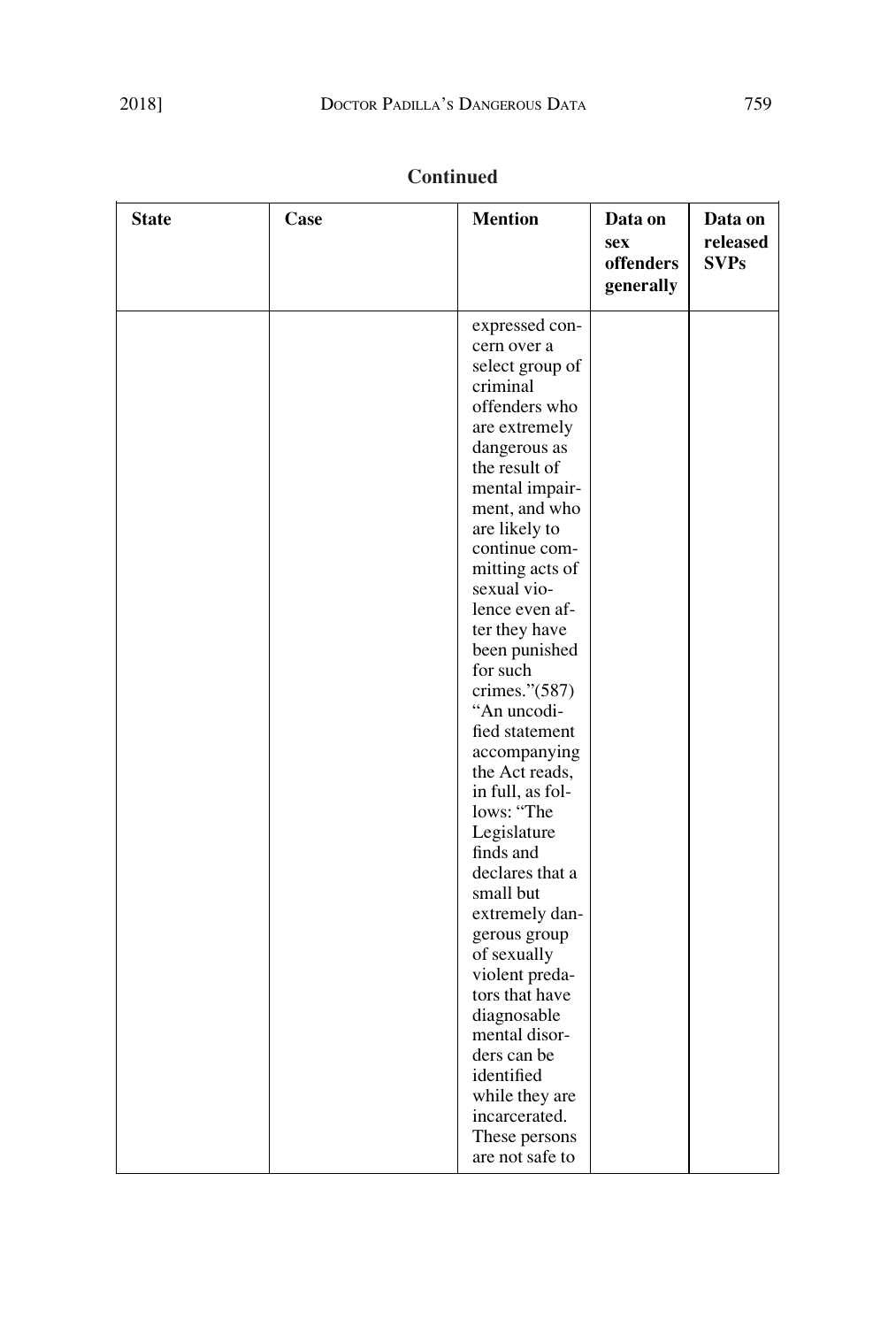**Continued**

| State | Case | Mention | Data on sex offenders generally | Data on released SVPs |
|---|---|---|---|---|
| | | expressed concern over a select group of criminal offenders who are extremely dangerous as the result of mental impairment, and who are likely to continue committing acts of sexual violence even after they have been punished for such crimes."(587) "An uncodified statement accompanying the Act reads, in full, as follows: "The Legislature finds and declares that a small but extremely dangerous group of sexually violent predators that have diagnosable mental disorders can be identified while they are incarcerated. These persons are not safe to | | |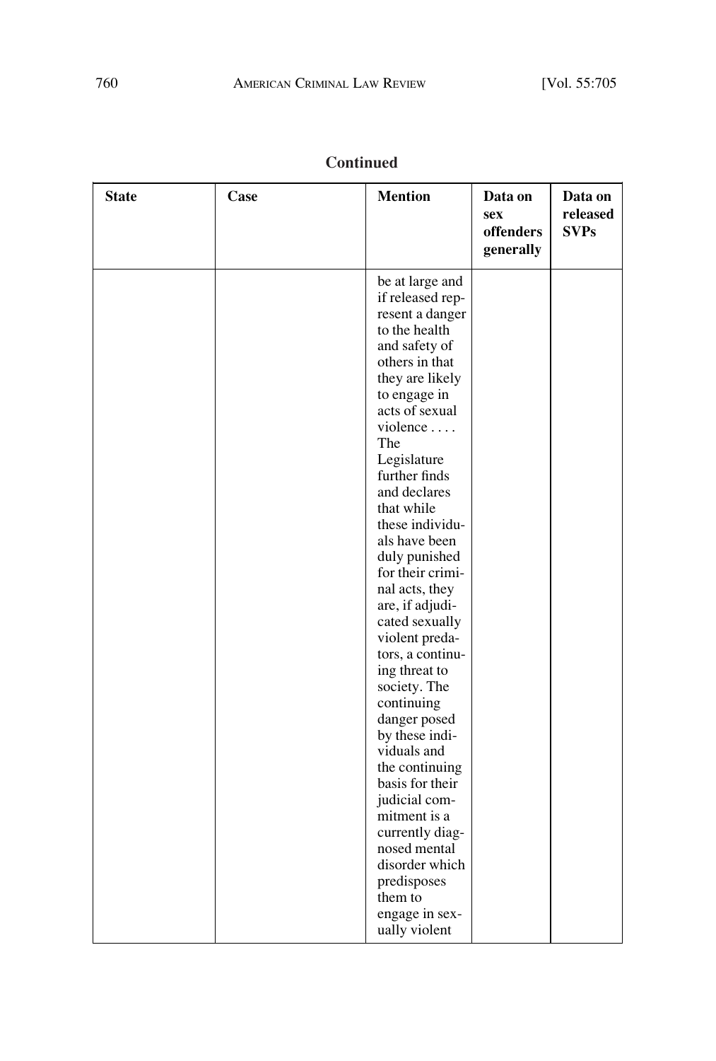**Continued**

| State | Case | Mention | Data on sex offenders generally | Data on released SVPs |
|---|---|---|---|---|
| | | be at large and if released represent a danger to the health and safety of others in that they are likely to engage in acts of sexual violence . . . . The Legislature further finds and declares that while these individuals have been duly punished for their criminal acts, they are, if adjudicated sexually violent predators, a continuing threat to society. The continuing danger posed by these individuals and the continuing basis for their judicial commitment is a currently diagnosed mental disorder which predisposes them to engage in sexually violent | | |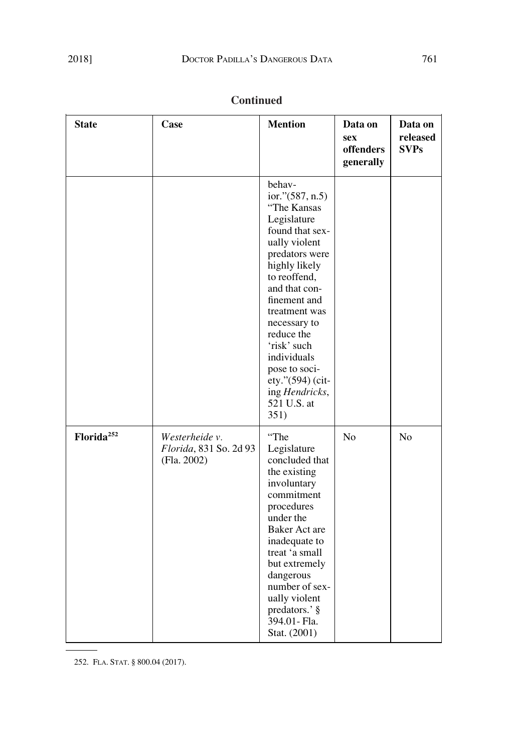**Continued**

| State | Case | Mention | Data on sex offenders generally | Data on released SVPs |
|---|---|---|---|---|
| | | behavior."(587, n.5) "The Kansas Legislature found that sexually violent predators were highly likely to reoffend, and that confinement and treatment was necessary to reduce the 'risk' such individuals pose to society."(594) (citing *Hendricks*, 521 U.S. at 351) | | |
| **Florida**[252] | *Westerheide v. Florida*, 831 So. 2d 93 (Fla. 2002) | "The Legislature concluded that the existing involuntary commitment procedures under the Baker Act are inadequate to treat 'a small but extremely dangerous number of sexually violent predators.' § 394.01- Fla. Stat. (2001) | No | No |

252. FLA. STAT. § 800.04 (2017).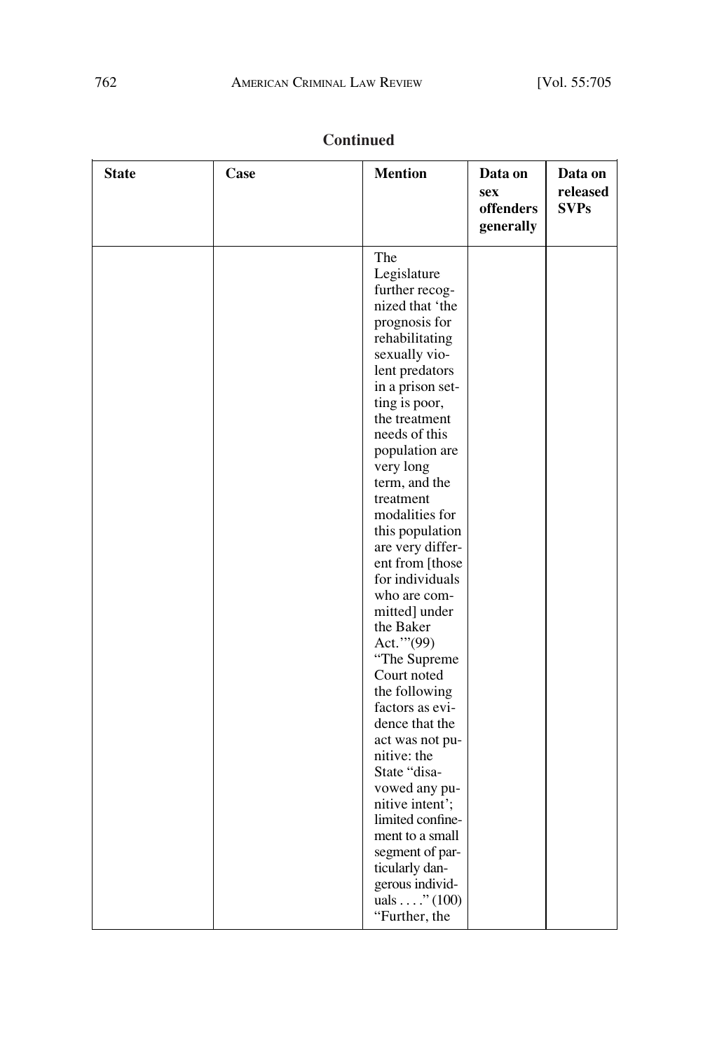**Continued**

| State | Case | Mention | Data on sex offenders generally | Data on released SVPs |
|---|---|---|---|---|
| | | The Legislature further recognized that 'the prognosis for rehabilitating sexually violent predators in a prison setting is poor, the treatment needs of this population are very long term, and the treatment modalities for this population are very different from [those for individuals who are committed] under the Baker Act.'"(99) "The Supreme Court noted the following factors as evidence that the act was not punitive: the State "disavowed any punitive intent'; limited confinement to a small segment of particularly dangerous individuals . . . ." (100) "Further, the | | |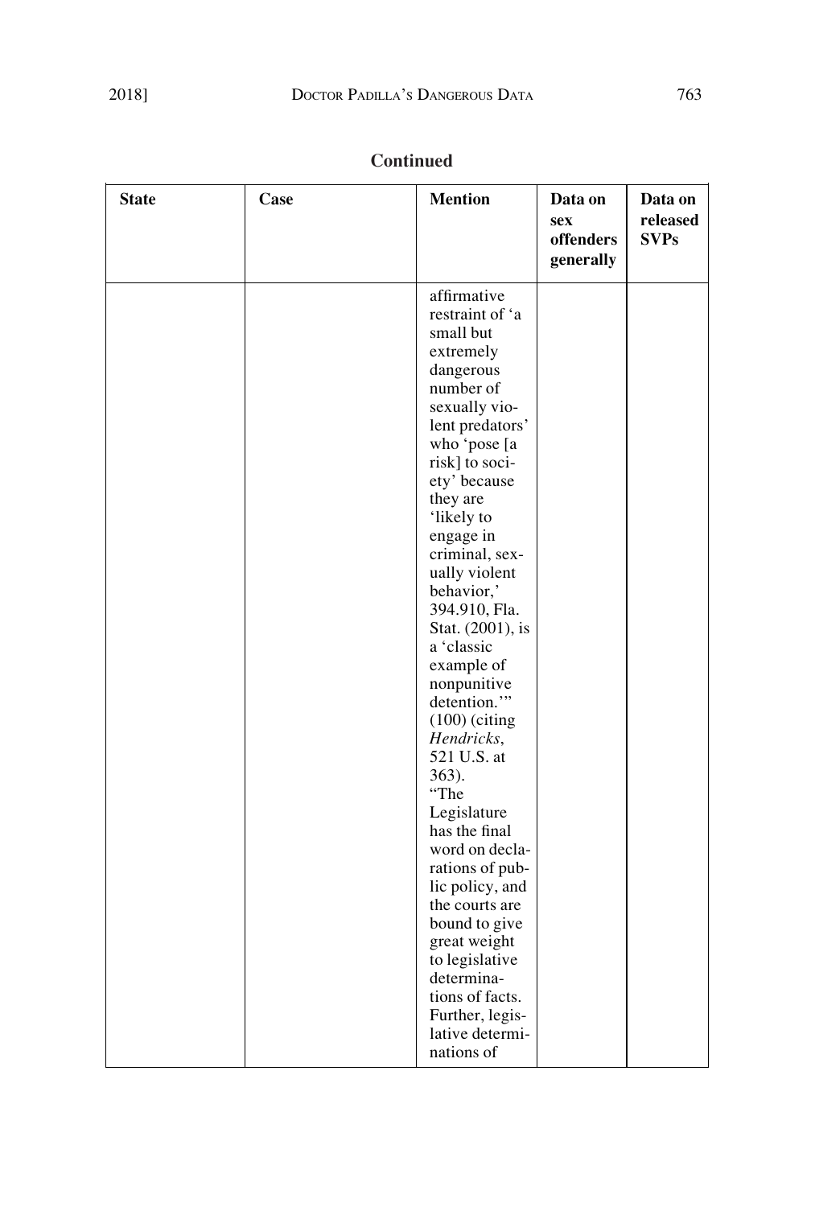**Continued**

| State | Case | Mention | Data on sex offenders generally | Data on released SVPs |
|---|---|---|---|---|
| | | affirmative restraint of 'a small but extremely dangerous number of sexually violent predators' who 'pose [a risk] to society' because they are 'likely to engage in criminal, sexually violent behavior,' 394.910, Fla. Stat. (2001), is a 'classic example of nonpunitive detention.'" (100) (citing *Hendricks*, 521 U.S. at 363). "The Legislature has the final word on declarations of public policy, and the courts are bound to give great weight to legislative determinations of facts. Further, legislative determinations of | | |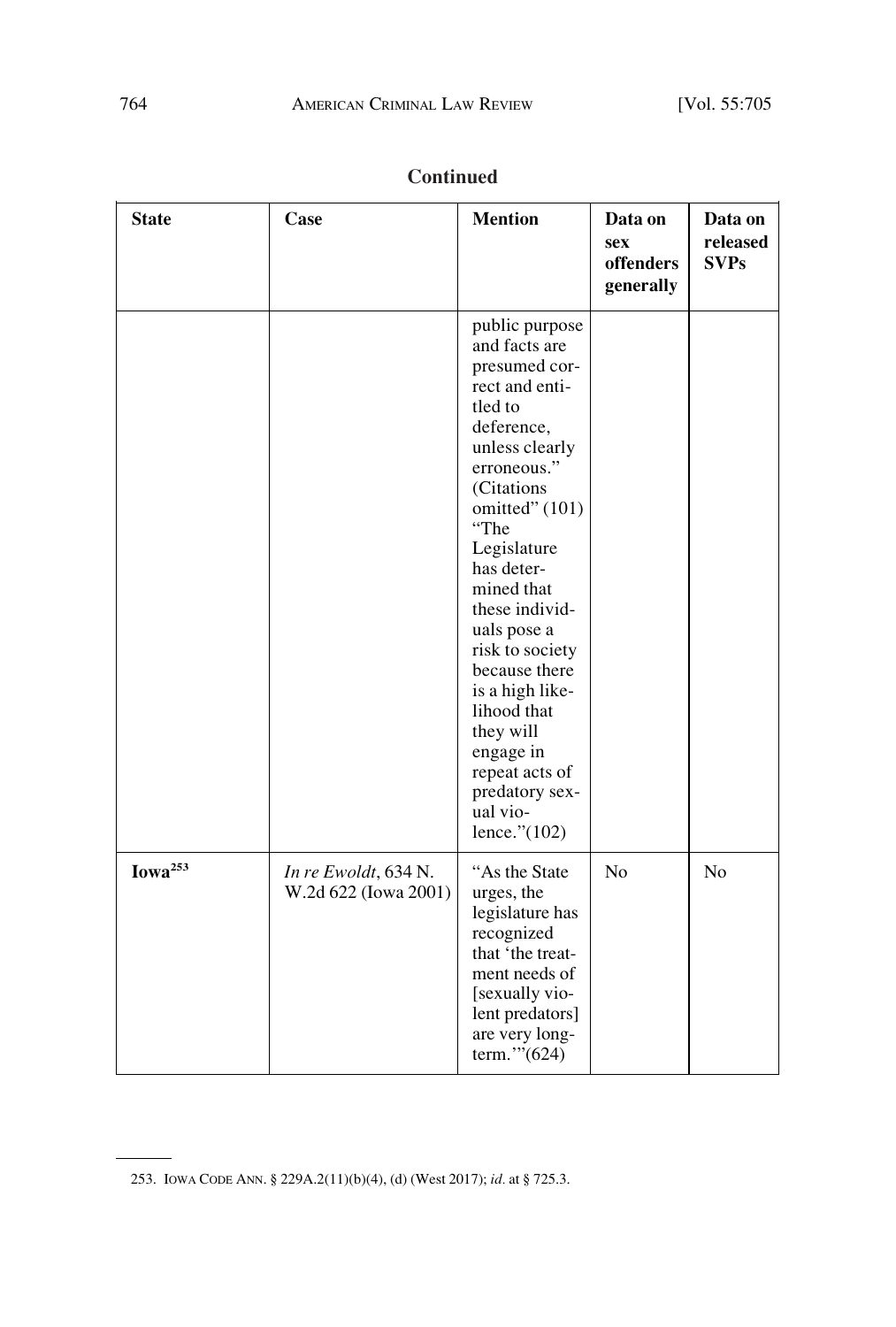**Continued**

| State | Case | Mention | Data on sex offenders generally | Data on released SVPs |
|---|---|---|---|---|
| | | public purpose and facts are presumed correct and entitled to deference, unless clearly erroneous." (Citations omitted" (101) "The Legislature has determined that these individuals pose a risk to society because there is a high likelihood that they will engage in repeat acts of predatory sexual violence."(102) | | |
| **Iowa**[253] | *In re Ewoldt*, 634 N.W.2d 622 (Iowa 2001) | "As the State urges, the legislature has recognized that 'the treatment needs of [sexually violent predators] are very long-term.'"(624) | No | No |

253. IOWA CODE ANN. § 229A.2(11)(b)(4), (d) (West 2017); *id.* at § 725.3.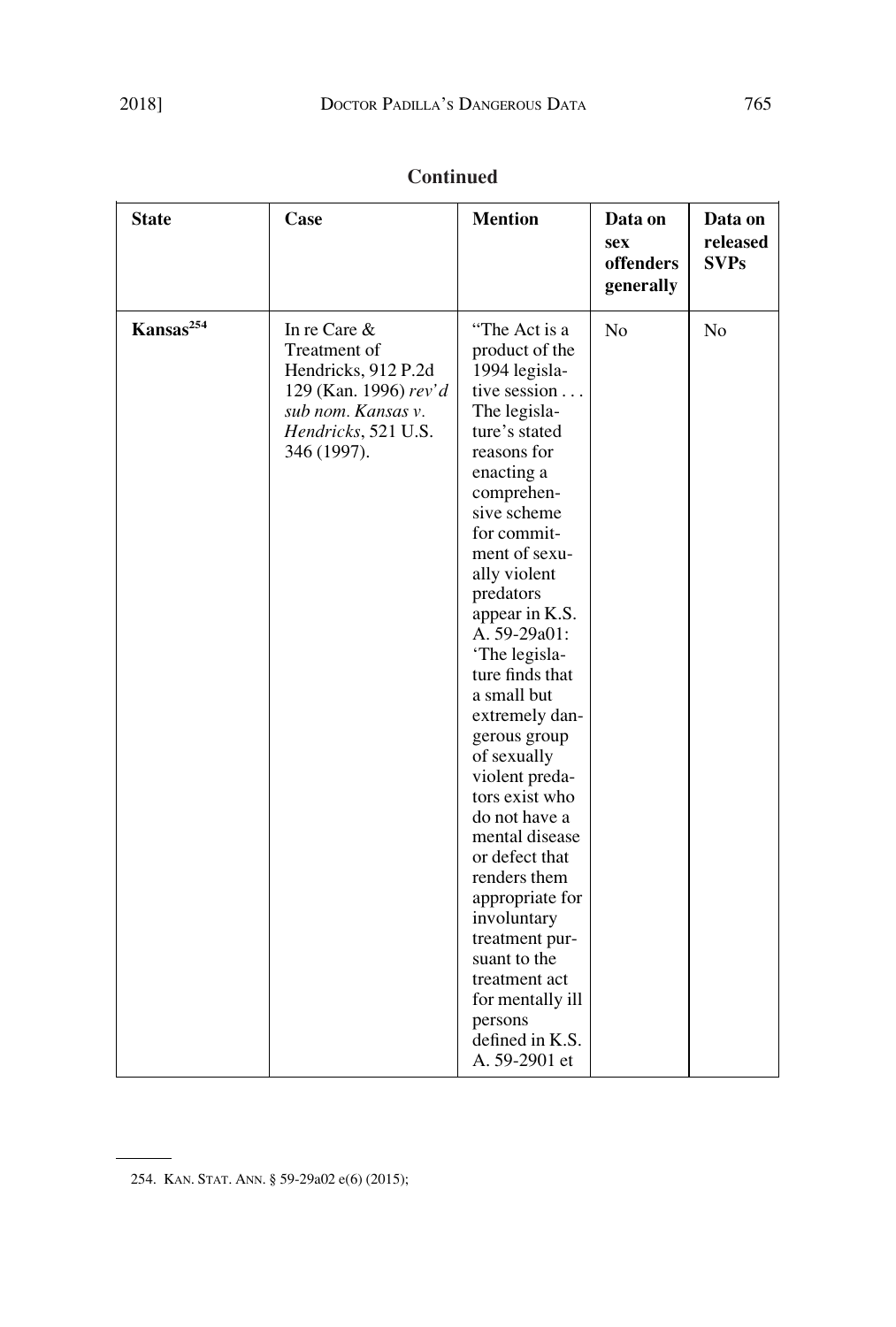**Continued**

| State | Case | Mention | Data on sex offenders generally | Data on released SVPs |
|---|---|---|---|---|
| **Kansas**[254] | In re Care & Treatment of Hendricks, 912 P.2d 129 (Kan. 1996) *rev'd sub nom. Kansas v. Hendricks*, 521 U.S. 346 (1997). | "The Act is a product of the 1994 legislative session . . . The legislature's stated reasons for enacting a comprehensive scheme for commitment of sexually violent predators appear in K.S. A. 59-29a01: 'The legislature finds that a small but extremely dangerous group of sexually violent predators exist who do not have a mental disease or defect that renders them appropriate for involuntary treatment pursuant to the treatment act for mentally ill persons defined in K.S. A. 59-2901 et | No | No |

254. KAN. STAT. ANN. § 59-29a02 e(6) (2015);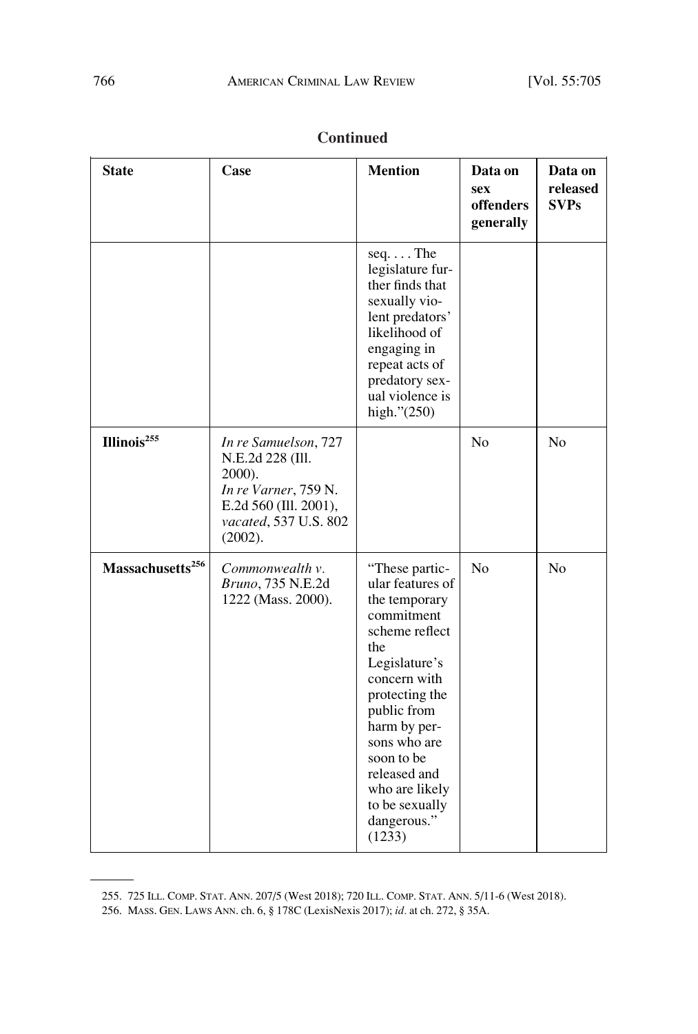**Continued**

| State | Case | Mention | Data on sex offenders generally | Data on released SVPs |
|---|---|---|---|---|
| | | seq. . . . The legislature further finds that sexually violent predators' likelihood of engaging in repeat acts of predatory sexual violence is high."(250) | | |
| **Illinois**[255] | *In re Samuelson*, 727 N.E.2d 228 (Ill. 2000). *In re Varner*, 759 N.E.2d 560 (Ill. 2001), *vacated*, 537 U.S. 802 (2002). | | No | No |
| **Massachusetts**[256] | *Commonwealth v. Bruno*, 735 N.E.2d 1222 (Mass. 2000). | "These particular features of the temporary commitment scheme reflect the Legislature's concern with protecting the public from harm by persons who are soon to be released and who are likely to be sexually dangerous." (1233) | No | No |

255. 725 ILL. COMP. STAT. ANN. 207/5 (West 2018); 720 ILL. COMP. STAT. ANN. 5/11-6 (West 2018).

256. MASS. GEN. LAWS ANN. ch. 6, § 178C (LexisNexis 2017); *id*. at ch. 272, § 35A.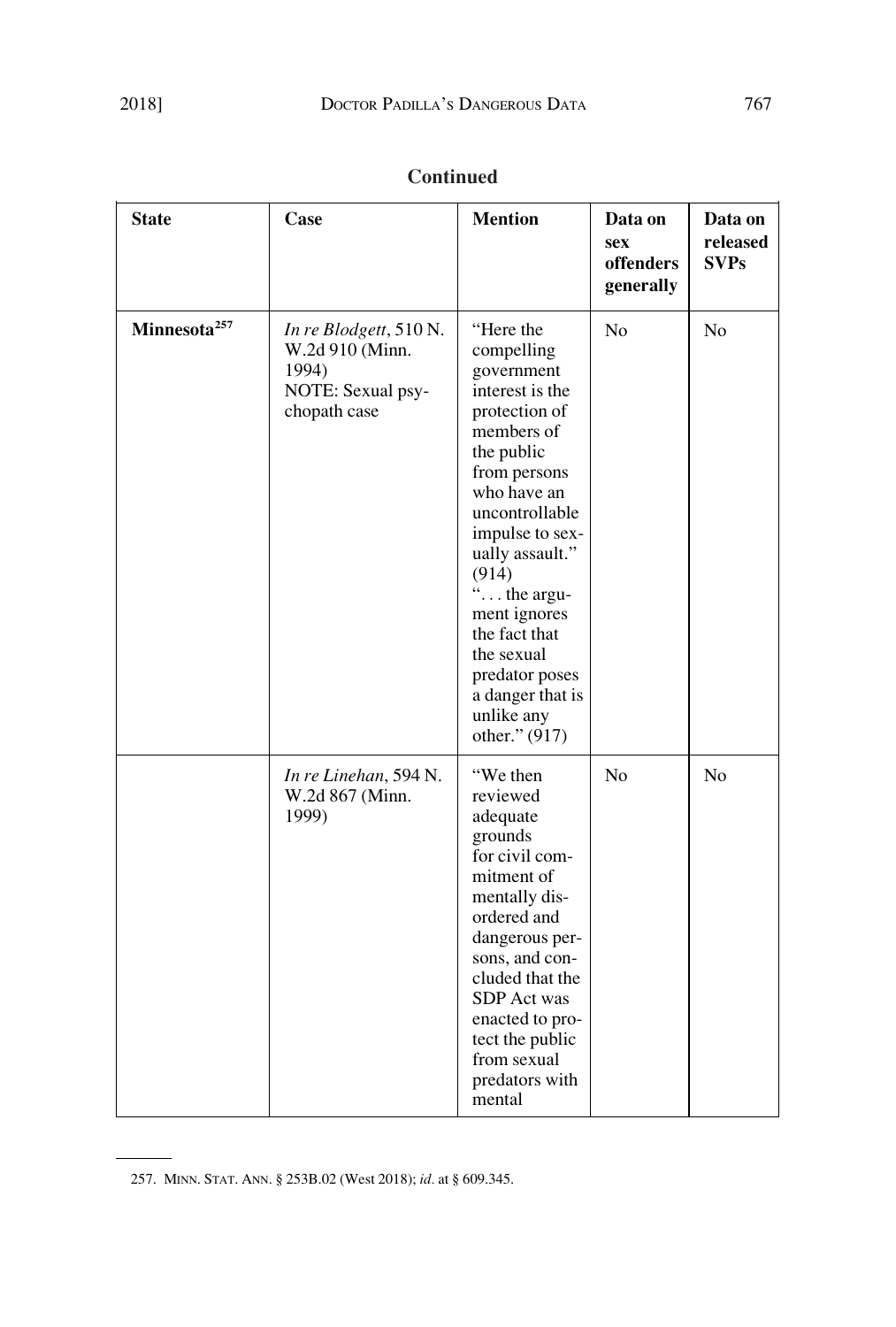**Continued**

| State | Case | Mention | Data on sex offenders generally | Data on released SVPs |
|---|---|---|---|---|
| **Minnesota**[257] | *In re Blodgett*, 510 N. W.2d 910 (Minn. 1994) NOTE: Sexual psychopath case | "Here the compelling government interest is the protection of members of the public from persons who have an uncontrollable impulse to sexually assault." (914) ". . . the argument ignores the fact that the sexual predator poses a danger that is unlike any other." (917) | No | No |
| | *In re Linehan*, 594 N. W.2d 867 (Minn. 1999) | "We then reviewed adequate grounds for civil commitment of mentally disordered and dangerous persons, and concluded that the SDP Act was enacted to protect the public from sexual predators with mental | No | No |

257. MINN. STAT. ANN. § 253B.02 (West 2018); *id*. at § 609.345.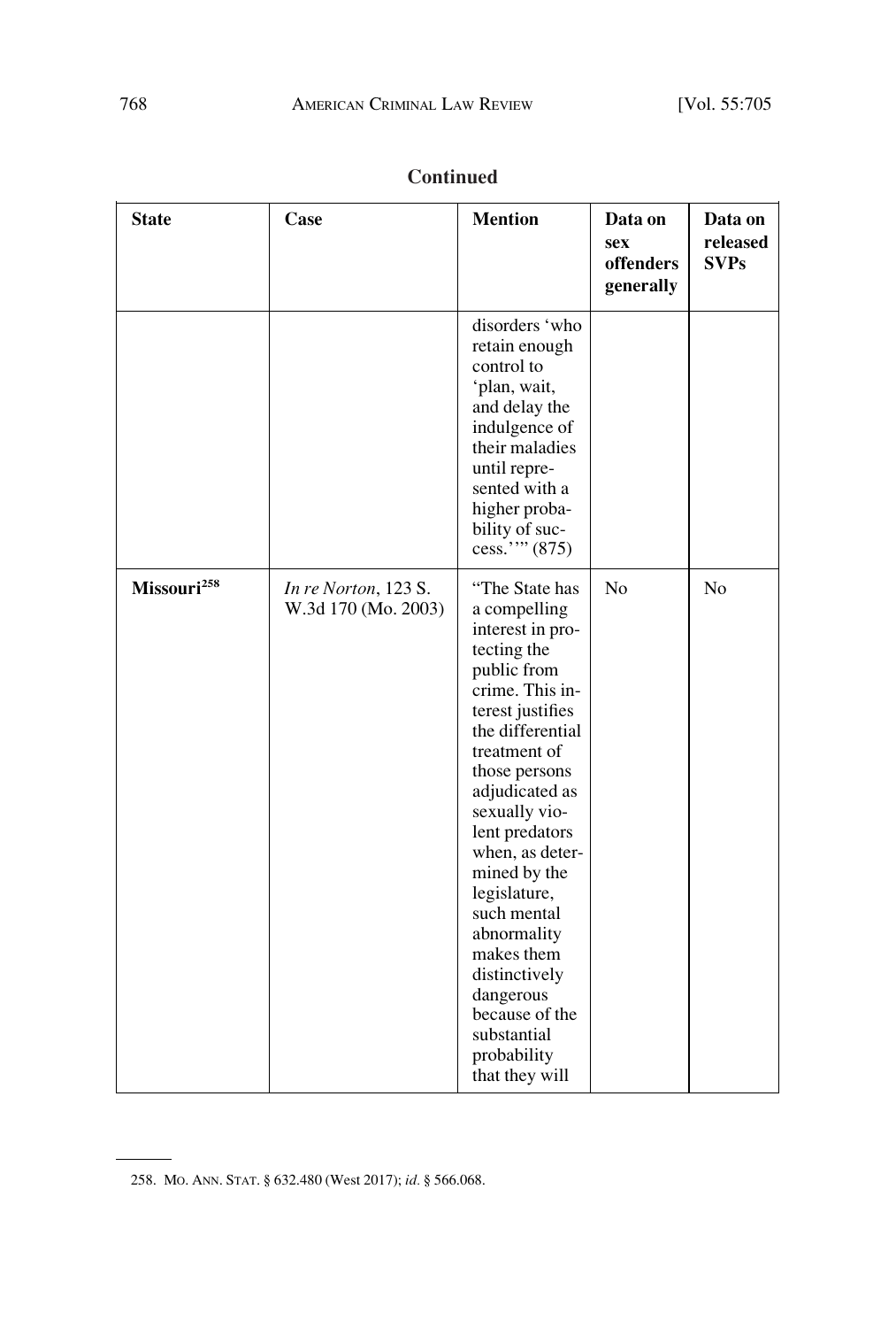**Continued**

| State | Case | Mention | Data on sex offenders generally | Data on released SVPs |
|---|---|---|---|---|
| | | disorders 'who retain enough control to 'plan, wait, and delay the indulgence of their maladies until represented with a higher probability of success.''" (875) | | |
| **Missouri**[258] | *In re Norton*, 123 S. W.3d 170 (Mo. 2003) | "The State has a compelling interest in protecting the public from crime. This interest justifies the differential treatment of those persons adjudicated as sexually violent predators when, as determined by the legislature, such mental abnormality makes them distinctively dangerous because of the substantial probability that they will | No | No |

258. MO. ANN. STAT. § 632.480 (West 2017); *id.* § 566.068.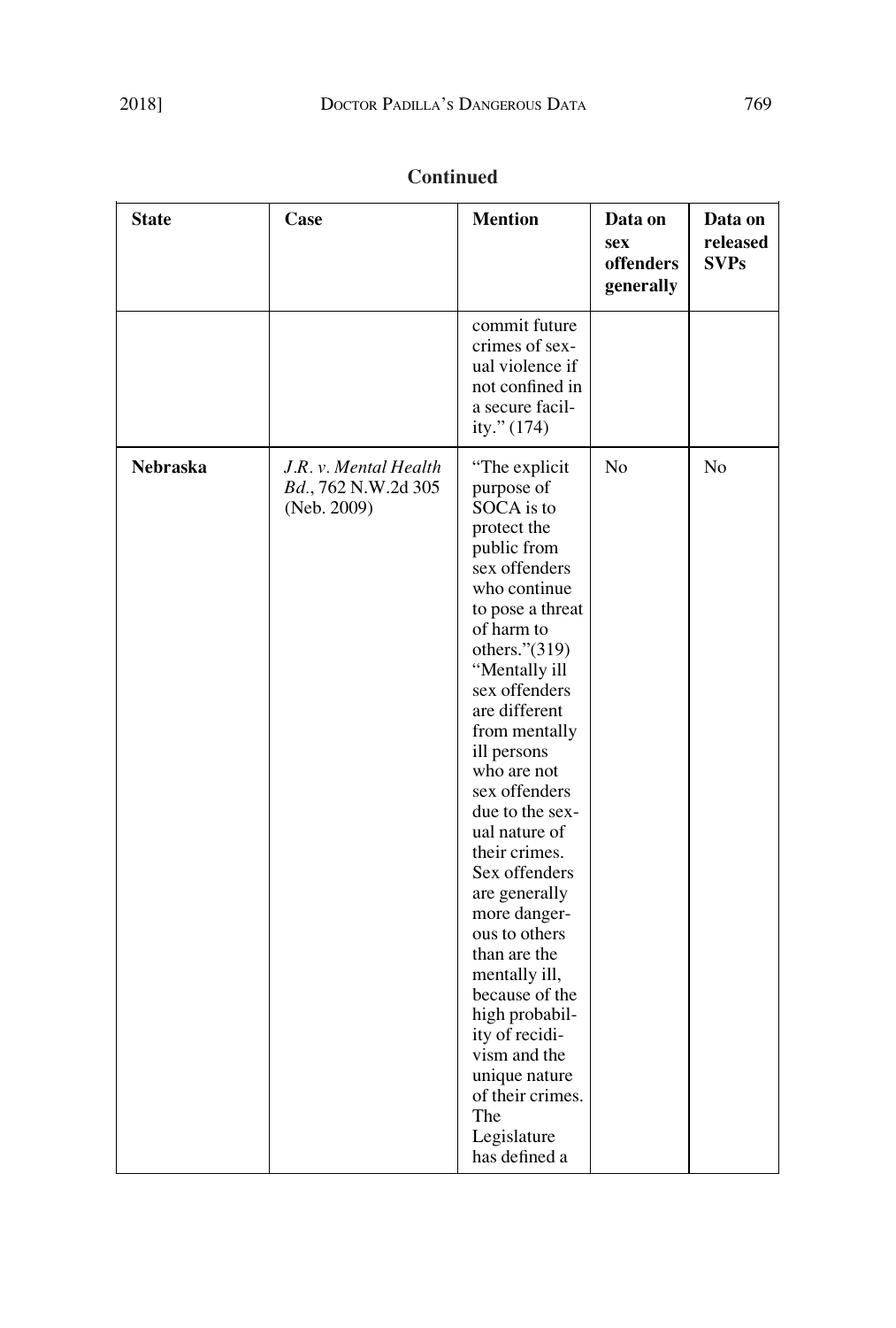**Continued**

| State | Case | Mention | Data on sex offenders generally | Data on released SVPs |
|---|---|---|---|---|
| | | commit future crimes of sexual violence if not confined in a secure facility." (174) | | |
| **Nebraska** | *J.R. v. Mental Health Bd.*, 762 N.W.2d 305 (Neb. 2009) | "The explicit purpose of SOCA is to protect the public from sex offenders who continue to pose a threat of harm to others."(319) "Mentally ill sex offenders are different from mentally ill persons who are not sex offenders due to the sexual nature of their crimes. Sex offenders are generally more dangerous to others than are the mentally ill, because of the high probability of recidivism and the unique nature of their crimes. The Legislature has defined a | No | No |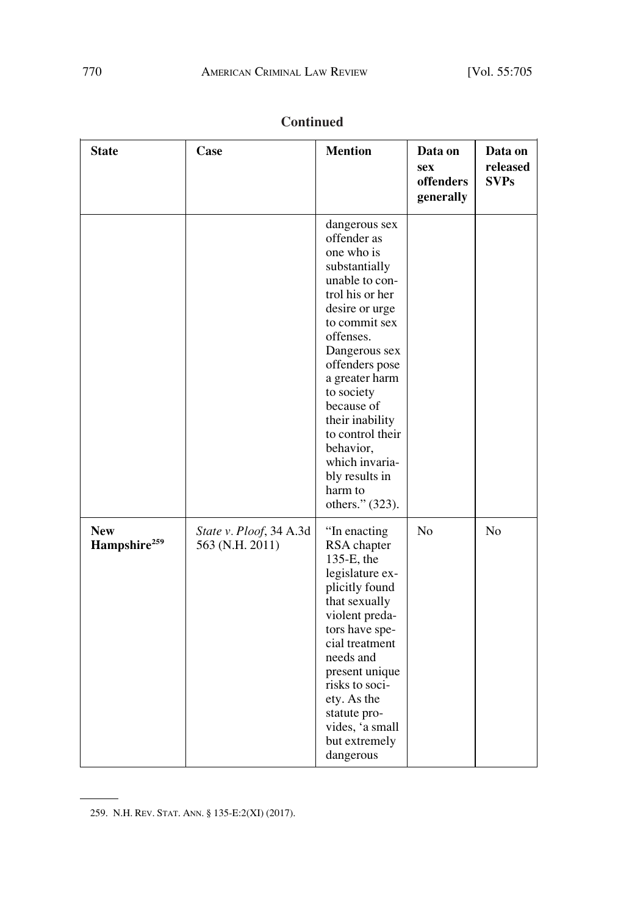**Continued**

| State | Case | Mention | Data on sex offenders generally | Data on released SVPs |
|---|---|---|---|---|
| | | dangerous sex offender as one who is substantially unable to control his or her desire or urge to commit sex offenses. Dangerous sex offenders pose a greater harm to society because of their inability to control their behavior, which invariably results in harm to others." (323). | | |
| **New Hampshire**[259] | *State v. Ploof*, 34 A.3d 563 (N.H. 2011) | "In enacting RSA chapter 135-E, the legislature explicitly found that sexually violent predators have special treatment needs and present unique risks to society. As the statute provides, 'a small but extremely dangerous | No | No |

259. N.H. REV. STAT. ANN. § 135-E:2(XI) (2017).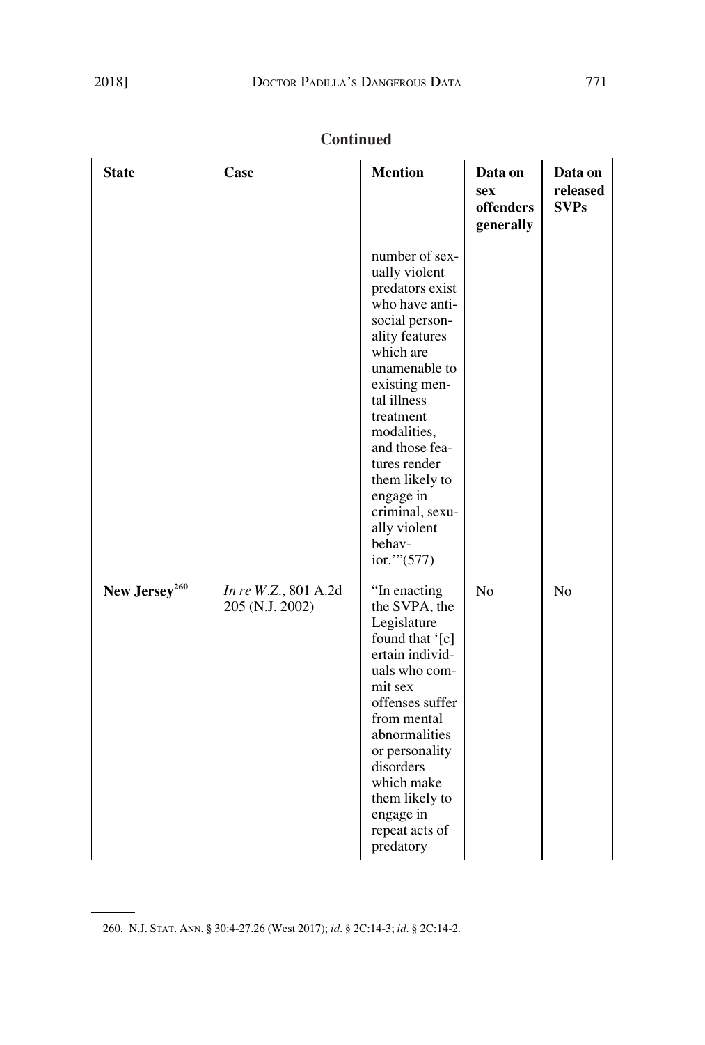**Continued**

| State | Case | Mention | Data on sex offenders generally | Data on released SVPs |
|---|---|---|---|---|
| | | number of sexually violent predators exist who have antisocial personality features which are unamenable to existing mental illness treatment modalities, and those features render them likely to engage in criminal, sexually violent behavior.'"(577) | | |
| **New Jersey**[260] | *In re W.Z.*, 801 A.2d 205 (N.J. 2002) | "In enacting the SVPA, the Legislature found that '[c]ertain individuals who commit sex offenses suffer from mental abnormalities or personality disorders which make them likely to engage in repeat acts of predatory | No | No |

260. N.J. STAT. ANN. § 30:4-27.26 (West 2017); *id*. § 2C:14-3; *id*. § 2C:14-2.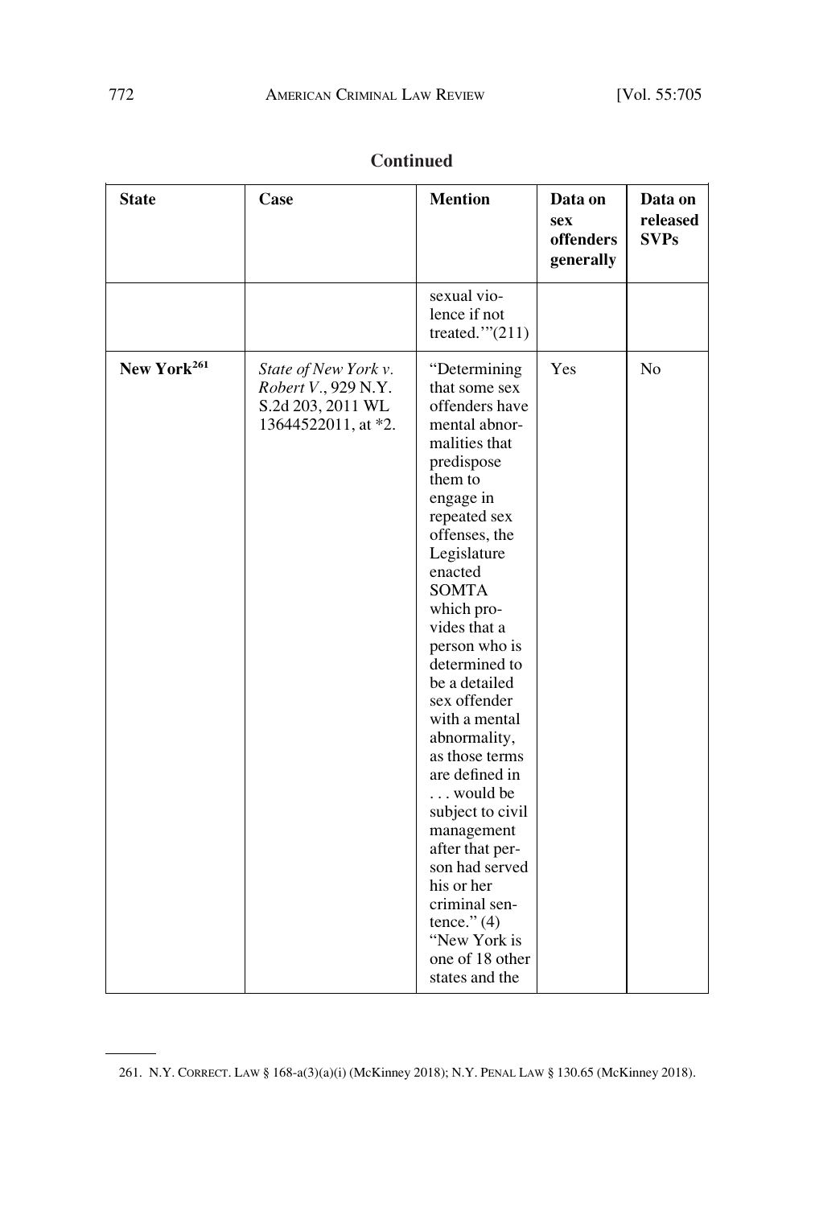**Continued**

| State | Case | Mention | Data on sex offenders generally | Data on released SVPs |
|---|---|---|---|---|
| | | sexual violence if not treated.'"(211) | | |
| **New York**[261] | *State of New York v. Robert V.*, 929 N.Y. S.2d 203, 2011 WL 13644522011, at *2. | "Determining that some sex offenders have mental abnormalities that predispose them to engage in repeated sex offenses, the Legislature enacted SOMTA which provides that a person who is determined to be a detailed sex offender with a mental abnormality, as those terms are defined in . . . would be subject to civil management after that person had served his or her criminal sentence." (4) "New York is one of 18 other states and the | Yes | No |

261. N.Y. CORRECT. LAW § 168-a(3)(a)(i) (McKinney 2018); N.Y. PENAL LAW § 130.65 (McKinney 2018).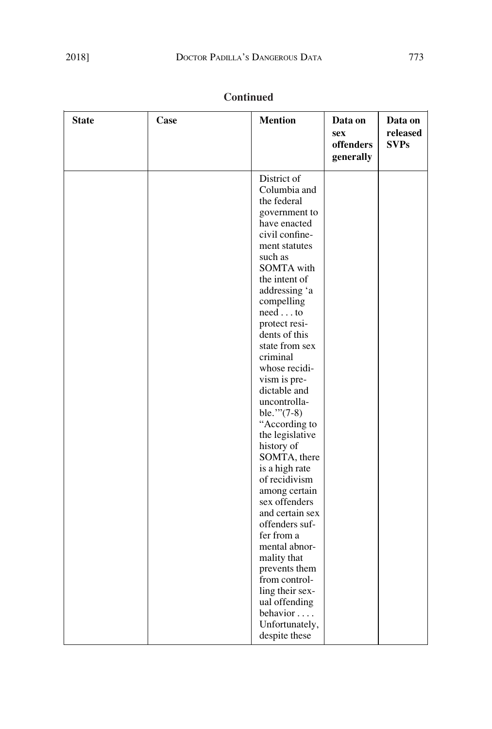**Continued**

| State | Case | Mention | Data on sex offenders generally | Data on released SVPs |
|---|---|---|---|---|
| | | District of Columbia and the federal government to have enacted civil confinement statutes such as SOMTA with the intent of addressing 'a compelling need . . . to protect residents of this state from sex criminal whose recidivism is predictable and uncontrollable.'"(7-8) "According to the legislative history of SOMTA, there is a high rate of recidivism among certain sex offenders and certain sex offenders suffer from a mental abnormality that prevents them from controlling their sexual offending behavior . . . . Unfortunately, despite these | | |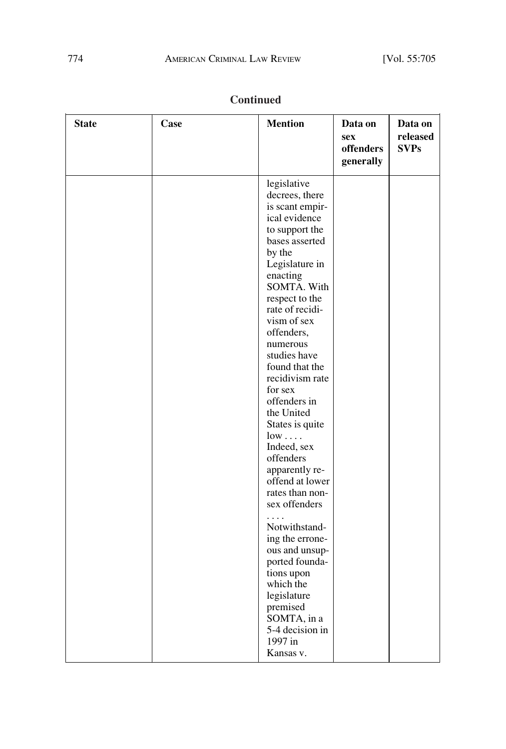**Continued**

| State | Case | Mention | Data on sex offenders generally | Data on released SVPs |
|---|---|---|---|---|
| | | legislative decrees, there is scant empirical evidence to support the bases asserted by the Legislature in enacting SOMTA. With respect to the rate of recidivism of sex offenders, numerous studies have found that the recidivism rate for sex offenders in the United States is quite low . . . . Indeed, sex offenders apparently re-offend at lower rates than non-sex offenders . . . . Notwithstanding the erroneous and unsupported foundations upon which the legislature premised SOMTA, in a 5-4 decision in 1997 in Kansas v. | | |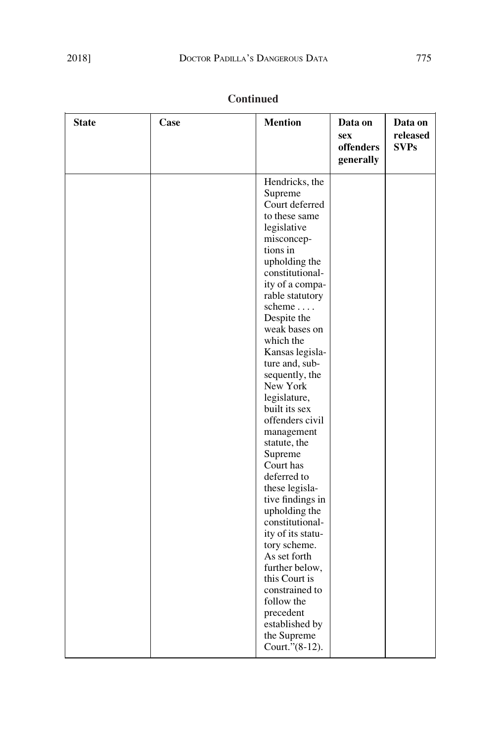**Continued**

| State | Case | Mention | Data on sex offenders generally | Data on released SVPs |
| --- | --- | --- | --- | --- |
| | | Hendricks, the Supreme Court deferred to these same legislative misconceptions in upholding the constitutionality of a comparable statutory scheme . . . . Despite the weak bases on which the Kansas legislature and, subsequently, the New York legislature, built its sex offenders civil management statute, the Supreme Court has deferred to these legislative findings in upholding the constitutionality of its statutory scheme. As set forth further below, this Court is constrained to follow the precedent established by the Supreme Court."(8-12). | | |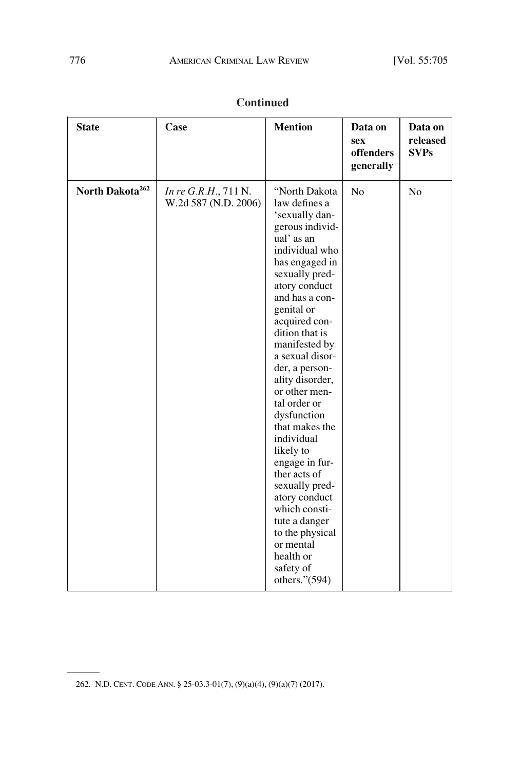**Continued**

| State | Case | Mention | Data on sex offenders generally | Data on released SVPs |
|---|---|---|---|---|
| **North Dakota**[262] | *In re G.R.H.*, 711 N.W.2d 587 (N.D. 2006) | "North Dakota law defines a 'sexually dangerous individual' as an individual who has engaged in sexually predatory conduct and has a congenital or acquired condition that is manifested by a sexual disorder, a personality disorder, or other mental order or dysfunction that makes the individual likely to engage in further acts of sexually predatory conduct which constitute a danger to the physical or mental health or safety of others."(594) | No | No |

262. N.D. CENT. CODE ANN. § 25-03.3-01(7), (9)(a)(4), (9)(a)(7) (2017).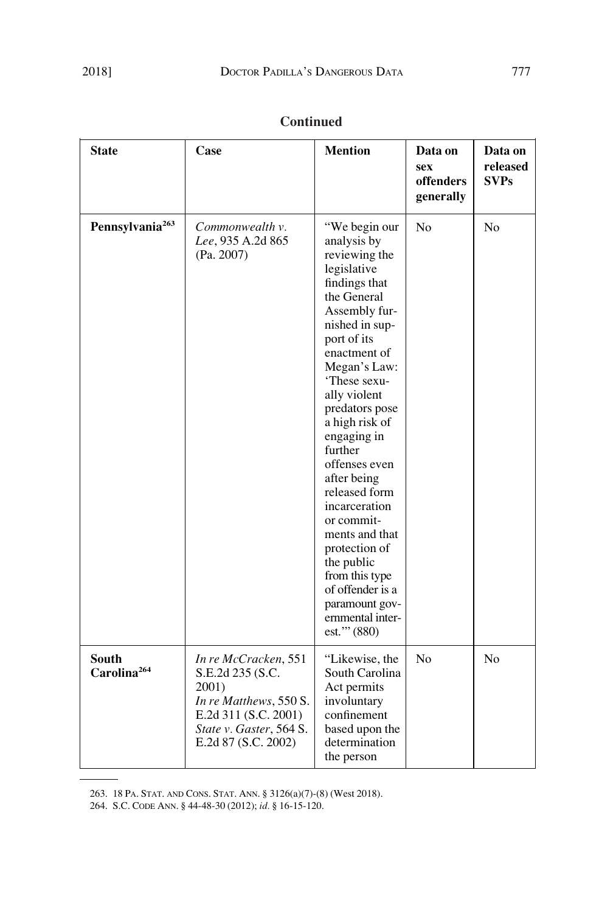**Continued**

| State | Case | Mention | Data on sex offenders generally | Data on released SVPs |
|---|---|---|---|---|
| **Pennsylvania**[263] | *Commonwealth v. Lee*, 935 A.2d 865 (Pa. 2007) | "We begin our analysis by reviewing the legislative findings that the General Assembly furnished in support of its enactment of Megan's Law: 'These sexually violent predators pose a high risk of engaging in further offenses even after being released form incarceration or commitments and that protection of the public from this type of offender is a paramount governmental interest.'" (880) | No | No |
| **South Carolina**[264] | *In re McCracken*, 551 S.E.2d 235 (S.C. 2001) *In re Matthews*, 550 S.E.2d 311 (S.C. 2001) *State v. Gaster*, 564 S.E.2d 87 (S.C. 2002) | "Likewise, the South Carolina Act permits involuntary confinement based upon the determination the person | No | No |

263. 18 PA. STAT. AND CONS. STAT. ANN. § 3126(a)(7)-(8) (West 2018).

264. S.C. CODE ANN. § 44-48-30 (2012); *id.* § 16-15-120.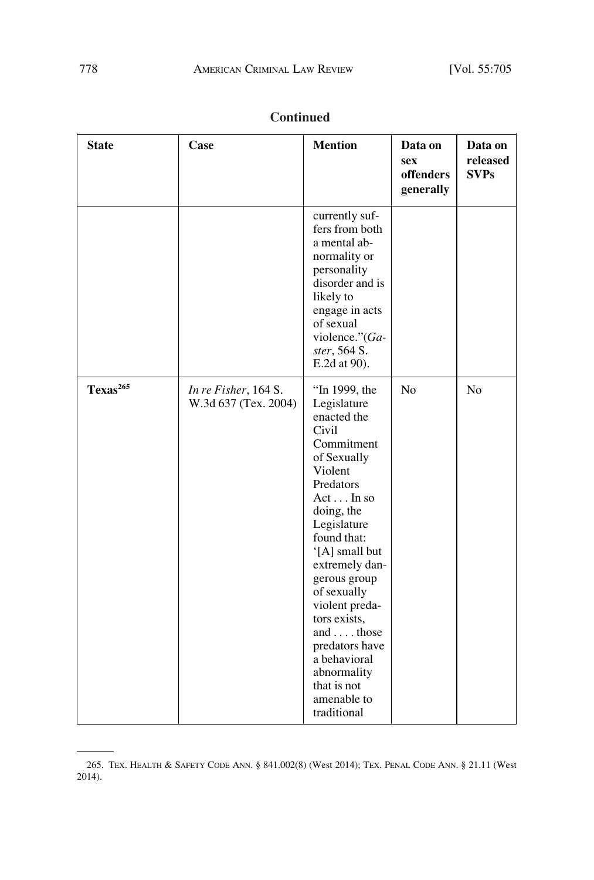**Continued**

| State | Case | Mention | Data on sex offenders generally | Data on released SVPs |
|---|---|---|---|---|
| | | currently suffers from both a mental abnormality or personality disorder and is likely to engage in acts of sexual violence."(*Gaster*, 564 S. E.2d at 90). | | |
| **Texas**[265] | *In re Fisher*, 164 S. W.3d 637 (Tex. 2004) | "In 1999, the Legislature enacted the Civil Commitment of Sexually Violent Predators Act . . . In so doing, the Legislature found that: '[A] small but extremely dangerous group of sexually violent predators exists, and . . . . those predators have a behavioral abnormality that is not amenable to traditional | No | No |

265. TEX. HEALTH & SAFETY CODE ANN. § 841.002(8) (West 2014); TEX. PENAL CODE ANN. § 21.11 (West 2014).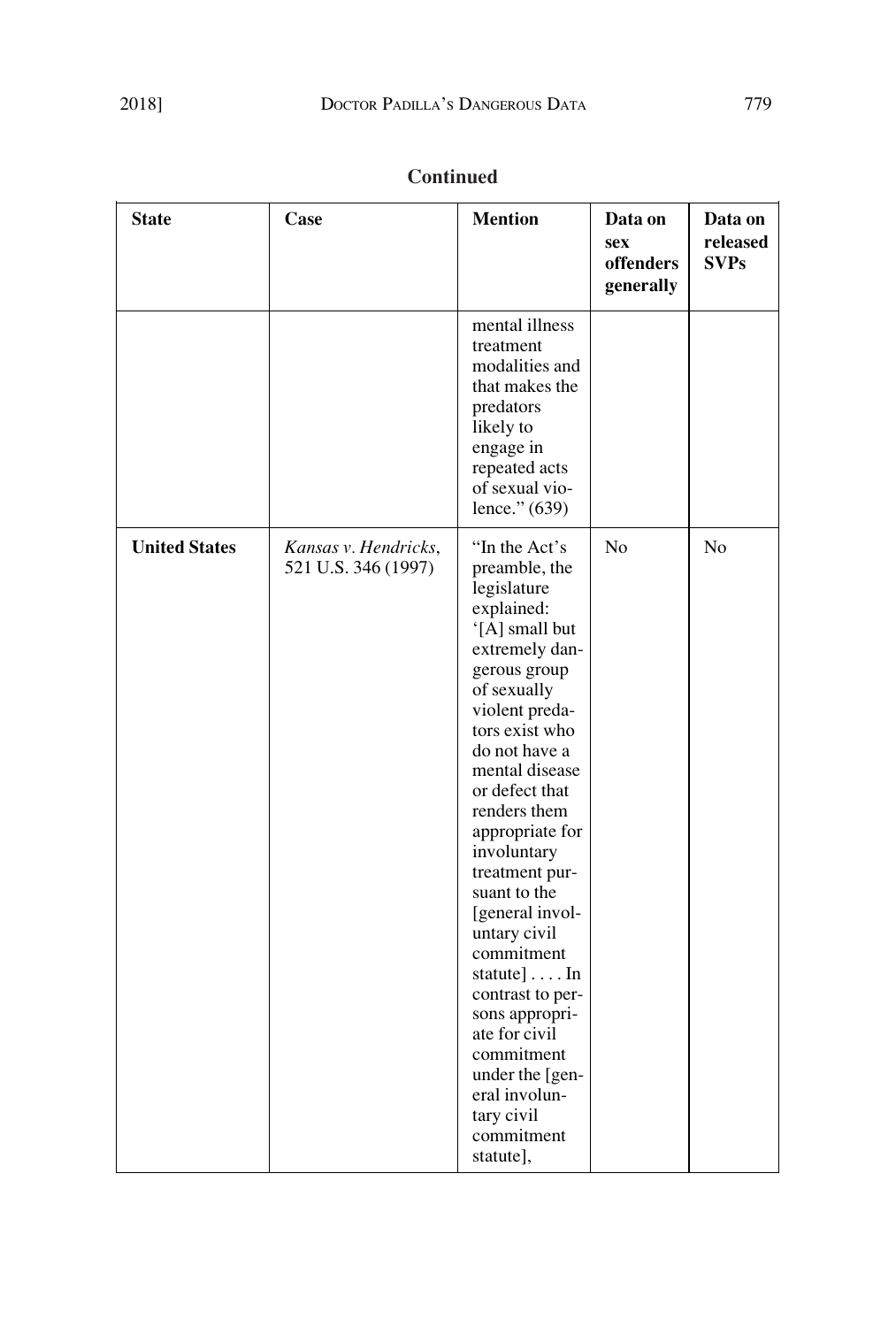**Continued**

| **State** | **Case** | **Mention** | **Data on sex offenders generally** | **Data on released SVPs** |
|---|---|---|---|---|
| | | mental illness treatment modalities and that makes the predators likely to engage in repeated acts of sexual violence." (639) | | |
| **United States** | *Kansas v. Hendricks*, 521 U.S. 346 (1997) | "In the Act's preamble, the legislature explained: '[A] small but extremely dangerous group of sexually violent predators exist who do not have a mental disease or defect that renders them appropriate for involuntary treatment pursuant to the [general involuntary civil commitment statute] . . . . In contrast to persons appropriate for civil commitment under the [general involuntary civil commitment statute], | No | No |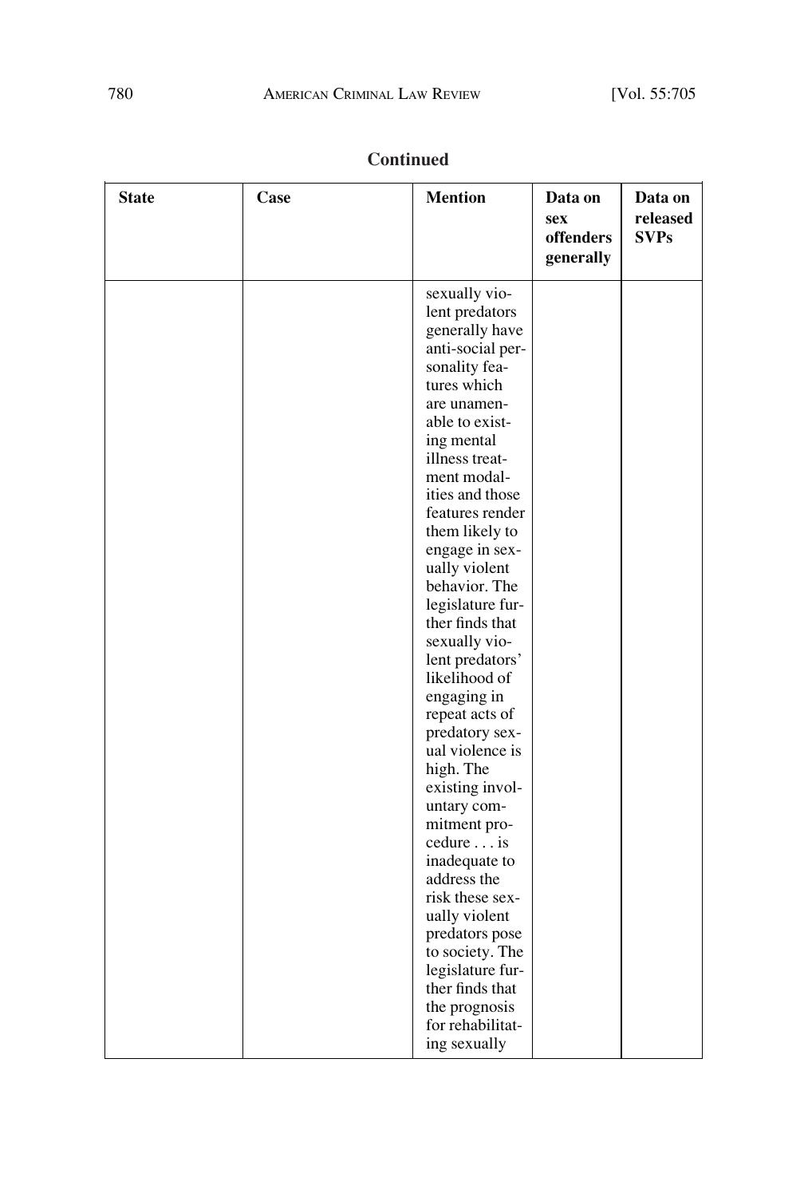**Continued**

| State | Case | Mention | Data on sex offenders generally | Data on released SVPs |
|---|---|---|---|---|
| | | sexually violent predators generally have anti-social personality features which are unamenable to existing mental illness treatment modalities and those features render them likely to engage in sexually violent behavior. The legislature further finds that sexually violent predators' likelihood of engaging in repeat acts of predatory sexual violence is high. The existing involuntary commitment procedure . . . is inadequate to address the risk these sexually violent predators pose to society. The legislature further finds that the prognosis for rehabilitating sexually | | |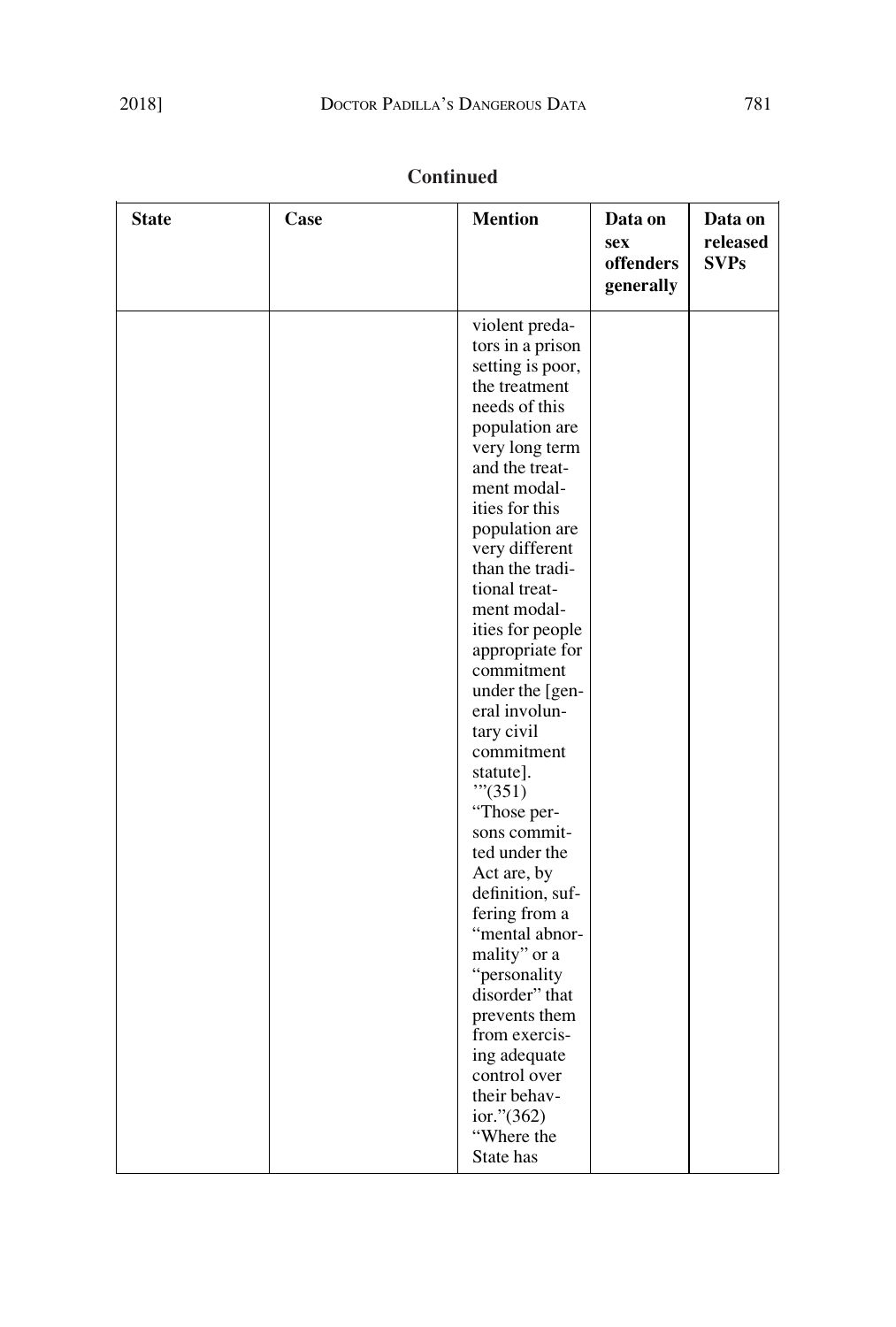**Continued**

| State | Case | Mention | Data on sex offenders generally | Data on released SVPs |
|---|---|---|---|---|
| | | violent predators in a prison setting is poor, the treatment needs of this population are very long term and the treatment modalities for this population are very different than the traditional treatment modalities for people appropriate for commitment under the [general involuntary civil commitment statute]. '"(351) "Those persons committed under the Act are, by definition, suffering from a "mental abnormality" or a "personality disorder" that prevents them from exercising adequate control over their behavior."(362) "Where the State has | | |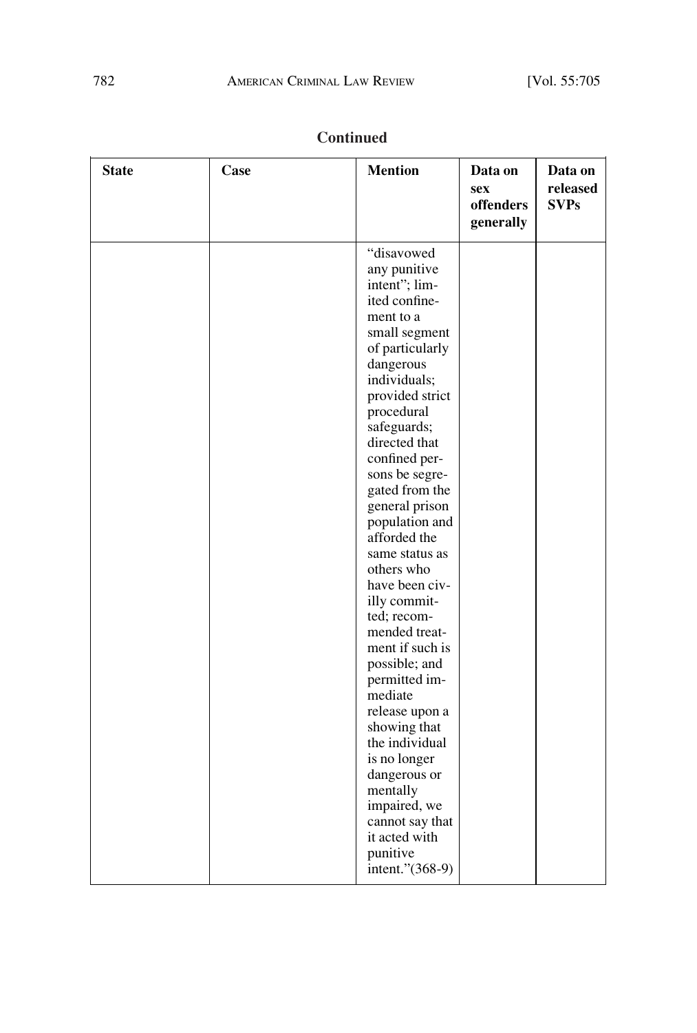**Continued**

| State | Case | Mention | Data on sex offenders generally | Data on released SVPs |
|---|---|---|---|---|
| | | "disavowed any punitive intent"; limited confinement to a small segment of particularly dangerous individuals; provided strict procedural safeguards; directed that confined persons be segregated from the general prison population and afforded the same status as others who have been civilly committed; recommended treatment if such is possible; and permitted immediate release upon a showing that the individual is no longer dangerous or mentally impaired, we cannot say that it acted with punitive intent."(368-9) | | |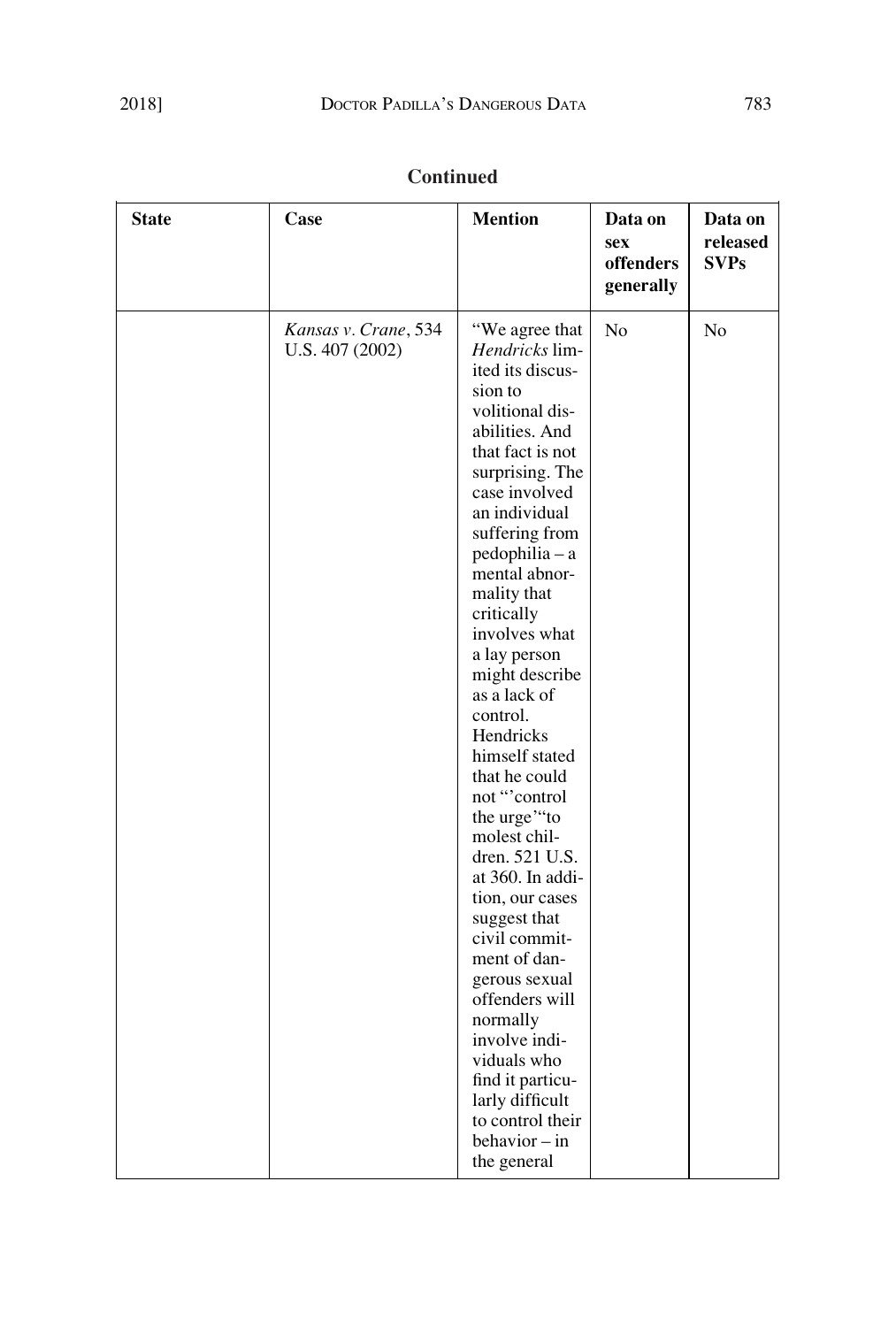**Continued**

| State | Case | Mention | Data on sex offenders generally | Data on released SVPs |
|---|---|---|---|---|
| | *Kansas v. Crane*, 534 U.S. 407 (2002) | "We agree that *Hendricks* limited its discussion to volitional disabilities. And that fact is not surprising. The case involved an individual suffering from pedophilia – a mental abnormality that critically involves what a lay person might describe as a lack of control. Hendricks himself stated that he could not "'control the urge'"to molest children. 521 U.S. at 360. In addition, our cases suggest that civil commitment of dangerous sexual offenders will normally involve individuals who find it particularly difficult to control their behavior – in the general | No | No |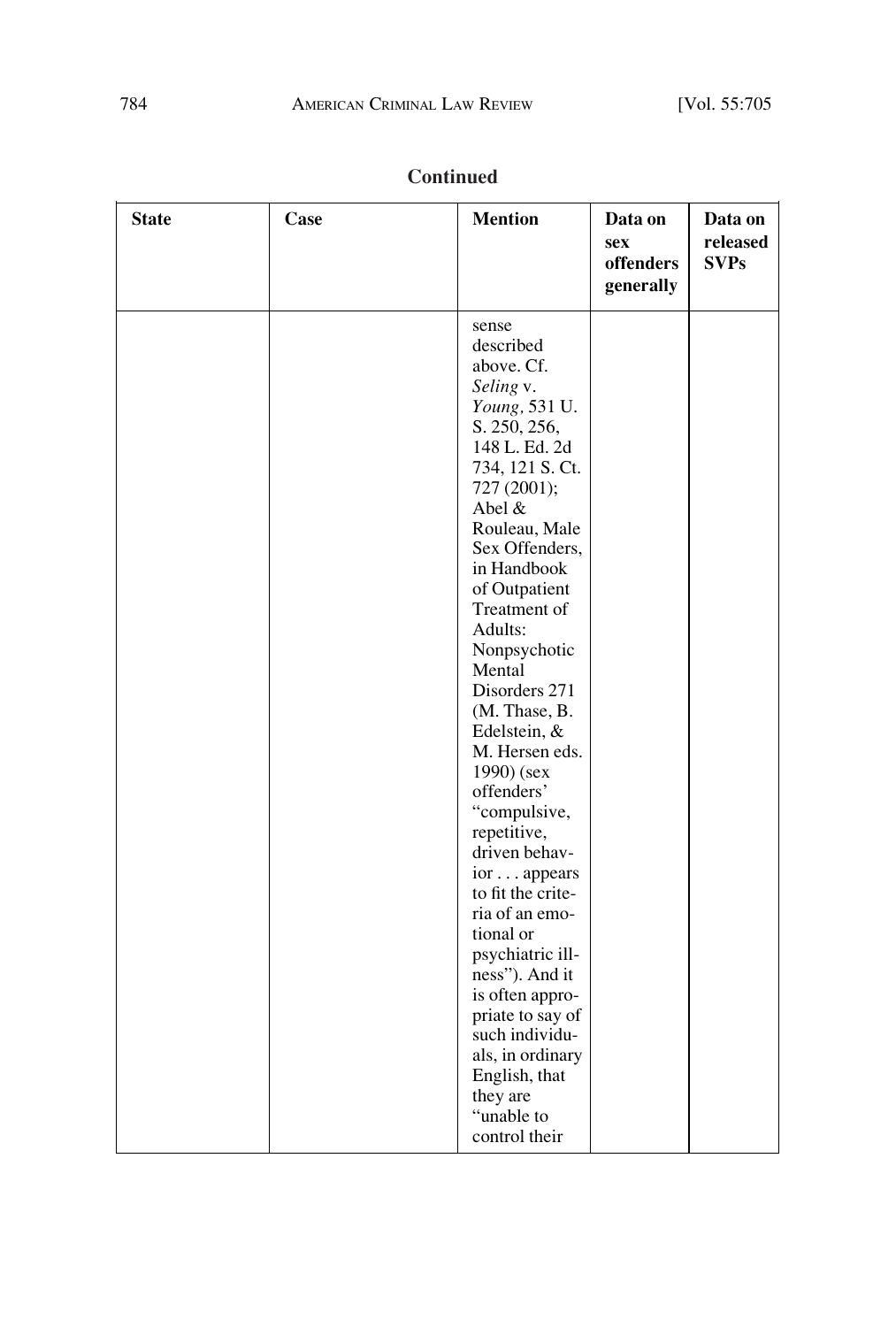**Continued**

| State | Case | Mention | Data on sex offenders generally | Data on released SVPs |
|---|---|---|---|---|
| | | sense described above. Cf. *Seling* v. *Young,* 531 U. S. 250, 256, 148 L. Ed. 2d 734, 121 S. Ct. 727 (2001); Abel & Rouleau, Male Sex Offenders, in Handbook of Outpatient Treatment of Adults: Nonpsychotic Mental Disorders 271 (M. Thase, B. Edelstein, & M. Hersen eds. 1990) (sex offenders' "compulsive, repetitive, driven behavior . . . appears to fit the criteria of an emotional or psychiatric illness"). And it is often appropriate to say of such individuals, in ordinary English, that they are "unable to control their | | |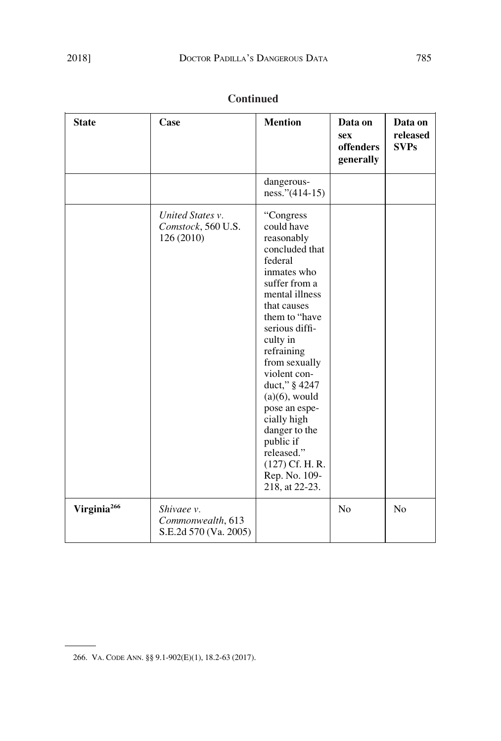**Continued**

| State | Case | Mention | Data on sex offenders generally | Data on released SVPs |
| --- | --- | --- | --- | --- |
| | | dangerousness."(414-15) | | |
| | *United States v. Comstock*, 560 U.S. 126 (2010) | "Congress could have reasonably concluded that federal inmates who suffer from a mental illness that causes them to "have serious difficulty in refraining from sexually violent conduct," § 4247 (a)(6), would pose an especially high danger to the public if released." (127) Cf. H. R. Rep. No. 109-218, at 22-23. | | |
| **Virginia**[266] | *Shivaee v. Commonwealth*, 613 S.E.2d 570 (Va. 2005) | | No | No |

266. VA. CODE ANN. §§ 9.1-902(E)(1), 18.2-63 (2017).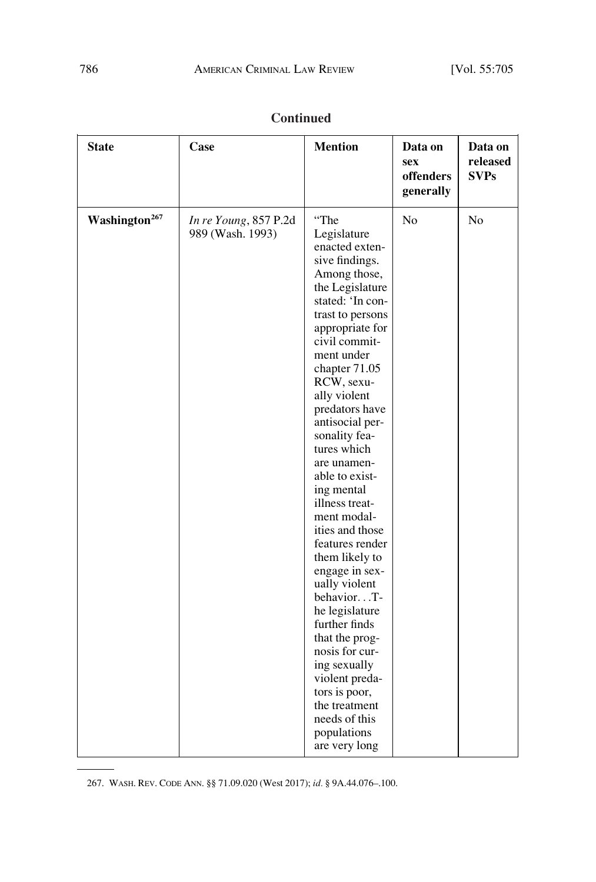**Continued**

| State | Case | Mention | Data on sex offenders generally | Data on released SVPs |
|---|---|---|---|---|
| **Washington**[267] | *In re Young*, 857 P.2d 989 (Wash. 1993) | "The Legislature enacted extensive findings. Among those, the Legislature stated: 'In contrast to persons appropriate for civil commitment under chapter 71.05 RCW, sexually violent predators have antisocial personality features which are unamenable to existing mental illness treatment modalities and those features render them likely to engage in sexually violent behavior. . .The legislature further finds that the prognosis for curing sexually violent predators is poor, the treatment needs of this populations are very long | No | No |

267. WASH. REV. CODE ANN. §§ 71.09.020 (West 2017); *id.* § 9A.44.076–.100.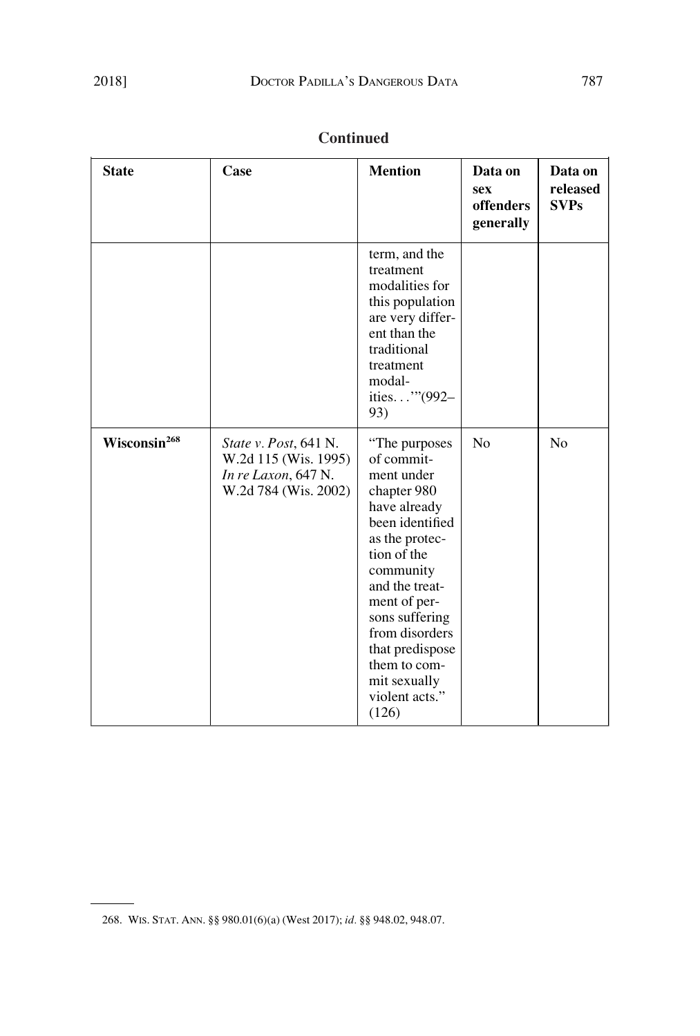**Continued**

| State | Case | Mention | Data on sex offenders generally | Data on released SVPs |
|---|---|---|---|---|
| | | term, and the treatment modalities for this population are very different than the traditional treatment modalities. . .'"(992–93) | | |
| **Wisconsin**[268] | *State v. Post*, 641 N.W.2d 115 (Wis. 1995) *In re Laxon*, 647 N.W.2d 784 (Wis. 2002) | "The purposes of commitment under chapter 980 have already been identified as the protection of the community and the treatment of persons suffering from disorders that predispose them to commit sexually violent acts." (126) | No | No |

268. WIS. STAT. ANN. §§ 980.01(6)(a) (West 2017); *id*. §§ 948.02, 948.07.